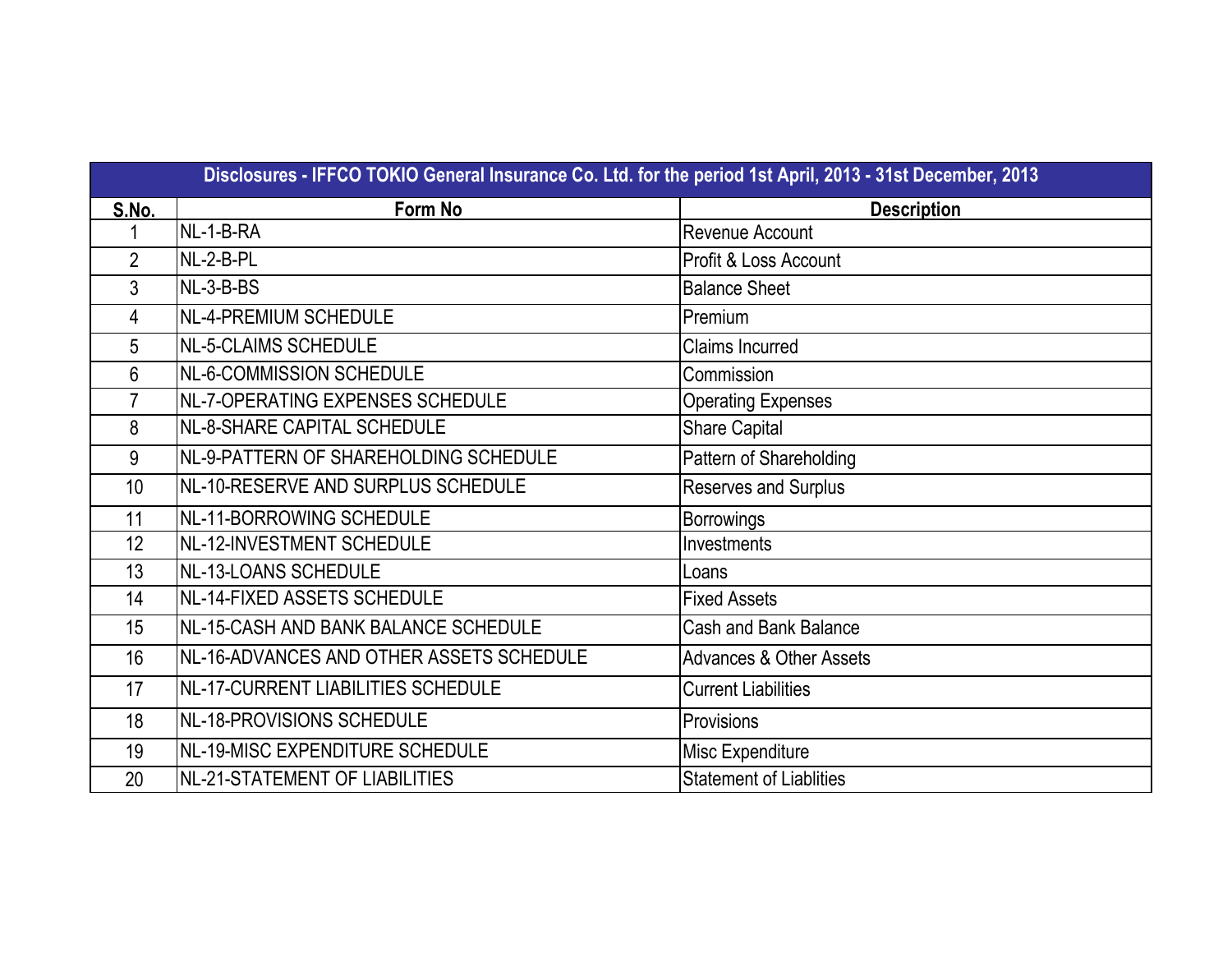| Disclosures - IFFCO TOKIO General Insurance Co. Ltd. for the period 1st April, 2013 - 31st December, 2013 | | |
|---|---|---|
| S.No. | Form No | Description |
| 1 | NL-1-B-RA | Revenue Account |
| 2 | NL-2-B-PL | Profit & Loss Account |
| 3 | NL-3-B-BS | Balance Sheet |
| 4 | NL-4-PREMIUM SCHEDULE | Premium |
| 5 | NL-5-CLAIMS SCHEDULE | Claims Incurred |
| 6 | NL-6-COMMISSION SCHEDULE | Commission |
| 7 | NL-7-OPERATING EXPENSES SCHEDULE | Operating Expenses |
| 8 | NL-8-SHARE CAPITAL SCHEDULE | Share Capital |
| 9 | NL-9-PATTERN OF SHAREHOLDING SCHEDULE | Pattern of Shareholding |
| 10 | NL-10-RESERVE AND SURPLUS SCHEDULE | Reserves and Surplus |
| 11 | NL-11-BORROWING SCHEDULE | Borrowings |
| 12 | NL-12-INVESTMENT SCHEDULE | Investments |
| 13 | NL-13-LOANS SCHEDULE | Loans |
| 14 | NL-14-FIXED ASSETS SCHEDULE | Fixed Assets |
| 15 | NL-15-CASH AND BANK BALANCE SCHEDULE | Cash and Bank Balance |
| 16 | NL-16-ADVANCES AND OTHER ASSETS SCHEDULE | Advances & Other Assets |
| 17 | NL-17-CURRENT LIABILITIES SCHEDULE | Current Liabilities |
| 18 | NL-18-PROVISIONS SCHEDULE | Provisions |
| 19 | NL-19-MISC EXPENDITURE SCHEDULE | Misc Expenditure |
| 20 | NL-21-STATEMENT OF LIABILITIES | Statement of Liablities |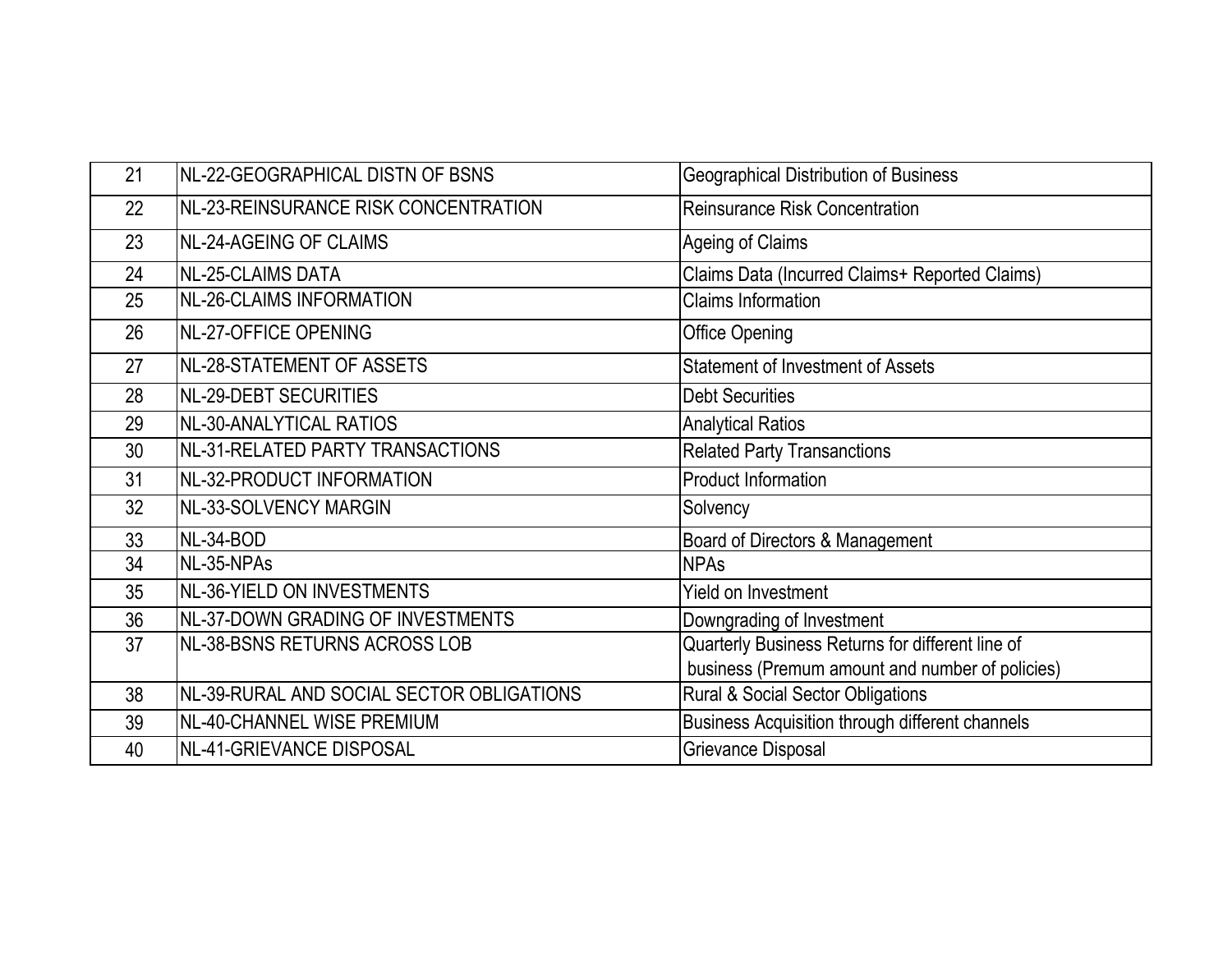| 21 | NL-22-GEOGRAPHICAL DISTN OF BSNS | Geographical Distribution of Business |
|---|---|---|
| 22 | NL-23-REINSURANCE RISK CONCENTRATION | Reinsurance Risk Concentration |
| 23 | NL-24-AGEING OF CLAIMS | Ageing of Claims |
| 24 | NL-25-CLAIMS DATA | Claims Data (Incurred Claims+ Reported Claims) |
| 25 | NL-26-CLAIMS INFORMATION | Claims Information |
| 26 | NL-27-OFFICE OPENING | Office Opening |
| 27 | NL-28-STATEMENT OF ASSETS | Statement of Investment of Assets |
| 28 | NL-29-DEBT SECURITIES | Debt Securities |
| 29 | NL-30-ANALYTICAL RATIOS | Analytical Ratios |
| 30 | NL-31-RELATED PARTY TRANSACTIONS | Related Party Transanctions |
| 31 | NL-32-PRODUCT INFORMATION | Product Information |
| 32 | NL-33-SOLVENCY MARGIN | Solvency |
| 33 | NL-34-BOD | Board of Directors & Management |
| 34 | NL-35-NPAs | NPAs |
| 35 | NL-36-YIELD ON INVESTMENTS | Yield on Investment |
| 36 | NL-37-DOWN GRADING OF INVESTMENTS | Downgrading of Investment |
| 37 | NL-38-BSNS RETURNS ACROSS LOB | Quarterly Business Returns for different line of business (Premum amount and number of policies) |
| 38 | NL-39-RURAL AND SOCIAL SECTOR OBLIGATIONS | Rural & Social Sector Obligations |
| 39 | NL-40-CHANNEL WISE PREMIUM | Business Acquisition through different channels |
| 40 | NL-41-GRIEVANCE DISPOSAL | Grievance Disposal |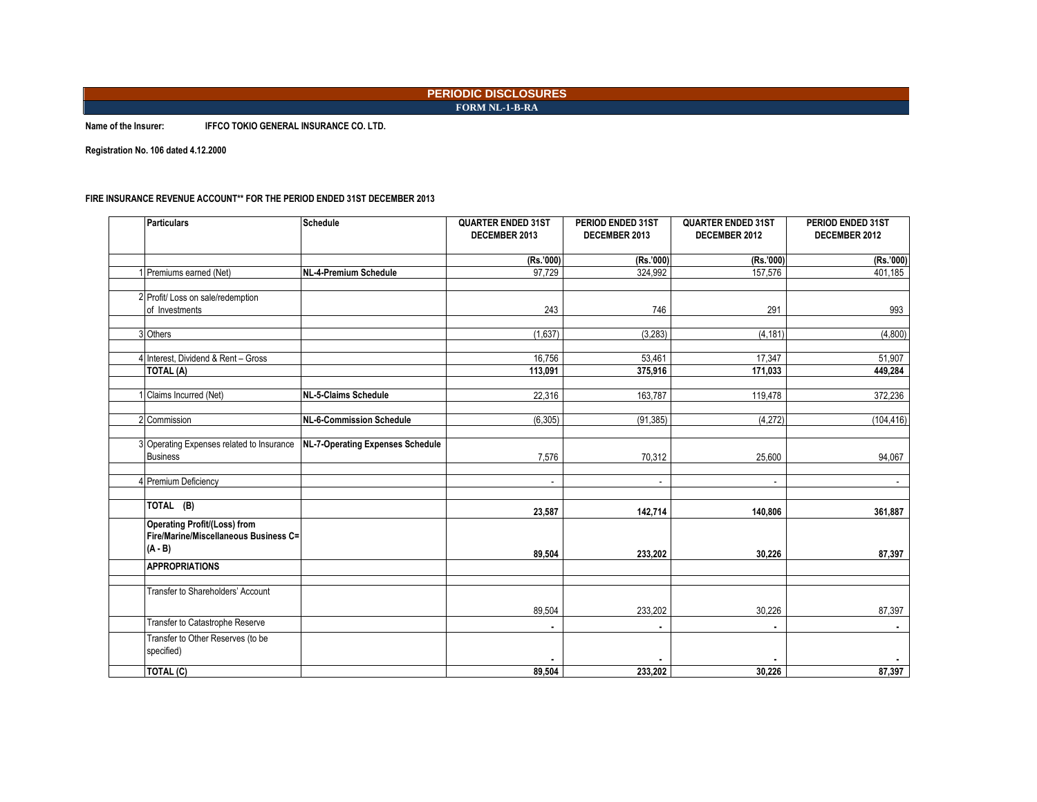# PERIODIC DISCLOSURES

## FORM NL-1-B-RA

**Name of the Insurer:** **IFFCO TOKIO GENERAL INSURANCE CO. LTD.**

**Registration No. 106 dated 4.12.2000**

**FIRE INSURANCE REVENUE ACCOUNT** FOR THE PERIOD ENDED 31ST DECEMBER 2013**

| | Particulars | Schedule | QUARTER ENDED 31ST DECEMBER 2013 | PERIOD ENDED 31ST DECEMBER 2013 | QUARTER ENDED 31ST DECEMBER 2012 | PERIOD ENDED 31ST DECEMBER 2012 |
|---|---|---|---|---|---|---|
| | | | (Rs.'000) | (Rs.'000) | (Rs.'000) | (Rs.'000) |
| 1 | Premiums earned (Net) | **NL-4-Premium Schedule** | 97,729 | 324,992 | 157,576 | 401,185 |
| 2 | Profit/ Loss on sale/redemption of Investments | | 243 | 746 | 291 | 993 |
| 3 | Others | | (1,637) | (3,283) | (4,181) | (4,800) |
| 4 | Interest, Dividend & Rent – Gross | | 16,756 | 53,461 | 17,347 | 51,907 |
| | **TOTAL (A)** | | **113,091** | **375,916** | **171,033** | **449,284** |
| 1 | Claims Incurred (Net) | **NL-5-Claims Schedule** | 22,316 | 163,787 | 119,478 | 372,236 |
| 2 | Commission | **NL-6-Commission Schedule** | (6,305) | (91,385) | (4,272) | (104,416) |
| 3 | Operating Expenses related to Insurance Business | **NL-7-Operating Expenses Schedule** | 7,576 | 70,312 | 25,600 | 94,067 |
| 4 | Premium Deficiency | | - | - | - | - |
| | **TOTAL (B)** | | **23,587** | **142,714** | **140,806** | **361,887** |
| | **Operating Profit/(Loss) from Fire/Marine/Miscellaneous Business C= (A - B)** | | **89,504** | **233,202** | **30,226** | **87,397** |
| | **APPROPRIATIONS** | | | | | |
| | Transfer to Shareholders' Account | | 89,504 | 233,202 | 30,226 | 87,397 |
| | Transfer to Catastrophe Reserve | | - | - | - | - |
| | Transfer to Other Reserves (to be specified) | | - | - | - | - |
| | **TOTAL (C)** | | **89,504** | **233,202** | **30,226** | **87,397** |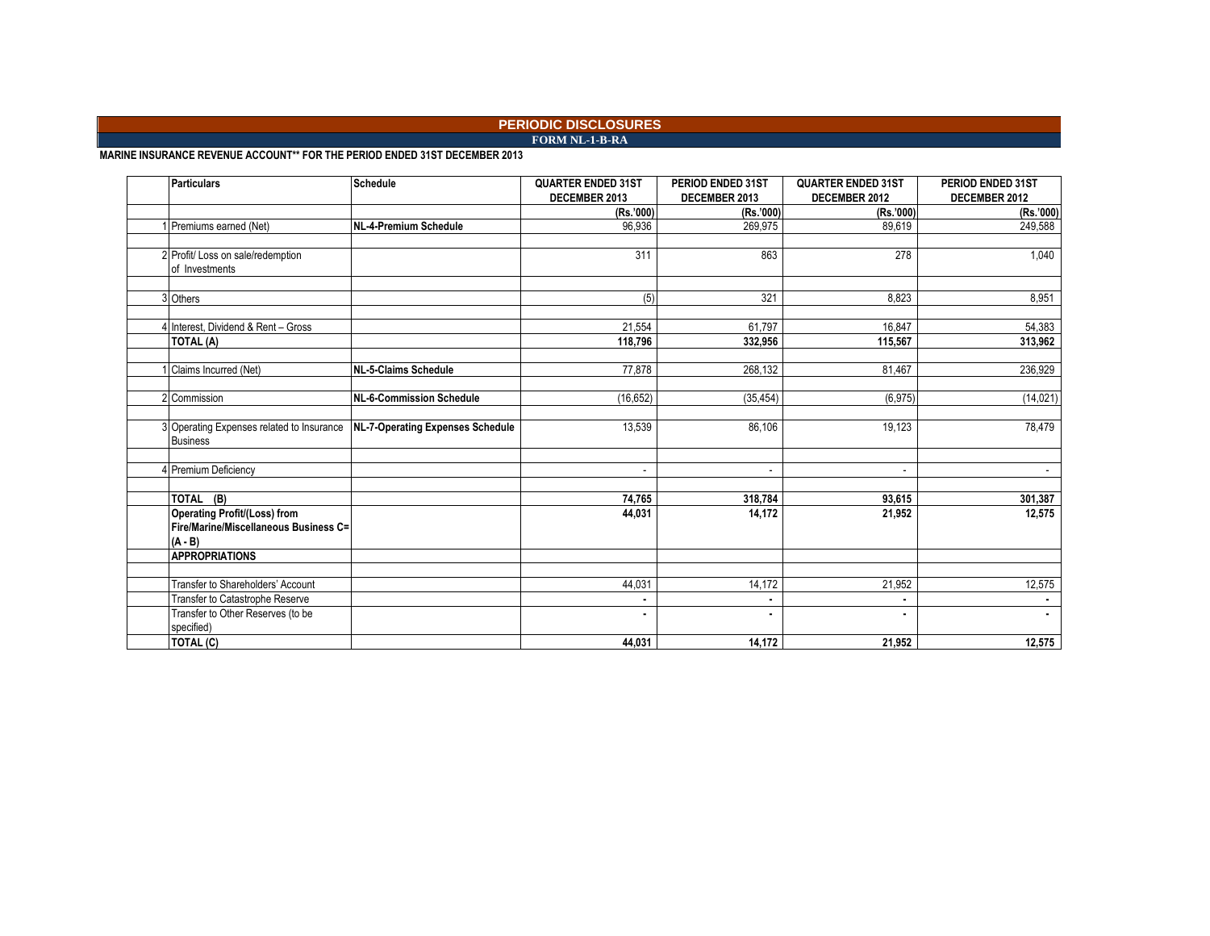# PERIODIC DISCLOSURES

## FORM NL-1-B-RA

**MARINE INSURANCE REVENUE ACCOUNT** FOR THE PERIOD ENDED 31ST DECEMBER 2013**

| | Particulars | Schedule | QUARTER ENDED 31ST DECEMBER 2013 | PERIOD ENDED 31ST DECEMBER 2013 | QUARTER ENDED 31ST DECEMBER 2012 | PERIOD ENDED 31ST DECEMBER 2012 |
|---|---|---|---|---|---|---|
| | | | (Rs.'000) | (Rs.'000) | (Rs.'000) | (Rs.'000) |
| 1 | Premiums earned (Net) | NL-4-Premium Schedule | 96,936 | 269,975 | 89,619 | 249,588 |
| 2 | Profit/ Loss on sale/redemption of Investments | | 311 | 863 | 278 | 1,040 |
| 3 | Others | | (5) | 321 | 8,823 | 8,951 |
| 4 | Interest, Dividend & Rent – Gross | | 21,554 | 61,797 | 16,847 | 54,383 |
| | **TOTAL (A)** | | **118,796** | **332,956** | **115,567** | **313,962** |
| 1 | Claims Incurred (Net) | NL-5-Claims Schedule | 77,878 | 268,132 | 81,467 | 236,929 |
| 2 | Commission | NL-6-Commission Schedule | (16,652) | (35,454) | (6,975) | (14,021) |
| 3 | Operating Expenses related to Insurance Business | NL-7-Operating Expenses Schedule | 13,539 | 86,106 | 19,123 | 78,479 |
| 4 | Premium Deficiency | | - | - | - | - |
| | **TOTAL (B)** | | **74,765** | **318,784** | **93,615** | **301,387** |
| | **Operating Profit/(Loss) from Fire/Marine/Miscellaneous Business C= (A - B)** | | **44,031** | **14,172** | **21,952** | **12,575** |
| | **APPROPRIATIONS** | | | | | |
| | Transfer to Shareholders' Account | | 44,031 | 14,172 | 21,952 | 12,575 |
| | Transfer to Catastrophe Reserve | | - | - | - | - |
| | Transfer to Other Reserves (to be specified) | | - | - | - | - |
| | **TOTAL (C)** | | **44,031** | **14,172** | **21,952** | **12,575** |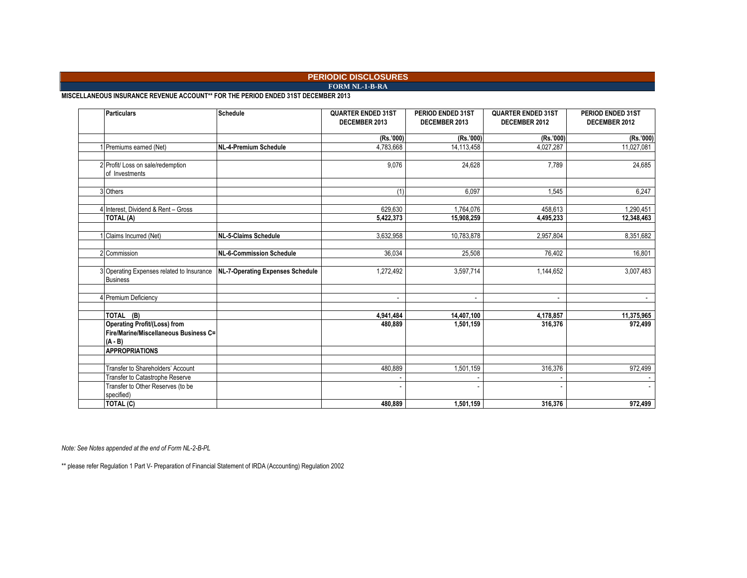# PERIODIC DISCLOSURES

## FORM NL-1-B-RA

**MISCELLANEOUS INSURANCE REVENUE ACCOUNT** FOR THE PERIOD ENDED 31ST DECEMBER 2013**

| | Particulars | Schedule | QUARTER ENDED 31ST DECEMBER 2013 | PERIOD ENDED 31ST DECEMBER 2013 | QUARTER ENDED 31ST DECEMBER 2012 | PERIOD ENDED 31ST DECEMBER 2012 |
|---|---|---|---|---|---|---|
| | | | (Rs.'000) | (Rs.'000) | (Rs.'000) | (Rs.'000) |
| 1 | Premiums earned (Net) | NL-4-Premium Schedule | 4,783,668 | 14,113,458 | 4,027,287 | 11,027,081 |
| 2 | Profit/ Loss on sale/redemption of Investments | | 9,076 | 24,628 | 7,789 | 24,685 |
| 3 | Others | | (1) | 6,097 | 1,545 | 6,247 |
| 4 | Interest, Dividend & Rent – Gross | | 629,630 | 1,764,076 | 458,613 | 1,290,451 |
| | **TOTAL (A)** | | **5,422,373** | **15,908,259** | **4,495,233** | **12,348,463** |
| 1 | Claims Incurred (Net) | NL-5-Claims Schedule | 3,632,958 | 10,783,878 | 2,957,804 | 8,351,682 |
| 2 | Commission | NL-6-Commission Schedule | 36,034 | 25,508 | 76,402 | 16,801 |
| 3 | Operating Expenses related to Insurance Business | NL-7-Operating Expenses Schedule | 1,272,492 | 3,597,714 | 1,144,652 | 3,007,483 |
| 4 | Premium Deficiency | | - | - | - | - |
| | **TOTAL (B)** | | **4,941,484** | **14,407,100** | **4,178,857** | **11,375,965** |
| | **Operating Profit/(Loss) from Fire/Marine/Miscellaneous Business C= (A - B)** | | **480,889** | **1,501,159** | **316,376** | **972,499** |
| | **APPROPRIATIONS** | | | | | |
| | Transfer to Shareholders' Account | | 480,889 | 1,501,159 | 316,376 | 972,499 |
| | Transfer to Catastrophe Reserve | | - | - | - | - |
| | Transfer to Other Reserves (to be specified) | | - | - | - | - |
| | **TOTAL (C)** | | **480,889** | **1,501,159** | **316,376** | **972,499** |

*Note: See Notes appended at the end of Form NL-2-B-PL*

** please refer Regulation 1 Part V- Preparation of Financial Statement of IRDA (Accounting) Regulation 2002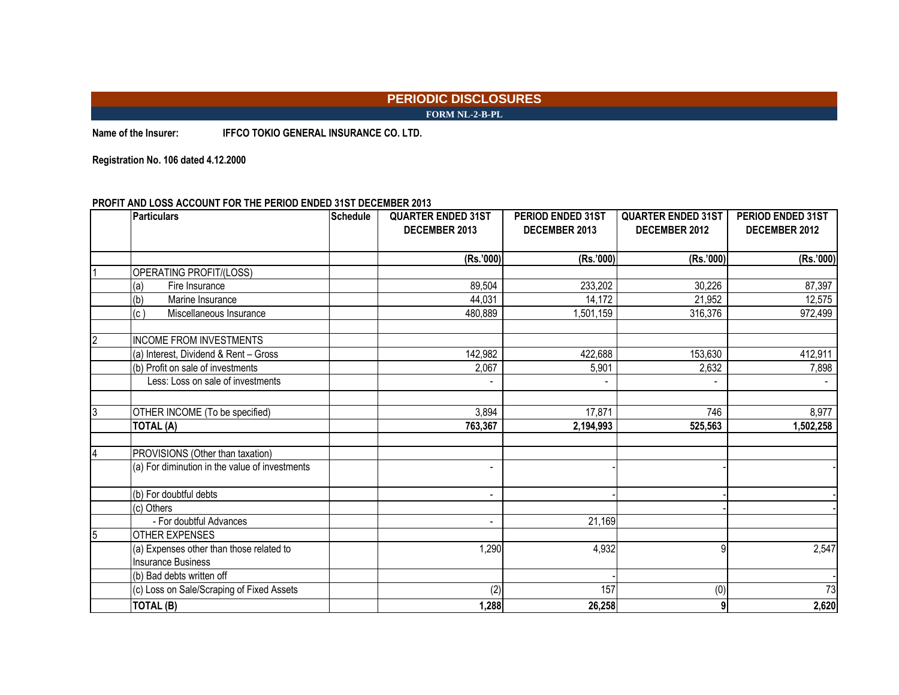# PERIODIC DISCLOSURES

**FORM NL-2-B-PL**

**Name of the Insurer:** IFFCO TOKIO GENERAL INSURANCE CO. LTD.

**Registration No. 106 dated 4.12.2000**

**PROFIT AND LOSS ACCOUNT FOR THE PERIOD ENDED 31ST DECEMBER 2013**

| | Particulars | Schedule | QUARTER ENDED 31ST DECEMBER 2013 | PERIOD ENDED 31ST DECEMBER 2013 | QUARTER ENDED 31ST DECEMBER 2012 | PERIOD ENDED 31ST DECEMBER 2012 |
|---|---|---|---|---|---|---|
| | | | (Rs.'000) | (Rs.'000) | (Rs.'000) | (Rs.'000) |
| 1 | OPERATING PROFIT/(LOSS) | | | | | |
| | (a) Fire Insurance | | 89,504 | 233,202 | 30,226 | 87,397 |
| | (b) Marine Insurance | | 44,031 | 14,172 | 21,952 | 12,575 |
| | (c ) Miscellaneous Insurance | | 480,889 | 1,501,159 | 316,376 | 972,499 |
| | | | | | | |
| 2 | INCOME FROM INVESTMENTS | | | | | |
| | (a) Interest, Dividend & Rent – Gross | | 142,982 | 422,688 | 153,630 | 412,911 |
| | (b) Profit on sale of investments | | 2,067 | 5,901 | 2,632 | 7,898 |
| | Less: Loss on sale of investments | | - | - | - | - |
| | | | | | | |
| 3 | OTHER INCOME (To be specified) | | 3,894 | 17,871 | 746 | 8,977 |
| | **TOTAL (A)** | | **763,367** | **2,194,993** | **525,563** | **1,502,258** |
| | | | | | | |
| 4 | PROVISIONS (Other than taxation) | | | | | |
| | (a) For diminution in the value of investments | | - | - | - | - |
| | (b) For doubtful debts | | - | - | - | - |
| | (c) Others | | | | - | - |
| | - For doubtful Advances | | - | 21,169 | | |
| 5 | OTHER EXPENSES | | | | | |
| | (a) Expenses other than those related to Insurance Business | | 1,290 | 4,932 | 9 | 2,547 |
| | (b) Bad debts written off | | | - | | - |
| | (c) Loss on Sale/Scraping of Fixed Assets | | (2) | 157 | (0) | 73 |
| | **TOTAL (B)** | | **1,288** | **26,258** | **9** | **2,620** |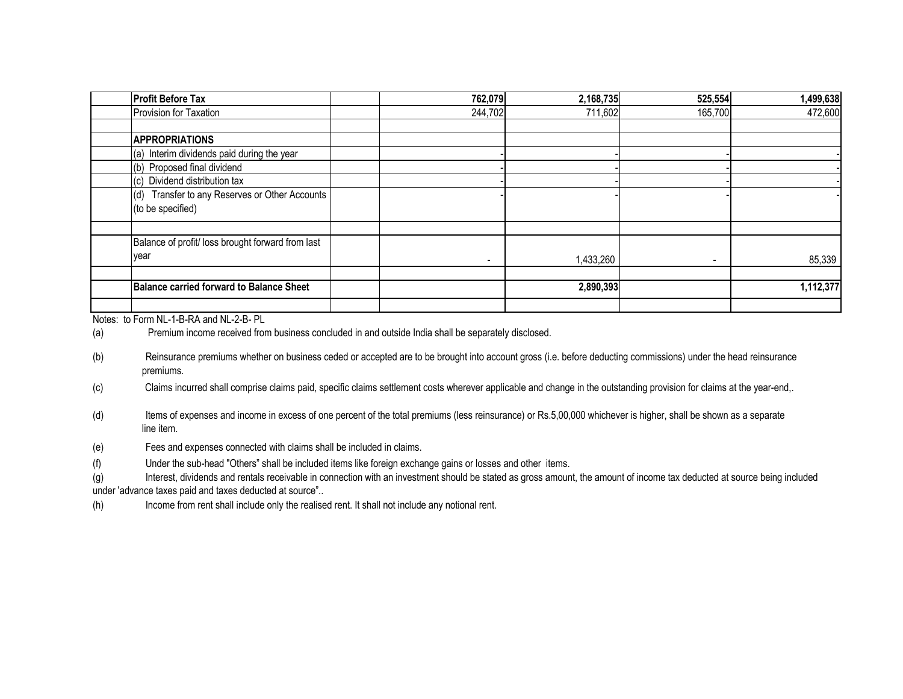| | | | | | | |
|---|---|---|---|---|---|---|
| | **Profit Before Tax** | | **762,079** | **2,168,735** | **525,554** | **1,499,638** |
| | Provision for Taxation | | 244,702 | 711,602 | 165,700 | 472,600 |
| | | | | | | |
| | **APPROPRIATIONS** | | | | | |
| | (a) Interim dividends paid during the year | | - | - | - | - |
| | (b) Proposed final dividend | | - | - | - | - |
| | (c) Dividend distribution tax | | - | - | - | - |
| | (d) Transfer to any Reserves or Other Accounts (to be specified) | | - | - | - | - |
| | | | | | | |
| | Balance of profit/ loss brought forward from last year | | - | 1,433,260 | - | 85,339 |
| | | | | | | |
| | **Balance carried forward to Balance Sheet** | | | **2,890,393** | | **1,112,377** |
| | | | | | | |

Notes: to Form NL-1-B-RA and NL-2-B- PL

(a) Premium income received from business concluded in and outside India shall be separately disclosed.

(b) Reinsurance premiums whether on business ceded or accepted are to be brought into account gross (i.e. before deducting commissions) under the head reinsurance premiums.

(c) Claims incurred shall comprise claims paid, specific claims settlement costs wherever applicable and change in the outstanding provision for claims at the year-end,.

(d) Items of expenses and income in excess of one percent of the total premiums (less reinsurance) or Rs.5,00,000 whichever is higher, shall be shown as a separate line item.

(e) Fees and expenses connected with claims shall be included in claims.

(f) Under the sub-head "Others" shall be included items like foreign exchange gains or losses and other items.

(g) Interest, dividends and rentals receivable in connection with an investment should be stated as gross amount, the amount of income tax deducted at source being included under 'advance taxes paid and taxes deducted at source"..

(h) Income from rent shall include only the realised rent. It shall not include any notional rent.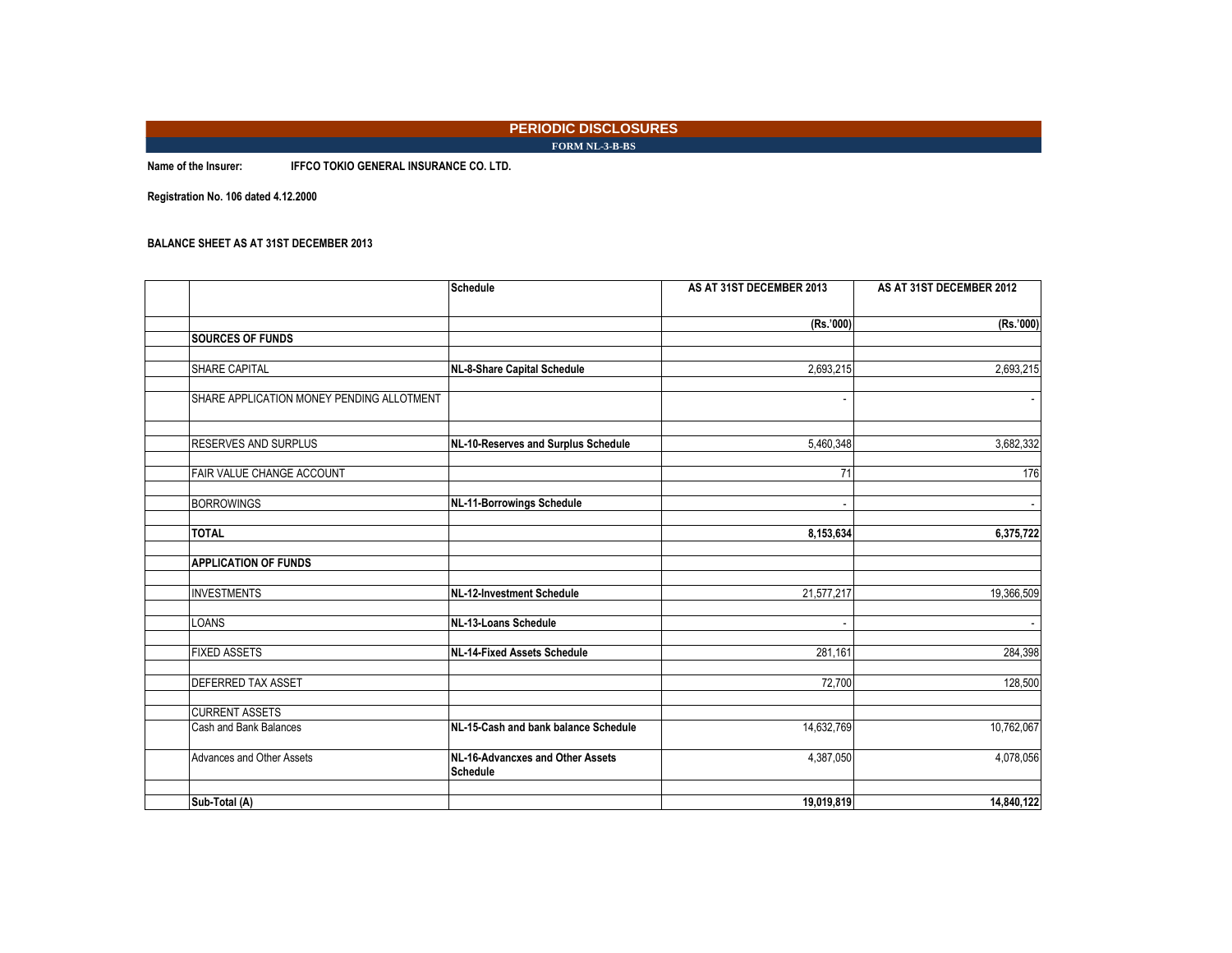## PERIODIC DISCLOSURES

**FORM NL-3-B-BS**

**Name of the Insurer:** **IFFCO TOKIO GENERAL INSURANCE CO. LTD.**

**Registration No. 106 dated 4.12.2000**

**BALANCE SHEET AS AT 31ST DECEMBER 2013**

| | Schedule | AS AT 31ST DECEMBER 2013 | AS AT 31ST DECEMBER 2012 |
|---|---|---|---|
| | | (Rs.'000) | (Rs.'000) |
| **SOURCES OF FUNDS** | | | |
| SHARE CAPITAL | **NL-8-Share Capital Schedule** | 2,693,215 | 2,693,215 |
| SHARE APPLICATION MONEY PENDING ALLOTMENT | | - | - |
| RESERVES AND SURPLUS | **NL-10-Reserves and Surplus Schedule** | 5,460,348 | 3,682,332 |
| FAIR VALUE CHANGE ACCOUNT | | 71 | 176 |
| BORROWINGS | **NL-11-Borrowings Schedule** | - | - |
| **TOTAL** | | **8,153,634** | **6,375,722** |
| **APPLICATION OF FUNDS** | | | |
| INVESTMENTS | **NL-12-Investment Schedule** | 21,577,217 | 19,366,509 |
| LOANS | **NL-13-Loans Schedule** | - | - |
| FIXED ASSETS | **NL-14-Fixed Assets Schedule** | 281,161 | 284,398 |
| DEFERRED TAX ASSET | | 72,700 | 128,500 |
| CURRENT ASSETS | | | |
| Cash and Bank Balances | **NL-15-Cash and bank balance Schedule** | 14,632,769 | 10,762,067 |
| Advances and Other Assets | **NL-16-Advancxes and Other Assets Schedule** | 4,387,050 | 4,078,056 |
| **Sub-Total (A)** | | **19,019,819** | **14,840,122** |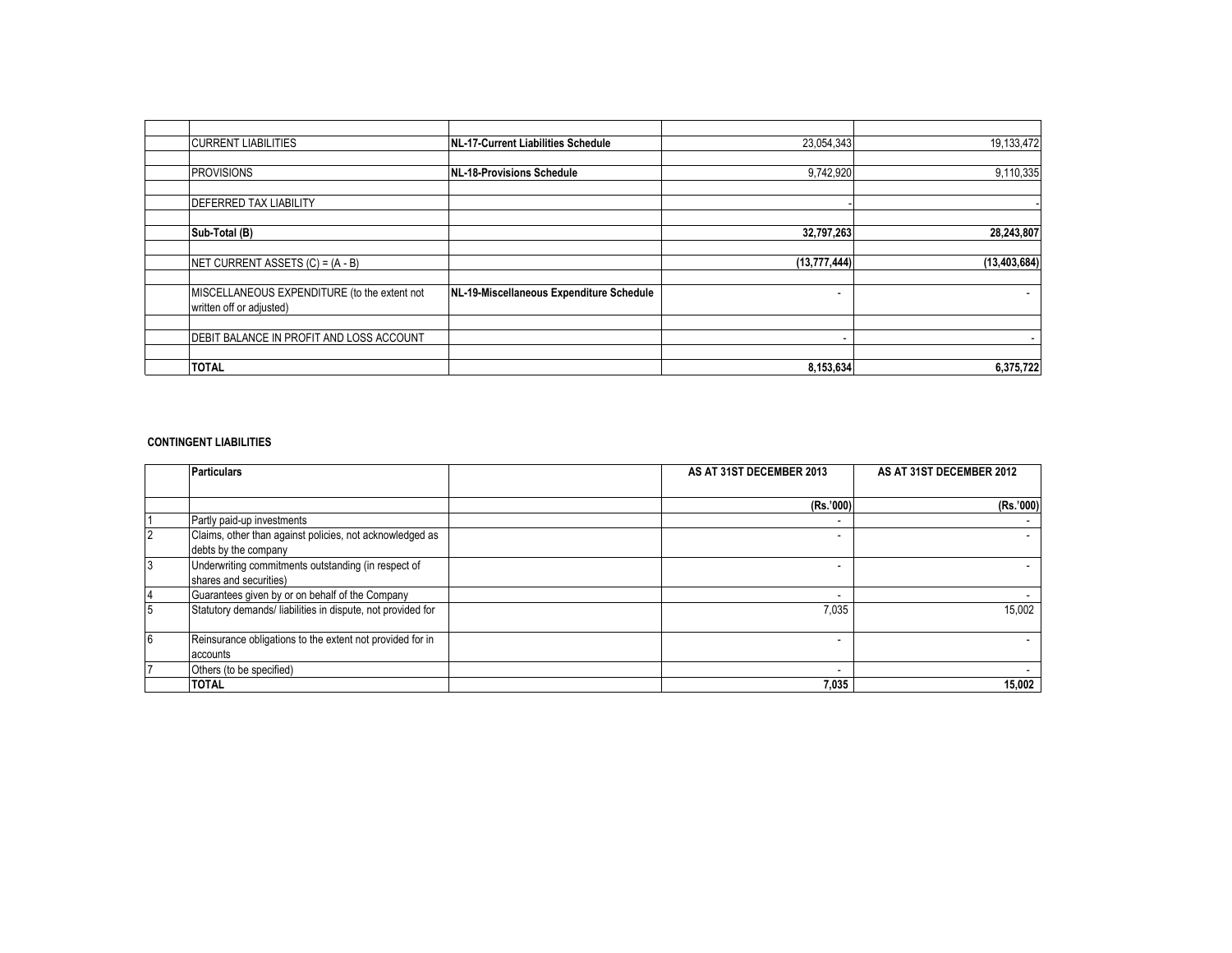| | | | | |
|---|---|---|---|---|
| | CURRENT LIABILITIES | NL-17-Current Liabilities Schedule | 23,054,343 | 19,133,472 |
| | PROVISIONS | NL-18-Provisions Schedule | 9,742,920 | 9,110,335 |
| | DEFERRED TAX LIABILITY | | - | - |
| | **Sub-Total (B)** | | **32,797,263** | **28,243,807** |
| | NET CURRENT ASSETS (C) = (A - B) | | **(13,777,444)** | **(13,403,684)** |
| | MISCELLANEOUS EXPENDITURE (to the extent not written off or adjusted) | NL-19-Miscellaneous Expenditure Schedule | - | - |
| | DEBIT BALANCE IN PROFIT AND LOSS ACCOUNT | | - | - |
| | **TOTAL** | | **8,153,634** | **6,375,722** |

**CONTINGENT LIABILITIES**

| | **Particulars** | | **AS AT 31ST DECEMBER 2013** | **AS AT 31ST DECEMBER 2012** |
|---|---|---|---|---|
| | | | **(Rs.'000)** | **(Rs.'000)** |
| 1 | Partly paid-up investments | | - | - |
| 2 | Claims, other than against policies, not acknowledged as debts by the company | | - | - |
| 3 | Underwriting commitments outstanding (in respect of shares and securities) | | - | - |
| 4 | Guarantees given by or on behalf of the Company | | - | - |
| 5 | Statutory demands/ liabilities in dispute, not provided for | | 7,035 | 15,002 |
| 6 | Reinsurance obligations to the extent not provided for in accounts | | - | - |
| 7 | Others (to be specified) | | - | - |
| | **TOTAL** | | **7,035** | **15,002** |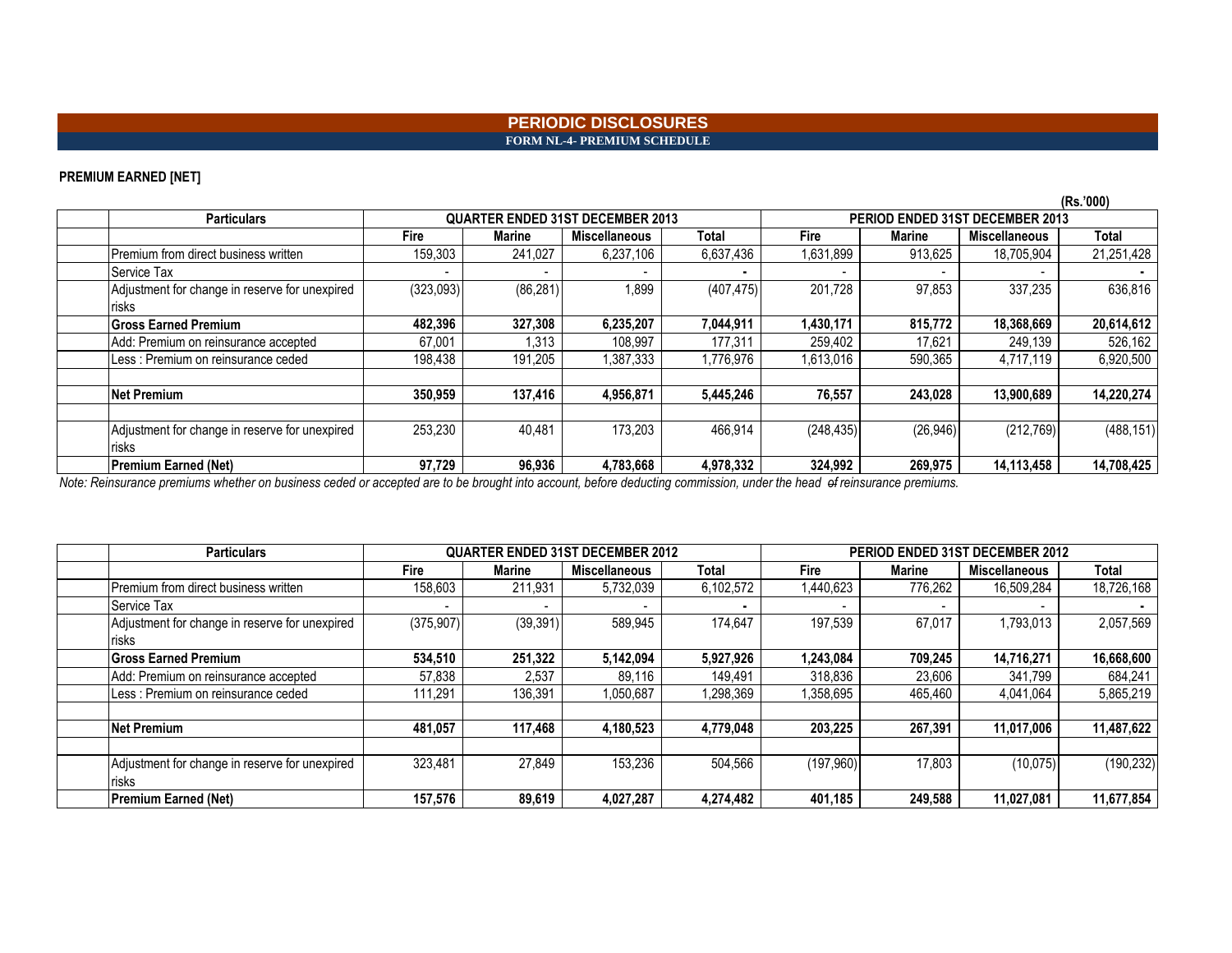# PERIODIC DISCLOSURES

## FORM NL-4- PREMIUM SCHEDULE

**PREMIUM EARNED [NET]**

(Rs.'000)

| Particulars | QUARTER ENDED 31ST DECEMBER 2013 | | | | PERIOD ENDED 31ST DECEMBER 2013 | | | |
|---|---|---|---|---|---|---|---|---|
| | Fire | Marine | Miscellaneous | Total | Fire | Marine | Miscellaneous | Total |
| Premium from direct business written | 159,303 | 241,027 | 6,237,106 | 6,637,436 | 1,631,899 | 913,625 | 18,705,904 | 21,251,428 |
| Service Tax | - | - | - | - | - | - | - | - |
| Adjustment for change in reserve for unexpired risks | (323,093) | (86,281) | 1,899 | (407,475) | 201,728 | 97,853 | 337,235 | 636,816 |
| **Gross Earned Premium** | **482,396** | **327,308** | **6,235,207** | **7,044,911** | **1,430,171** | **815,772** | **18,368,669** | **20,614,612** |
| Add: Premium on reinsurance accepted | 67,001 | 1,313 | 108,997 | 177,311 | 259,402 | 17,621 | 249,139 | 526,162 |
| Less : Premium on reinsurance ceded | 198,438 | 191,205 | 1,387,333 | 1,776,976 | 1,613,016 | 590,365 | 4,717,119 | 6,920,500 |
| | | | | | | | | |
| **Net Premium** | **350,959** | **137,416** | **4,956,871** | **5,445,246** | **76,557** | **243,028** | **13,900,689** | **14,220,274** |
| | | | | | | | | |
| Adjustment for change in reserve for unexpired risks | 253,230 | 40,481 | 173,203 | 466,914 | (248,435) | (26,946) | (212,769) | (488,151) |
| **Premium Earned (Net)** | **97,729** | **96,936** | **4,783,668** | **4,978,332** | **324,992** | **269,975** | **14,113,458** | **14,708,425** |

*Note: Reinsurance premiums whether on business ceded or accepted are to be brought into account, before deducting commission, under the head of reinsurance premiums.*

| Particulars | QUARTER ENDED 31ST DECEMBER 2012 | | | | PERIOD ENDED 31ST DECEMBER 2012 | | | |
|---|---|---|---|---|---|---|---|---|
| | Fire | Marine | Miscellaneous | Total | Fire | Marine | Miscellaneous | Total |
| Premium from direct business written | 158,603 | 211,931 | 5,732,039 | 6,102,572 | 1,440,623 | 776,262 | 16,509,284 | 18,726,168 |
| Service Tax | - | - | - | - | - | - | - | - |
| Adjustment for change in reserve for unexpired risks | (375,907) | (39,391) | 589,945 | 174,647 | 197,539 | 67,017 | 1,793,013 | 2,057,569 |
| **Gross Earned Premium** | **534,510** | **251,322** | **5,142,094** | **5,927,926** | **1,243,084** | **709,245** | **14,716,271** | **16,668,600** |
| Add: Premium on reinsurance accepted | 57,838 | 2,537 | 89,116 | 149,491 | 318,836 | 23,606 | 341,799 | 684,241 |
| Less : Premium on reinsurance ceded | 111,291 | 136,391 | 1,050,687 | 1,298,369 | 1,358,695 | 465,460 | 4,041,064 | 5,865,219 |
| | | | | | | | | |
| **Net Premium** | **481,057** | **117,468** | **4,180,523** | **4,779,048** | **203,225** | **267,391** | **11,017,006** | **11,487,622** |
| | | | | | | | | |
| Adjustment for change in reserve for unexpired risks | 323,481 | 27,849 | 153,236 | 504,566 | (197,960) | 17,803 | (10,075) | (190,232) |
| **Premium Earned (Net)** | **157,576** | **89,619** | **4,027,287** | **4,274,482** | **401,185** | **249,588** | **11,027,081** | **11,677,854** |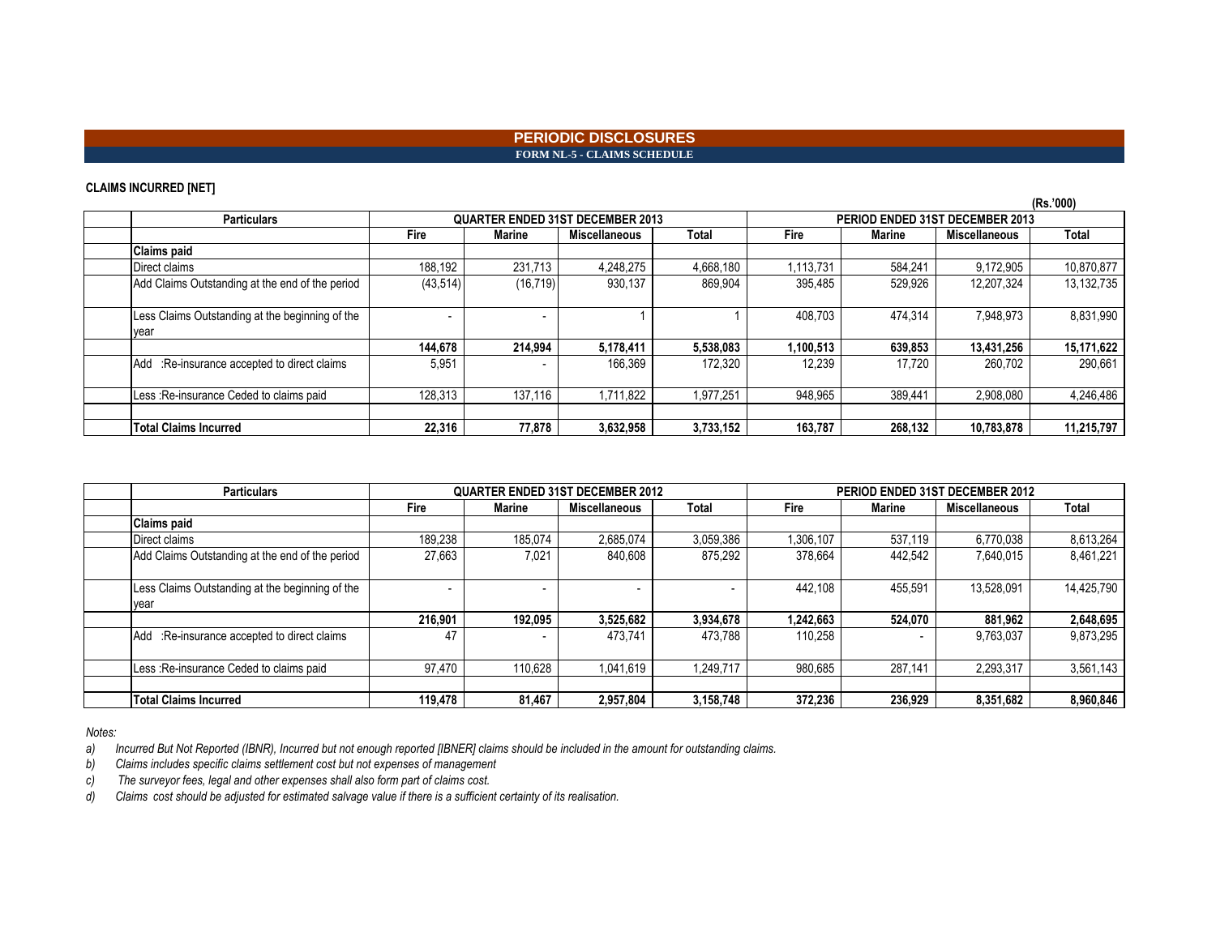# PERIODIC DISCLOSURES

## FORM NL-5 - CLAIMS SCHEDULE

**CLAIMS INCURRED [NET]**

(Rs.'000)

| Particulars | QUARTER ENDED 31ST DECEMBER 2013 | | | | PERIOD ENDED 31ST DECEMBER 2013 | | | |
|---|---|---|---|---|---|---|---|---|
| | Fire | Marine | Miscellaneous | Total | Fire | Marine | Miscellaneous | Total |
| **Claims paid** | | | | | | | | |
| Direct claims | 188,192 | 231,713 | 4,248,275 | 4,668,180 | 1,113,731 | 584,241 | 9,172,905 | 10,870,877 |
| Add Claims Outstanding at the end of the period | (43,514) | (16,719) | 930,137 | 869,904 | 395,485 | 529,926 | 12,207,324 | 13,132,735 |
| Less Claims Outstanding at the beginning of the year | - | - | 1 | 1 | 408,703 | 474,314 | 7,948,973 | 8,831,990 |
| | **144,678** | **214,994** | **5,178,411** | **5,538,083** | **1,100,513** | **639,853** | **13,431,256** | **15,171,622** |
| Add :Re-insurance accepted to direct claims | 5,951 | - | 166,369 | 172,320 | 12,239 | 17,720 | 260,702 | 290,661 |
| Less :Re-insurance Ceded to claims paid | 128,313 | 137,116 | 1,711,822 | 1,977,251 | 948,965 | 389,441 | 2,908,080 | 4,246,486 |
| | | | | | | | | |
| **Total Claims Incurred** | **22,316** | **77,878** | **3,632,958** | **3,733,152** | **163,787** | **268,132** | **10,783,878** | **11,215,797** |

| Particulars | QUARTER ENDED 31ST DECEMBER 2012 | | | | PERIOD ENDED 31ST DECEMBER 2012 | | | |
|---|---|---|---|---|---|---|---|---|
| | Fire | Marine | Miscellaneous | Total | Fire | Marine | Miscellaneous | Total |
| **Claims paid** | | | | | | | | |
| Direct claims | 189,238 | 185,074 | 2,685,074 | 3,059,386 | 1,306,107 | 537,119 | 6,770,038 | 8,613,264 |
| Add Claims Outstanding at the end of the period | 27,663 | 7,021 | 840,608 | 875,292 | 378,664 | 442,542 | 7,640,015 | 8,461,221 |
| Less Claims Outstanding at the beginning of the year | - | - | - | - | 442,108 | 455,591 | 13,528,091 | 14,425,790 |
| | **216,901** | **192,095** | **3,525,682** | **3,934,678** | **1,242,663** | **524,070** | **881,962** | **2,648,695** |
| Add :Re-insurance accepted to direct claims | 47 | - | 473,741 | 473,788 | 110,258 | - | 9,763,037 | 9,873,295 |
| Less :Re-insurance Ceded to claims paid | 97,470 | 110,628 | 1,041,619 | 1,249,717 | 980,685 | 287,141 | 2,293,317 | 3,561,143 |
| | | | | | | | | |
| **Total Claims Incurred** | **119,478** | **81,467** | **2,957,804** | **3,158,748** | **372,236** | **236,929** | **8,351,682** | **8,960,846** |

*Notes:*

*a) Incurred But Not Reported (IBNR), Incurred but not enough reported [IBNER] claims should be included in the amount for outstanding claims.*

*b) Claims includes specific claims settlement cost but not expenses of management*

*c) The surveyor fees, legal and other expenses shall also form part of claims cost.*

*d) Claims cost should be adjusted for estimated salvage value if there is a sufficient certainty of its realisation.*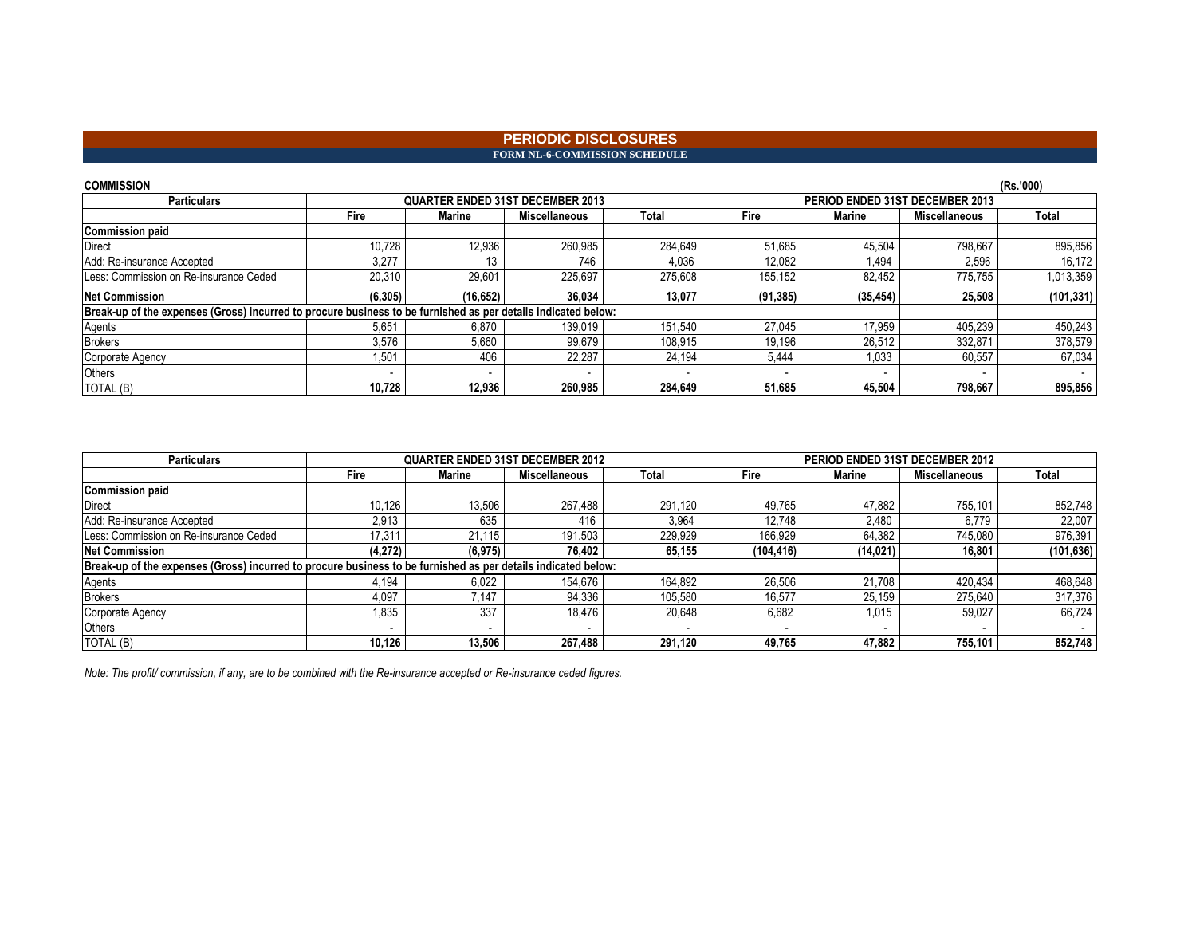# PERIODIC DISCLOSURES

## FORM NL-6-COMMISSION SCHEDULE

**COMMISSION** (Rs.'000)

| Particulars | QUARTER ENDED 31ST DECEMBER 2013 | | | | PERIOD ENDED 31ST DECEMBER 2013 | | | |
|---|---|---|---|---|---|---|---|---|
| | Fire | Marine | Miscellaneous | Total | Fire | Marine | Miscellaneous | Total |
| **Commission paid** | | | | | | | | |
| Direct | 10,728 | 12,936 | 260,985 | 284,649 | 51,685 | 45,504 | 798,667 | 895,856 |
| Add: Re-insurance Accepted | 3,277 | 13 | 746 | 4,036 | 12,082 | 1,494 | 2,596 | 16,172 |
| Less: Commission on Re-insurance Ceded | 20,310 | 29,601 | 225,697 | 275,608 | 155,152 | 82,452 | 775,755 | 1,013,359 |
| **Net Commission** | **(6,305)** | **(16,652)** | **36,034** | **13,077** | **(91,385)** | **(35,454)** | **25,508** | **(101,331)** |
| **Break-up of the expenses (Gross) incurred to procure business to be furnished as per details indicated below:** | | | | | | | | |
| Agents | 5,651 | 6,870 | 139,019 | 151,540 | 27,045 | 17,959 | 405,239 | 450,243 |
| Brokers | 3,576 | 5,660 | 99,679 | 108,915 | 19,196 | 26,512 | 332,871 | 378,579 |
| Corporate Agency | 1,501 | 406 | 22,287 | 24,194 | 5,444 | 1,033 | 60,557 | 67,034 |
| Others | - | - | - | - | - | - | - | - |
| TOTAL (B) | **10,728** | **12,936** | **260,985** | **284,649** | **51,685** | **45,504** | **798,667** | **895,856** |

| Particulars | QUARTER ENDED 31ST DECEMBER 2012 | | | | PERIOD ENDED 31ST DECEMBER 2012 | | | |
|---|---|---|---|---|---|---|---|---|
| | Fire | Marine | Miscellaneous | Total | Fire | Marine | Miscellaneous | Total |
| **Commission paid** | | | | | | | | |
| Direct | 10,126 | 13,506 | 267,488 | 291,120 | 49,765 | 47,882 | 755,101 | 852,748 |
| Add: Re-insurance Accepted | 2,913 | 635 | 416 | 3,964 | 12,748 | 2,480 | 6,779 | 22,007 |
| Less: Commission on Re-insurance Ceded | 17,311 | 21,115 | 191,503 | 229,929 | 166,929 | 64,382 | 745,080 | 976,391 |
| **Net Commission** | **(4,272)** | **(6,975)** | **76,402** | **65,155** | **(104,416)** | **(14,021)** | **16,801** | **(101,636)** |
| **Break-up of the expenses (Gross) incurred to procure business to be furnished as per details indicated below:** | | | | | | | | |
| Agents | 4,194 | 6,022 | 154,676 | 164,892 | 26,506 | 21,708 | 420,434 | 468,648 |
| Brokers | 4,097 | 7,147 | 94,336 | 105,580 | 16,577 | 25,159 | 275,640 | 317,376 |
| Corporate Agency | 1,835 | 337 | 18,476 | 20,648 | 6,682 | 1,015 | 59,027 | 66,724 |
| Others | - | - | - | - | - | - | - | - |
| TOTAL (B) | **10,126** | **13,506** | **267,488** | **291,120** | **49,765** | **47,882** | **755,101** | **852,748** |

*Note: The profit/ commission, if any, are to be combined with the Re-insurance accepted or Re-insurance ceded figures.*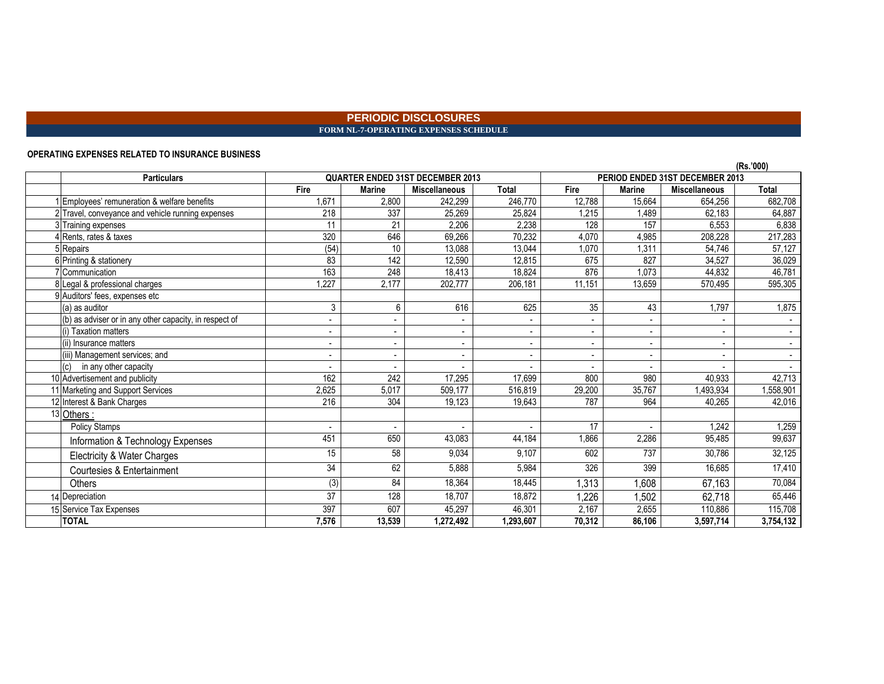# PERIODIC DISCLOSURES

## FORM NL-7-OPERATING EXPENSES SCHEDULE

**OPERATING EXPENSES RELATED TO INSURANCE BUSINESS**

**(Rs.'000)**

| | Particulars | QUARTER ENDED 31ST DECEMBER 2013 | | | | PERIOD ENDED 31ST DECEMBER 2013 | | | |
|---|---|---|---|---|---|---|---|---|---|
| | | Fire | Marine | Miscellaneous | Total | Fire | Marine | Miscellaneous | Total |
| 1 | Employees' remuneration & welfare benefits | 1,671 | 2,800 | 242,299 | 246,770 | 12,788 | 15,664 | 654,256 | 682,708 |
| 2 | Travel, conveyance and vehicle running expenses | 218 | 337 | 25,269 | 25,824 | 1,215 | 1,489 | 62,183 | 64,887 |
| 3 | Training expenses | 11 | 21 | 2,206 | 2,238 | 128 | 157 | 6,553 | 6,838 |
| 4 | Rents, rates & taxes | 320 | 646 | 69,266 | 70,232 | 4,070 | 4,985 | 208,228 | 217,283 |
| 5 | Repairs | (54) | 10 | 13,088 | 13,044 | 1,070 | 1,311 | 54,746 | 57,127 |
| 6 | Printing & stationery | 83 | 142 | 12,590 | 12,815 | 675 | 827 | 34,527 | 36,029 |
| 7 | Communication | 163 | 248 | 18,413 | 18,824 | 876 | 1,073 | 44,832 | 46,781 |
| 8 | Legal & professional charges | 1,227 | 2,177 | 202,777 | 206,181 | 11,151 | 13,659 | 570,495 | 595,305 |
| 9 | Auditors' fees, expenses etc | | | | | | | | |
| | (a) as auditor | 3 | 6 | 616 | 625 | 35 | 43 | 1,797 | 1,875 |
| | (b) as adviser or in any other capacity, in respect of | - | - | - | - | - | - | - | - |
| | (i) Taxation matters | - | - | - | - | - | - | - | - |
| | (ii) Insurance matters | - | - | - | - | - | - | - | - |
| | (iii) Management services; and | - | - | - | - | - | - | - | - |
| | (c) in any other capacity | - | - | - | - | - | - | - | - |
| 10 | Advertisement and publicity | 162 | 242 | 17,295 | 17,699 | 800 | 980 | 40,933 | 42,713 |
| 11 | Marketing and Support Services | 2,625 | 5,017 | 509,177 | 516,819 | 29,200 | 35,767 | 1,493,934 | 1,558,901 |
| 12 | Interest & Bank Charges | 216 | 304 | 19,123 | 19,643 | 787 | 964 | 40,265 | 42,016 |
| 13 | Others : | | | | | | | | |
| | Policy Stamps | - | - | - | - | 17 | - | 1,242 | 1,259 |
| | Information & Technology Expenses | 451 | 650 | 43,083 | 44,184 | 1,866 | 2,286 | 95,485 | 99,637 |
| | Electricity & Water Charges | 15 | 58 | 9,034 | 9,107 | 602 | 737 | 30,786 | 32,125 |
| | Courtesies & Entertainment | 34 | 62 | 5,888 | 5,984 | 326 | 399 | 16,685 | 17,410 |
| | Others | (3) | 84 | 18,364 | 18,445 | 1,313 | 1,608 | 67,163 | 70,084 |
| 14 | Depreciation | 37 | 128 | 18,707 | 18,872 | 1,226 | 1,502 | 62,718 | 65,446 |
| 15 | Service Tax Expenses | 397 | 607 | 45,297 | 46,301 | 2,167 | 2,655 | 110,886 | 115,708 |
| | **TOTAL** | **7,576** | **13,539** | **1,272,492** | **1,293,607** | **70,312** | **86,106** | **3,597,714** | **3,754,132** |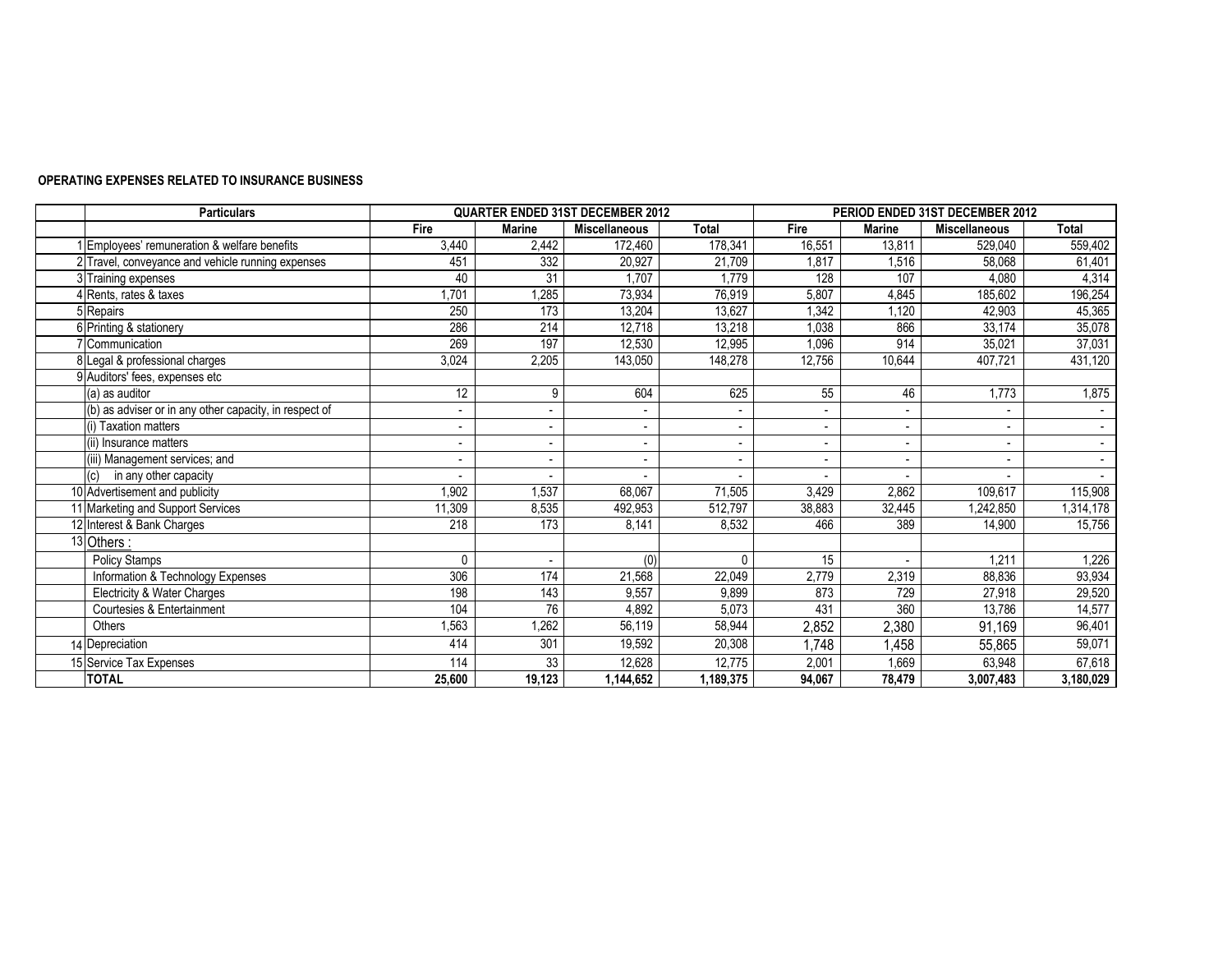**OPERATING EXPENSES RELATED TO INSURANCE BUSINESS**

| | Particulars | QUARTER ENDED 31ST DECEMBER 2012 | | | | PERIOD ENDED 31ST DECEMBER 2012 | | | |
|---|---|---|---|---|---|---|---|---|---|
| | | Fire | Marine | Miscellaneous | Total | Fire | Marine | Miscellaneous | Total |
| 1 | Employees' remuneration & welfare benefits | 3,440 | 2,442 | 172,460 | 178,341 | 16,551 | 13,811 | 529,040 | 559,402 |
| 2 | Travel, conveyance and vehicle running expenses | 451 | 332 | 20,927 | 21,709 | 1,817 | 1,516 | 58,068 | 61,401 |
| 3 | Training expenses | 40 | 31 | 1,707 | 1,779 | 128 | 107 | 4,080 | 4,314 |
| 4 | Rents, rates & taxes | 1,701 | 1,285 | 73,934 | 76,919 | 5,807 | 4,845 | 185,602 | 196,254 |
| 5 | Repairs | 250 | 173 | 13,204 | 13,627 | 1,342 | 1,120 | 42,903 | 45,365 |
| 6 | Printing & stationery | 286 | 214 | 12,718 | 13,218 | 1,038 | 866 | 33,174 | 35,078 |
| 7 | Communication | 269 | 197 | 12,530 | 12,995 | 1,096 | 914 | 35,021 | 37,031 |
| 8 | Legal & professional charges | 3,024 | 2,205 | 143,050 | 148,278 | 12,756 | 10,644 | 407,721 | 431,120 |
| 9 | Auditors' fees, expenses etc | | | | | | | | |
| | (a) as auditor | 12 | 9 | 604 | 625 | 55 | 46 | 1,773 | 1,875 |
| | (b) as adviser or in any other capacity, in respect of | - | - | - | - | - | - | - | - |
| | (i) Taxation matters | - | - | - | - | - | - | - | - |
| | (ii) Insurance matters | - | - | - | - | - | - | - | - |
| | (iii) Management services; and | - | - | - | - | - | - | - | - |
| | (c) in any other capacity | - | - | - | - | - | - | - | - |
| 10 | Advertisement and publicity | 1,902 | 1,537 | 68,067 | 71,505 | 3,429 | 2,862 | 109,617 | 115,908 |
| 11 | Marketing and Support Services | 11,309 | 8,535 | 492,953 | 512,797 | 38,883 | 32,445 | 1,242,850 | 1,314,178 |
| 12 | Interest & Bank Charges | 218 | 173 | 8,141 | 8,532 | 466 | 389 | 14,900 | 15,756 |
| 13 | Others : | | | | | | | | |
| | Policy Stamps | 0 | - | (0) | 0 | 15 | - | 1,211 | 1,226 |
| | Information & Technology Expenses | 306 | 174 | 21,568 | 22,049 | 2,779 | 2,319 | 88,836 | 93,934 |
| | Electricity & Water Charges | 198 | 143 | 9,557 | 9,899 | 873 | 729 | 27,918 | 29,520 |
| | Courtesies & Entertainment | 104 | 76 | 4,892 | 5,073 | 431 | 360 | 13,786 | 14,577 |
| | Others | 1,563 | 1,262 | 56,119 | 58,944 | 2,852 | 2,380 | 91,169 | 96,401 |
| 14 | Depreciation | 414 | 301 | 19,592 | 20,308 | 1,748 | 1,458 | 55,865 | 59,071 |
| 15 | Service Tax Expenses | 114 | 33 | 12,628 | 12,775 | 2,001 | 1,669 | 63,948 | 67,618 |
| | **TOTAL** | **25,600** | **19,123** | **1,144,652** | **1,189,375** | **94,067** | **78,479** | **3,007,483** | **3,180,029** |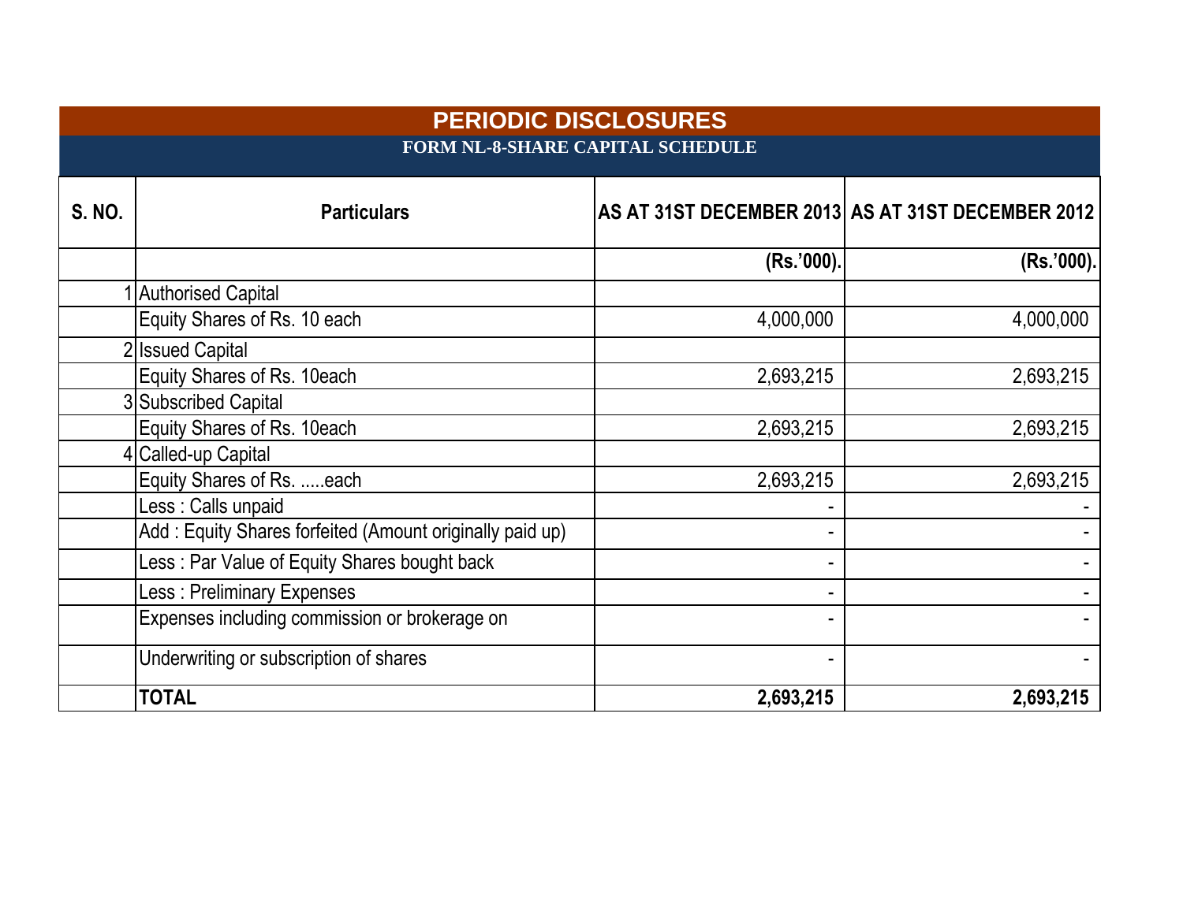# PERIODIC DISCLOSURES

## FORM NL-8-SHARE CAPITAL SCHEDULE

| S. NO. | Particulars | AS AT 31ST DECEMBER 2013 | AS AT 31ST DECEMBER 2012 |
|---|---|---|---|
| | | (Rs.'000). | (Rs.'000). |
| 1 | Authorised Capital | | |
| | Equity Shares of Rs. 10 each | 4,000,000 | 4,000,000 |
| 2 | Issued Capital | | |
| | Equity Shares of Rs. 10each | 2,693,215 | 2,693,215 |
| 3 | Subscribed Capital | | |
| | Equity Shares of Rs. 10each | 2,693,215 | 2,693,215 |
| 4 | Called-up Capital | | |
| | Equity Shares of Rs. .....each | 2,693,215 | 2,693,215 |
| | Less : Calls unpaid | - | - |
| | Add : Equity Shares forfeited (Amount originally paid up) | - | - |
| | Less : Par Value of Equity Shares bought back | - | - |
| | Less : Preliminary Expenses | - | - |
| | Expenses including commission or brokerage on | - | - |
| | Underwriting or subscription of shares | - | - |
| | **TOTAL** | **2,693,215** | **2,693,215** |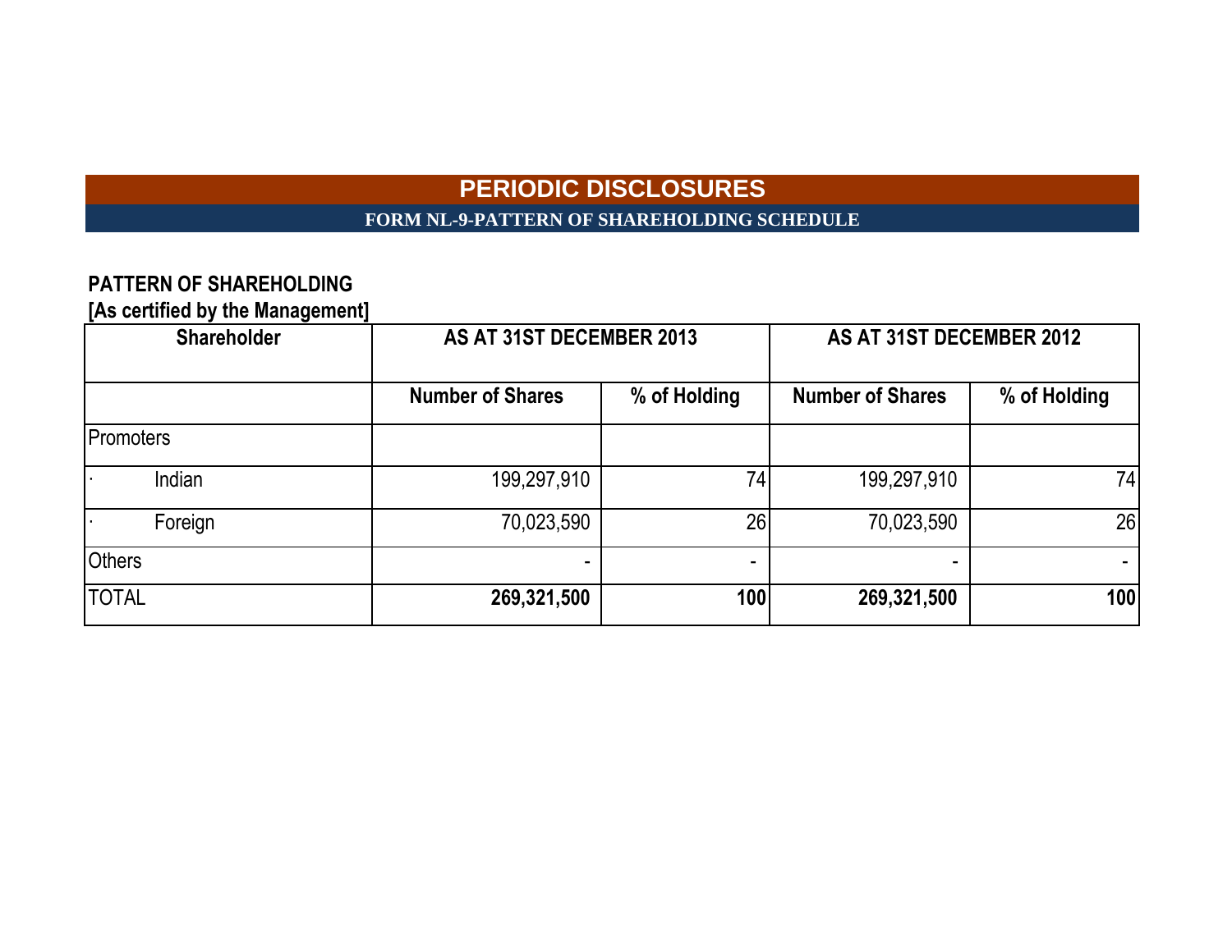# PERIODIC DISCLOSURES

## FORM NL-9-PATTERN OF SHAREHOLDING SCHEDULE

**PATTERN OF SHAREHOLDING**
**[As certified by the Management]**

| Shareholder | AS AT 31ST DECEMBER 2013 | | AS AT 31ST DECEMBER 2012 | |
|---|---|---|---|---|
| | Number of Shares | % of Holding | Number of Shares | % of Holding |
| Promoters | | | | |
| · Indian | 199,297,910 | 74 | 199,297,910 | 74 |
| · Foreign | 70,023,590 | 26 | 70,023,590 | 26 |
| Others | - | - | - | - |
| TOTAL | **269,321,500** | **100** | **269,321,500** | **100** |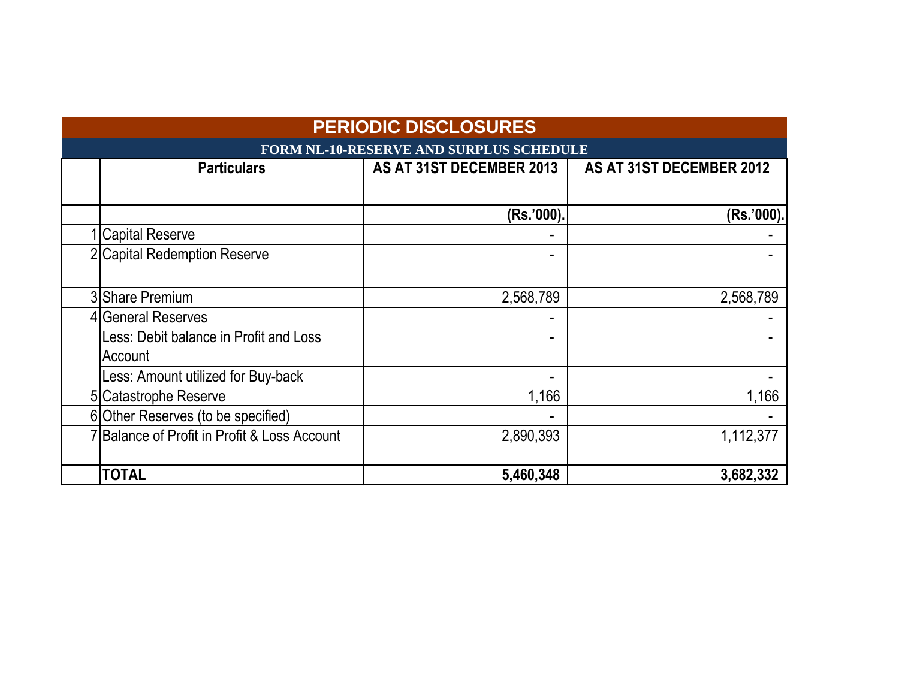# PERIODIC DISCLOSURES

## FORM NL-10-RESERVE AND SURPLUS SCHEDULE

| | Particulars | AS AT 31ST DECEMBER 2013 | AS AT 31ST DECEMBER 2012 |
|---|---|---|---|
| | | (Rs.'000). | (Rs.'000). |
| 1 | Capital Reserve | - | - |
| 2 | Capital Redemption Reserve | - | - |
| 3 | Share Premium | 2,568,789 | 2,568,789 |
| 4 | General Reserves | - | - |
| | Less: Debit balance in Profit and Loss Account | - | - |
| | Less: Amount utilized for Buy-back | - | - |
| 5 | Catastrophe Reserve | 1,166 | 1,166 |
| 6 | Other Reserves (to be specified) | - | - |
| 7 | Balance of Profit in Profit & Loss Account | 2,890,393 | 1,112,377 |
| | **TOTAL** | **5,460,348** | **3,682,332** |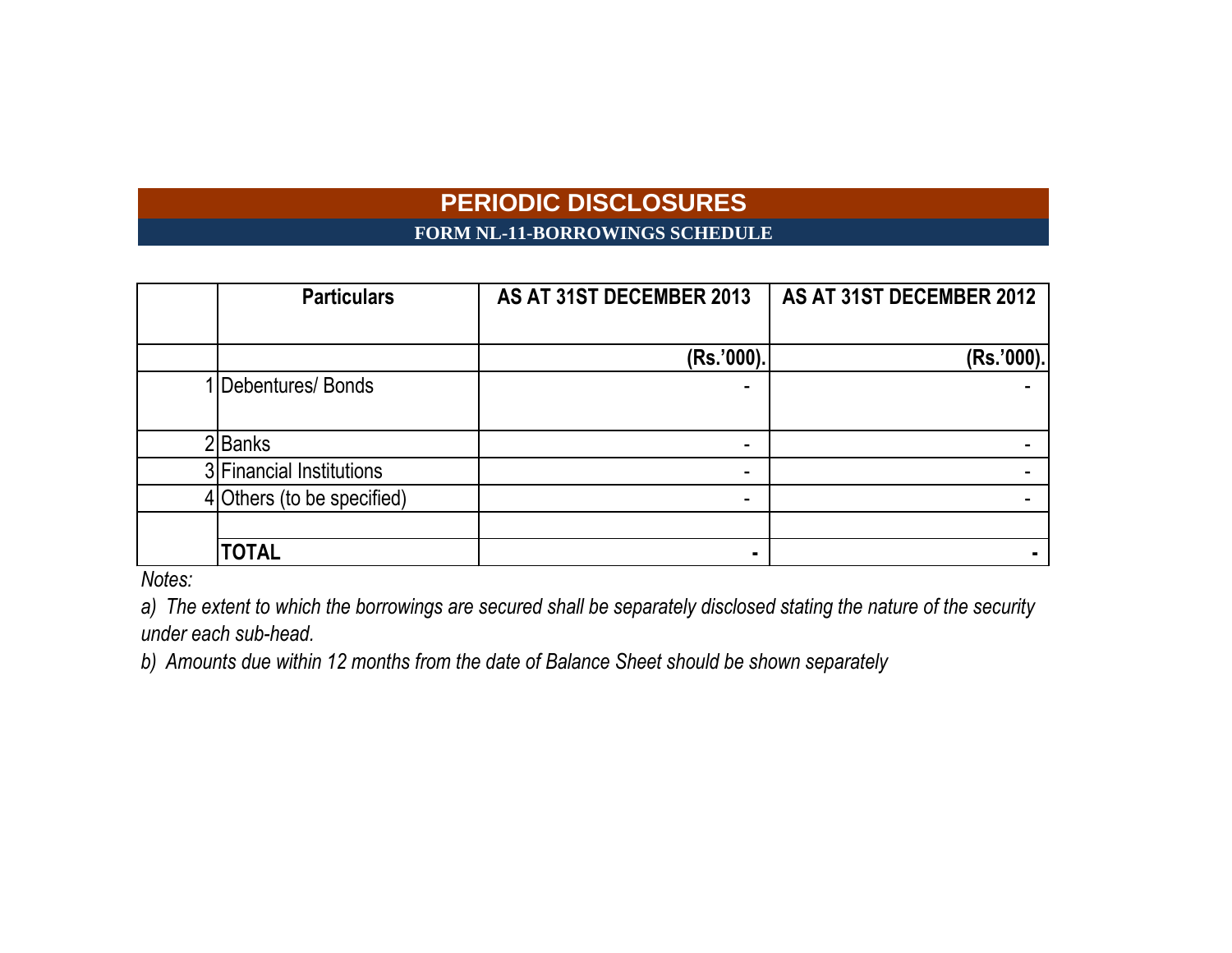# PERIODIC DISCLOSURES

## FORM NL-11-BORROWINGS SCHEDULE

| | Particulars | AS AT 31ST DECEMBER 2013 | AS AT 31ST DECEMBER 2012 |
|---|---|---|---|
| | | (Rs.'000). | (Rs.'000). |
| 1 | Debentures/ Bonds | - | - |
| 2 | Banks | - | - |
| 3 | Financial Institutions | - | - |
| 4 | Others (to be specified) | - | - |
| | | | |
| | **TOTAL** | **-** | **-** |

*Notes:*

*a) The extent to which the borrowings are secured shall be separately disclosed stating the nature of the security under each sub-head.*

*b) Amounts due within 12 months from the date of Balance Sheet should be shown separately*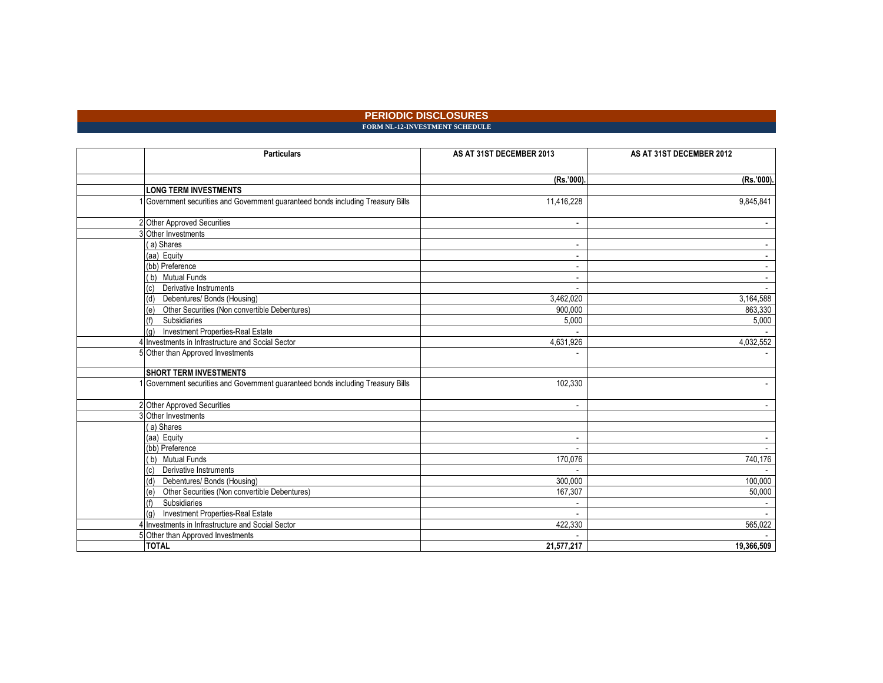# PERIODIC DISCLOSURES

## FORM NL-12-INVESTMENT SCHEDULE

| | Particulars | AS AT 31ST DECEMBER 2013 | AS AT 31ST DECEMBER 2012 |
|---|---|---|---|
| | | (Rs.'000). | (Rs.'000). |
| | **LONG TERM INVESTMENTS** | | |
| 1 | Government securities and Government guaranteed bonds including Treasury Bills | 11,416,228 | 9,845,841 |
| 2 | Other Approved Securities | - | - |
| 3 | Other Investments | | |
| | ( a) Shares | - | - |
| | (aa) Equity | - | - |
| | (bb) Preference | - | - |
| | ( b) Mutual Funds | - | - |
| | (c) Derivative Instruments | - | - |
| | (d) Debentures/ Bonds (Housing) | 3,462,020 | 3,164,588 |
| | (e) Other Securities (Non convertible Debentures) | 900,000 | 863,330 |
| | (f) Subsidiaries | 5,000 | 5,000 |
| | (g) Investment Properties-Real Estate | - | - |
| 4 | Investments in Infrastructure and Social Sector | 4,631,926 | 4,032,552 |
| 5 | Other than Approved Investments | - | - |
| | **SHORT TERM INVESTMENTS** | | |
| 1 | Government securities and Government guaranteed bonds including Treasury Bills | 102,330 | - |
| 2 | Other Approved Securities | - | - |
| 3 | Other Investments | | |
| | ( a) Shares | | |
| | (aa) Equity | - | - |
| | (bb) Preference | - | - |
| | ( b) Mutual Funds | 170,076 | 740,176 |
| | (c) Derivative Instruments | - | - |
| | (d) Debentures/ Bonds (Housing) | 300,000 | 100,000 |
| | (e) Other Securities (Non convertible Debentures) | 167,307 | 50,000 |
| | (f) Subsidiaries | - | - |
| | (g) Investment Properties-Real Estate | - | - |
| 4 | Investments in Infrastructure and Social Sector | 422,330 | 565,022 |
| 5 | Other than Approved Investments | - | - |
| | **TOTAL** | **21,577,217** | **19,366,509** |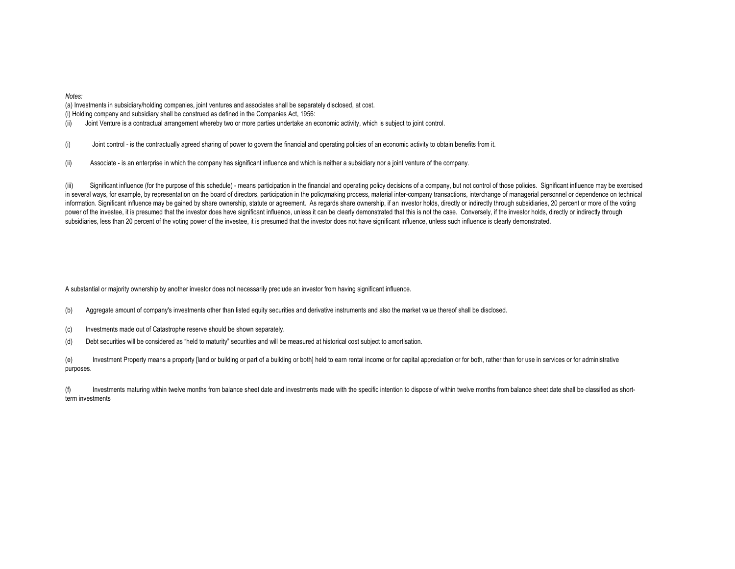*Notes:*

(a) Investments in subsidiary/holding companies, joint ventures and associates shall be separately disclosed, at cost.

(i) Holding company and subsidiary shall be construed as defined in the Companies Act, 1956:

(ii) Joint Venture is a contractual arrangement whereby two or more parties undertake an economic activity, which is subject to joint control.

(i) Joint control - is the contractually agreed sharing of power to govern the financial and operating policies of an economic activity to obtain benefits from it.

(ii) Associate - is an enterprise in which the company has significant influence and which is neither a subsidiary nor a joint venture of the company.

(iii) Significant influence (for the purpose of this schedule) - means participation in the financial and operating policy decisions of a company, but not control of those policies. Significant influence may be exercised in several ways, for example, by representation on the board of directors, participation in the policymaking process, material inter-company transactions, interchange of managerial personnel or dependence on technical information. Significant influence may be gained by share ownership, statute or agreement. As regards share ownership, if an investor holds, directly or indirectly through subsidiaries, 20 percent or more of the voting power of the investee, it is presumed that the investor does have significant influence, unless it can be clearly demonstrated that this is not the case. Conversely, if the investor holds, directly or indirectly through subsidiaries, less than 20 percent of the voting power of the investee, it is presumed that the investor does not have significant influence, unless such influence is clearly demonstrated.

A substantial or majority ownership by another investor does not necessarily preclude an investor from having significant influence.

(b) Aggregate amount of company's investments other than listed equity securities and derivative instruments and also the market value thereof shall be disclosed.

(c) Investments made out of Catastrophe reserve should be shown separately.

(d) Debt securities will be considered as "held to maturity" securities and will be measured at historical cost subject to amortisation.

(e) Investment Property means a property [land or building or part of a building or both] held to earn rental income or for capital appreciation or for both, rather than for use in services or for administrative purposes.

(f) Investments maturing within twelve months from balance sheet date and investments made with the specific intention to dispose of within twelve months from balance sheet date shall be classified as short-term investments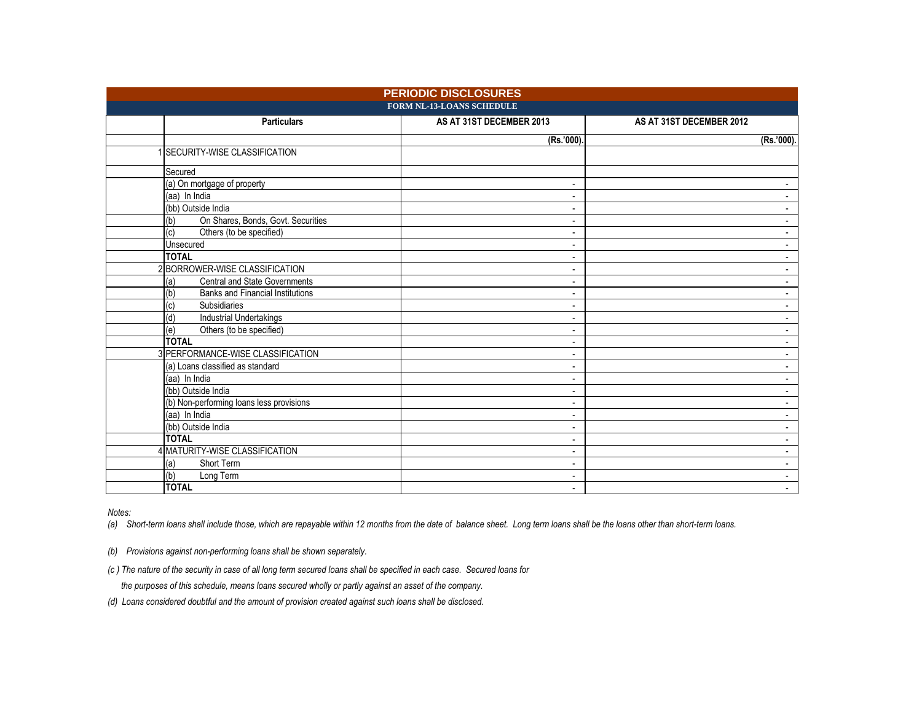## PERIODIC DISCLOSURES

### FORM NL-13-LOANS SCHEDULE

| | Particulars | AS AT 31ST DECEMBER 2013 | AS AT 31ST DECEMBER 2012 |
|---|---|---|---|
| | | (Rs.'000). | (Rs.'000). |
| 1 | SECURITY-WISE CLASSIFICATION | | |
| | Secured | | |
| | (a) On mortgage of property | - | - |
| | (aa) In India | - | - |
| | (bb) Outside India | - | - |
| | (b) On Shares, Bonds, Govt. Securities | - | - |
| | (c) Others (to be specified) | - | - |
| | Unsecured | - | - |
| | **TOTAL** | - | - |
| 2 | BORROWER-WISE CLASSIFICATION | - | - |
| | (a) Central and State Governments | - | - |
| | (b) Banks and Financial Institutions | - | - |
| | (c) Subsidiaries | - | - |
| | (d) Industrial Undertakings | - | - |
| | (e) Others (to be specified) | - | - |
| | **TOTAL** | - | - |
| 3 | PERFORMANCE-WISE CLASSIFICATION | - | - |
| | (a) Loans classified as standard | - | - |
| | (aa) In India | - | - |
| | (bb) Outside India | - | - |
| | (b) Non-performing loans less provisions | - | - |
| | (aa) In India | - | - |
| | (bb) Outside India | - | - |
| | **TOTAL** | - | - |
| 4 | MATURITY-WISE CLASSIFICATION | - | - |
| | (a) Short Term | - | - |
| | (b) Long Term | - | - |
| | **TOTAL** | - | - |

*Notes:*

*(a) Short-term loans shall include those, which are repayable within 12 months from the date of balance sheet. Long term loans shall be the loans other than short-term loans.*

*(b) Provisions against non-performing loans shall be shown separately.*

*(c ) The nature of the security in case of all long term secured loans shall be specified in each case. Secured loans for the purposes of this schedule, means loans secured wholly or partly against an asset of the company.*

*(d) Loans considered doubtful and the amount of provision created against such loans shall be disclosed.*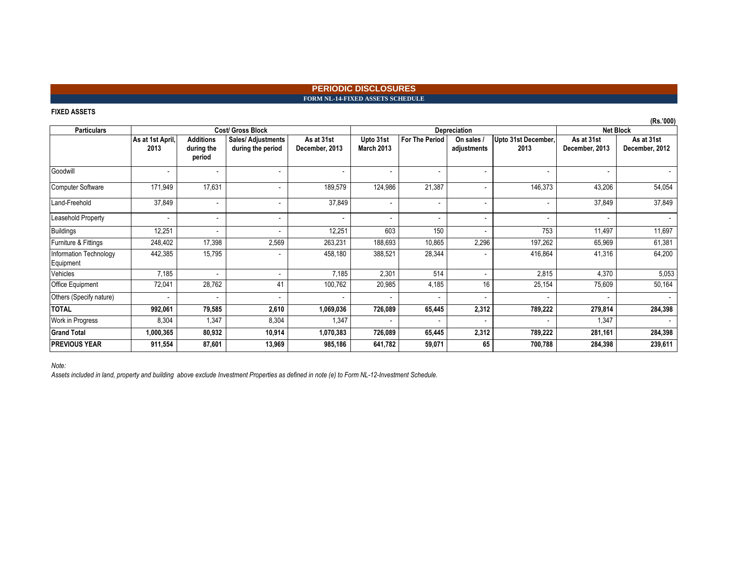# PERIODIC DISCLOSURES

## FORM NL-14-FIXED ASSETS SCHEDULE

**FIXED ASSETS**

(Rs.'000)

| Particulars | Cost/ Gross Block | | | | Depreciation | | | | Net Block | |
|---|---|---|---|---|---|---|---|---|---|---|
| | As at 1st April, 2013 | Additions during the period | Sales/ Adjustments during the period | As at 31st December, 2013 | Upto 31st March 2013 | For The Period | On sales / adjustments | Upto 31st December, 2013 | As at 31st December, 2013 | As at 31st December, 2012 |
| Goodwill | - | - | - | - | - | - | - | - | - | - |
| Computer Software | 171,949 | 17,631 | - | 189,579 | 124,986 | 21,387 | - | 146,373 | 43,206 | 54,054 |
| Land-Freehold | 37,849 | - | - | 37,849 | - | - | - | - | 37,849 | 37,849 |
| Leasehold Property | - | - | - | - | - | - | - | - | - | - |
| Buildings | 12,251 | - | - | 12,251 | 603 | 150 | - | 753 | 11,497 | 11,697 |
| Furniture & Fittings | 248,402 | 17,398 | 2,569 | 263,231 | 188,693 | 10,865 | 2,296 | 197,262 | 65,969 | 61,381 |
| Information Technology Equipment | 442,385 | 15,795 | - | 458,180 | 388,521 | 28,344 | - | 416,864 | 41,316 | 64,200 |
| Vehicles | 7,185 | - | - | 7,185 | 2,301 | 514 | - | 2,815 | 4,370 | 5,053 |
| Office Equipment | 72,041 | 28,762 | 41 | 100,762 | 20,985 | 4,185 | 16 | 25,154 | 75,609 | 50,164 |
| Others (Specify nature) | - | - | - | - | - | - | - | - | - | - |
| **TOTAL** | **992,061** | **79,585** | **2,610** | **1,069,036** | **726,089** | **65,445** | **2,312** | **789,222** | **279,814** | **284,398** |
| Work in Progress | 8,304 | 1,347 | 8,304 | 1,347 | - | - | - | - | 1,347 | - |
| **Grand Total** | **1,000,365** | **80,932** | **10,914** | **1,070,383** | **726,089** | **65,445** | **2,312** | **789,222** | **281,161** | **284,398** |
| **PREVIOUS YEAR** | **911,554** | **87,601** | **13,969** | **985,186** | **641,782** | **59,071** | **65** | **700,788** | **284,398** | **239,611** |

*Note:*

*Assets included in land, property and building above exclude Investment Properties as defined in note (e) to Form NL-12-Investment Schedule.*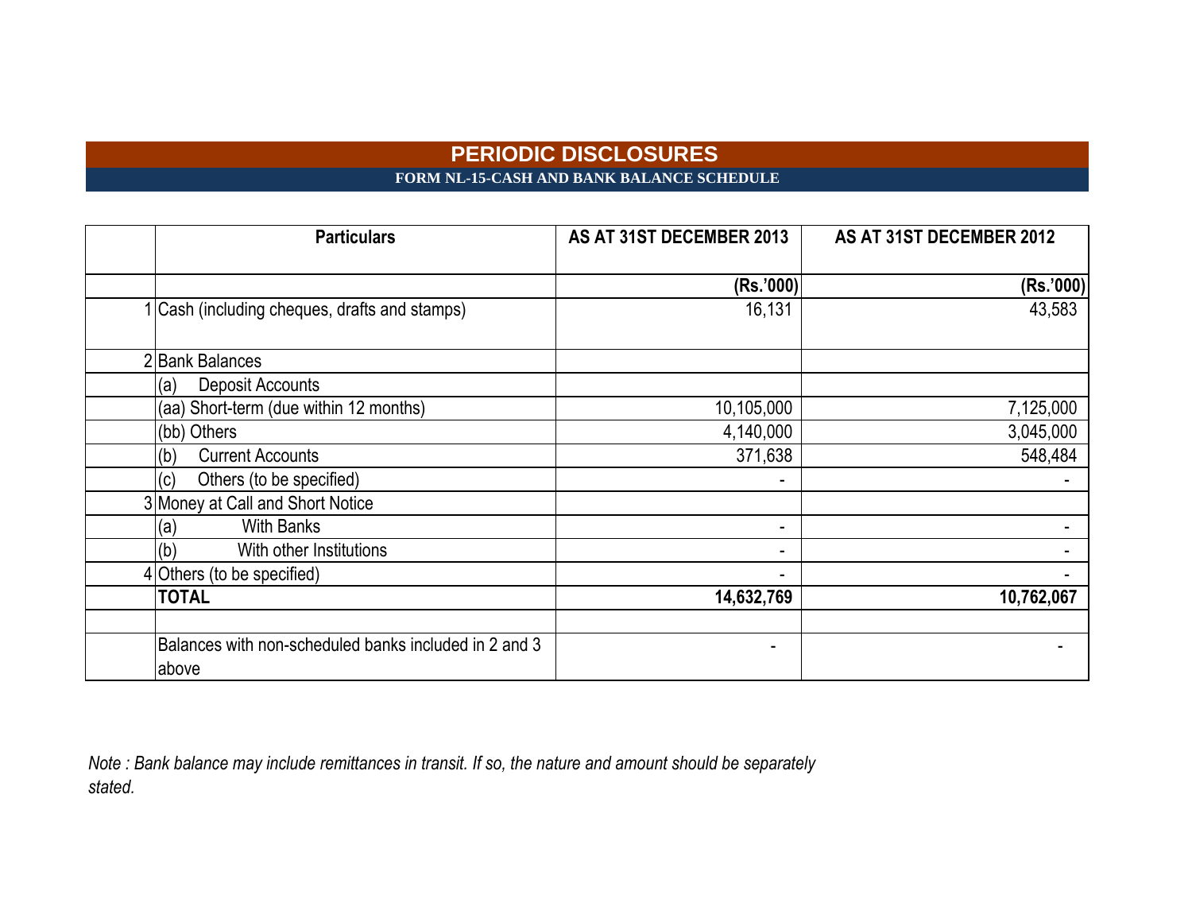# PERIODIC DISCLOSURES

## FORM NL-15-CASH AND BANK BALANCE SCHEDULE

| | Particulars | AS AT 31ST DECEMBER 2013 | AS AT 31ST DECEMBER 2012 |
|---|---|---|---|
| | | (Rs.'000) | (Rs.'000) |
| 1 | Cash (including cheques, drafts and stamps) | 16,131 | 43,583 |
| 2 | Bank Balances | | |
| | (a) Deposit Accounts | | |
| | (aa) Short-term (due within 12 months) | 10,105,000 | 7,125,000 |
| | (bb) Others | 4,140,000 | 3,045,000 |
| | (b) Current Accounts | 371,638 | 548,484 |
| | (c) Others (to be specified) | - | - |
| 3 | Money at Call and Short Notice | | |
| | (a) With Banks | - | - |
| | (b) With other Institutions | - | - |
| 4 | Others (to be specified) | - | - |
| | **TOTAL** | **14,632,769** | **10,762,067** |
| | | | |
| | Balances with non-scheduled banks included in 2 and 3 above | - | - |

*Note : Bank balance may include remittances in transit. If so, the nature and amount should be separately stated.*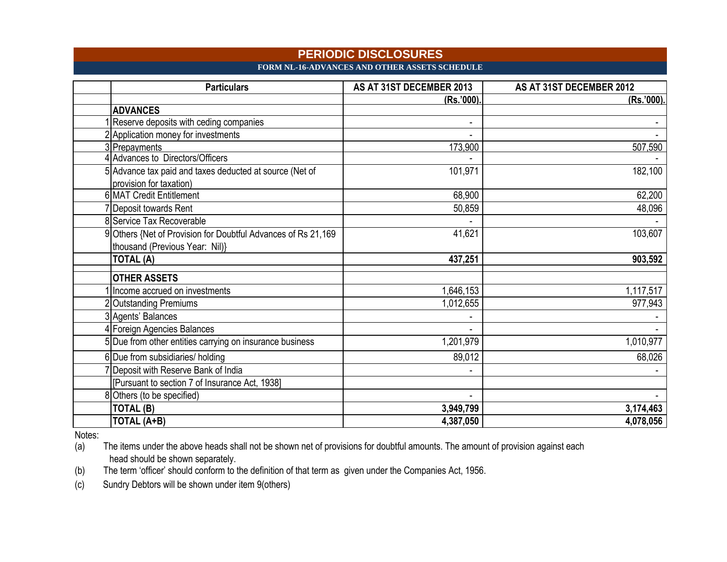# PERIODIC DISCLOSURES

## FORM NL-16-ADVANCES AND OTHER ASSETS SCHEDULE

| | Particulars | AS AT 31ST DECEMBER 2013 | AS AT 31ST DECEMBER 2012 |
|---|---|---|---|
| | | (Rs.'000). | (Rs.'000). |
| | **ADVANCES** | | |
| 1 | Reserve deposits with ceding companies | - | - |
| 2 | Application money for investments | - | - |
| 3 | Prepayments | 173,900 | 507,590 |
| 4 | Advances to Directors/Officers | - | - |
| 5 | Advance tax paid and taxes deducted at source (Net of provision for taxation) | 101,971 | 182,100 |
| 6 | MAT Credit Entitlement | 68,900 | 62,200 |
| 7 | Deposit towards Rent | 50,859 | 48,096 |
| 8 | Service Tax Recoverable | - | - |
| 9 | Others {Net of Provision for Doubtful Advances of Rs 21,169 thousand (Previous Year: Nil)} | 41,621 | 103,607 |
| | **TOTAL (A)** | **437,251** | **903,592** |
| | | | |
| | **OTHER ASSETS** | | |
| 1 | Income accrued on investments | 1,646,153 | 1,117,517 |
| 2 | Outstanding Premiums | 1,012,655 | 977,943 |
| 3 | Agents' Balances | - | - |
| 4 | Foreign Agencies Balances | - | - |
| 5 | Due from other entities carrying on insurance business | 1,201,979 | 1,010,977 |
| 6 | Due from subsidiaries/ holding | 89,012 | 68,026 |
| 7 | Deposit with Reserve Bank of India | - | - |
| | [Pursuant to section 7 of Insurance Act, 1938] | | |
| 8 | Others (to be specified) | - | - |
| | **TOTAL (B)** | **3,949,799** | **3,174,463** |
| | **TOTAL (A+B)** | **4,387,050** | **4,078,056** |

Notes:

(a) The items under the above heads shall not be shown net of provisions for doubtful amounts. The amount of provision against each head should be shown separately.

(b) The term 'officer' should conform to the definition of that term as given under the Companies Act, 1956.

(c) Sundry Debtors will be shown under item 9(others)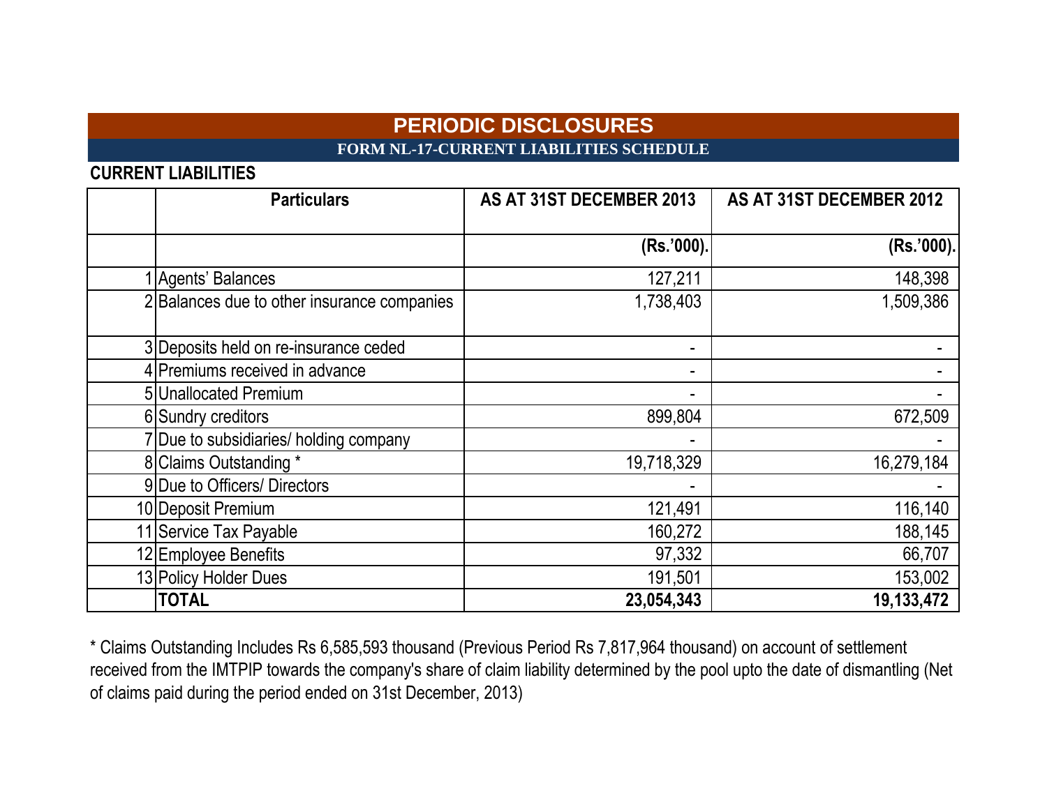# PERIODIC DISCLOSURES

## FORM NL-17-CURRENT LIABILITIES SCHEDULE

### CURRENT LIABILITIES

| | Particulars | AS AT 31ST DECEMBER 2013 | AS AT 31ST DECEMBER 2012 |
|---|---|---|---|
| | | (Rs.'000). | (Rs.'000). |
| 1 | Agents' Balances | 127,211 | 148,398 |
| 2 | Balances due to other insurance companies | 1,738,403 | 1,509,386 |
| 3 | Deposits held on re-insurance ceded | - | - |
| 4 | Premiums received in advance | - | - |
| 5 | Unallocated Premium | - | - |
| 6 | Sundry creditors | 899,804 | 672,509 |
| 7 | Due to subsidiaries/ holding company | - | - |
| 8 | Claims Outstanding * | 19,718,329 | 16,279,184 |
| 9 | Due to Officers/ Directors | - | - |
| 10 | Deposit Premium | 121,491 | 116,140 |
| 11 | Service Tax Payable | 160,272 | 188,145 |
| 12 | Employee Benefits | 97,332 | 66,707 |
| 13 | Policy Holder Dues | 191,501 | 153,002 |
| | **TOTAL** | **23,054,343** | **19,133,472** |

* Claims Outstanding Includes Rs 6,585,593 thousand (Previous Period Rs 7,817,964 thousand) on account of settlement received from the IMTPIP towards the company's share of claim liability determined by the pool upto the date of dismantling (Net of claims paid during the period ended on 31st December, 2013)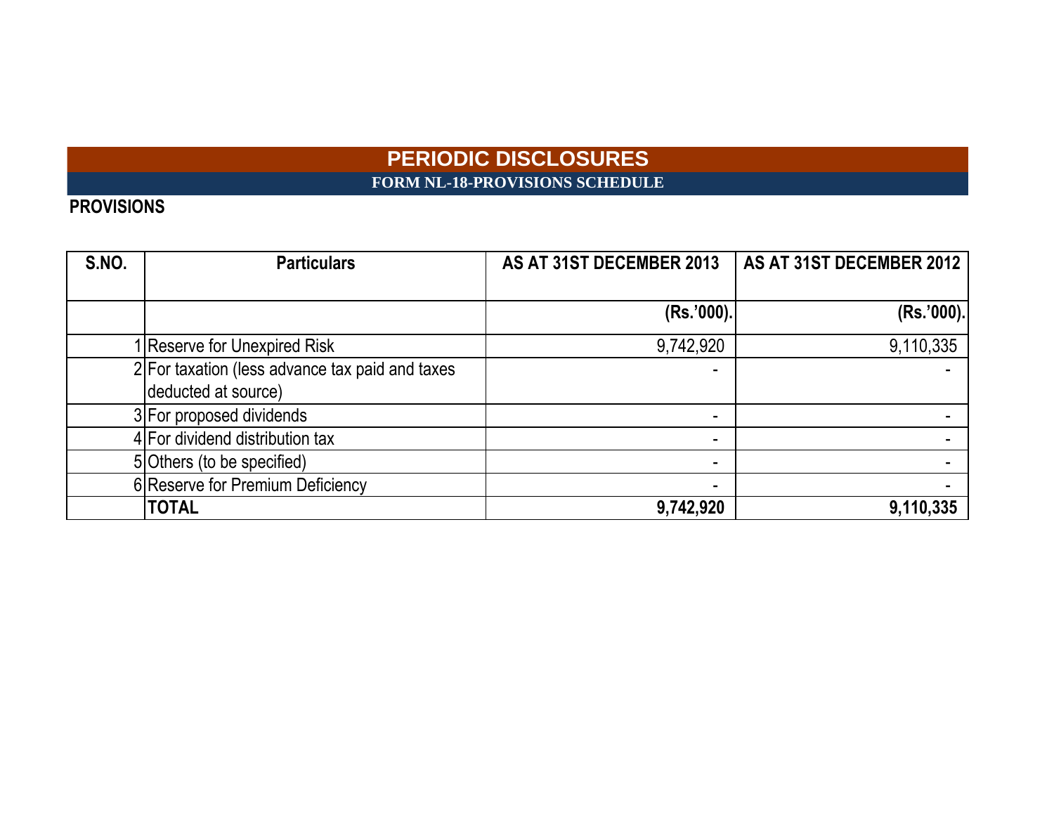# PERIODIC DISCLOSURES

## FORM NL-18-PROVISIONS SCHEDULE

**PROVISIONS**

| S.NO. | Particulars | AS AT 31ST DECEMBER 2013 | AS AT 31ST DECEMBER 2012 |
|---|---|---|---|
| | | (Rs.'000). | (Rs.'000). |
| 1 | Reserve for Unexpired Risk | 9,742,920 | 9,110,335 |
| 2 | For taxation (less advance tax paid and taxes deducted at source) | - | - |
| 3 | For proposed dividends | - | - |
| 4 | For dividend distribution tax | - | - |
| 5 | Others (to be specified) | - | - |
| 6 | Reserve for Premium Deficiency | - | - |
| | **TOTAL** | **9,742,920** | **9,110,335** |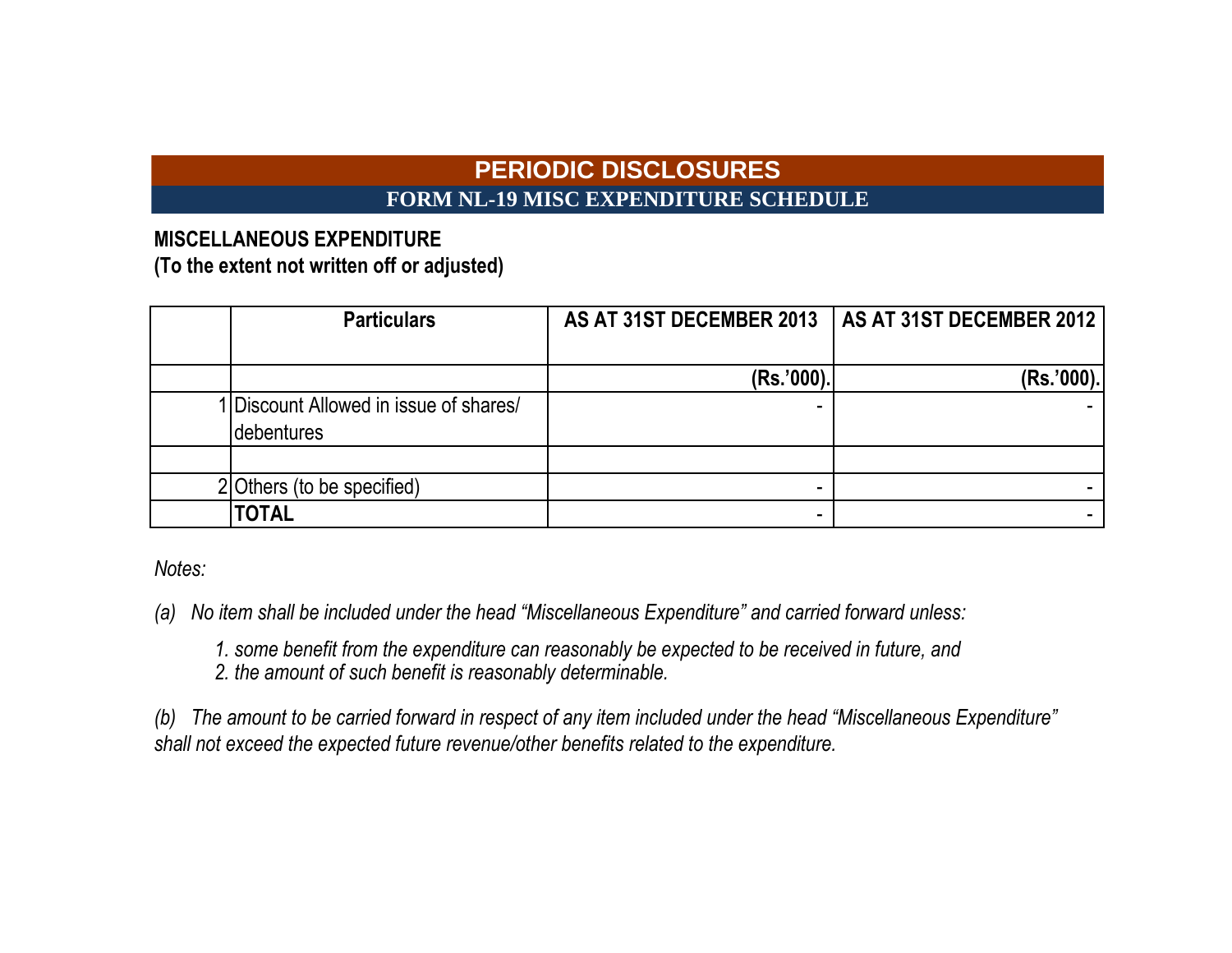# PERIODIC DISCLOSURES

## FORM NL-19 MISC EXPENDITURE SCHEDULE

**MISCELLANEOUS EXPENDITURE**
**(To the extent not written off or adjusted)**

| | Particulars | AS AT 31ST DECEMBER 2013 | AS AT 31ST DECEMBER 2012 |
|---|---|---|---|
| | | (Rs.'000). | (Rs.'000). |
| 1 | Discount Allowed in issue of shares/ debentures | - | - |
| | | | |
| 2 | Others (to be specified) | - | - |
| | **TOTAL** | - | - |

*Notes:*

*(a) No item shall be included under the head "Miscellaneous Expenditure" and carried forward unless:*

*1. some benefit from the expenditure can reasonably be expected to be received in future, and*
*2. the amount of such benefit is reasonably determinable.*

*(b) The amount to be carried forward in respect of any item included under the head "Miscellaneous Expenditure" shall not exceed the expected future revenue/other benefits related to the expenditure.*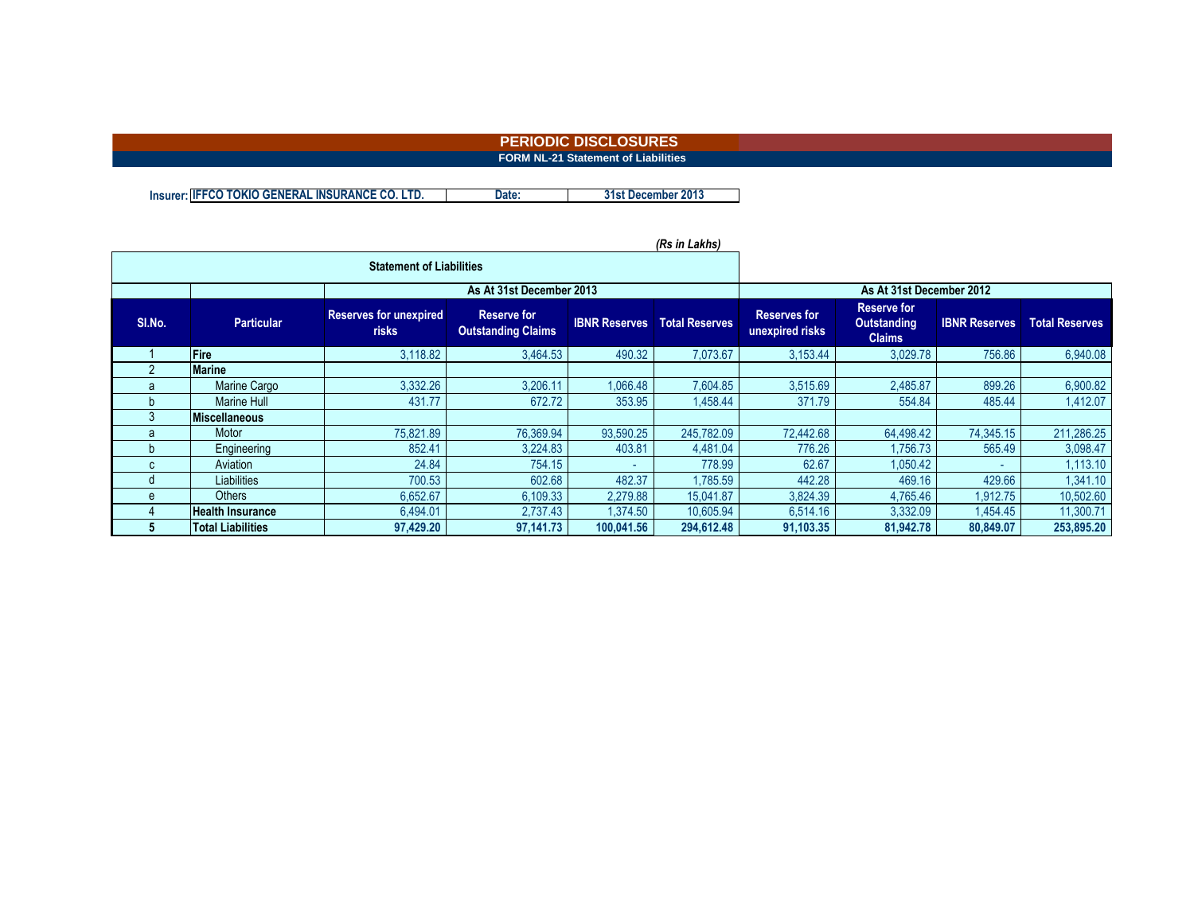# PERIODIC DISCLOSURES

## FORM NL-21 Statement of Liabilities

**Insurer:** IFFCO TOKIO GENERAL INSURANCE CO. LTD. | **Date:** 31st December 2013

*(Rs in Lakhs)*

### Statement of Liabilities

| | | As At 31st December 2013 | | | | As At 31st December 2012 | | | |
|---|---|---|---|---|---|---|---|---|---|
| **Sl.No.** | **Particular** | **Reserves for unexpired risks** | **Reserve for Outstanding Claims** | **IBNR Reserves** | **Total Reserves** | **Reserves for unexpired risks** | **Reserve for Outstanding Claims** | **IBNR Reserves** | **Total Reserves** |
| 1 | **Fire** | 3,118.82 | 3,464.53 | 490.32 | 7,073.67 | 3,153.44 | 3,029.78 | 756.86 | 6,940.08 |
| 2 | **Marine** | | | | | | | | |
| a | Marine Cargo | 3,332.26 | 3,206.11 | 1,066.48 | 7,604.85 | 3,515.69 | 2,485.87 | 899.26 | 6,900.82 |
| b | Marine Hull | 431.77 | 672.72 | 353.95 | 1,458.44 | 371.79 | 554.84 | 485.44 | 1,412.07 |
| 3 | **Miscellaneous** | | | | | | | | |
| a | Motor | 75,821.89 | 76,369.94 | 93,590.25 | 245,782.09 | 72,442.68 | 64,498.42 | 74,345.15 | 211,286.25 |
| b | Engineering | 852.41 | 3,224.83 | 403.81 | 4,481.04 | 776.26 | 1,756.73 | 565.49 | 3,098.47 |
| c | Aviation | 24.84 | 754.15 | - | 778.99 | 62.67 | 1,050.42 | - | 1,113.10 |
| d | Liabilities | 700.53 | 602.68 | 482.37 | 1,785.59 | 442.28 | 469.16 | 429.66 | 1,341.10 |
| e | Others | 6,652.67 | 6,109.33 | 2,279.88 | 15,041.87 | 3,824.39 | 4,765.46 | 1,912.75 | 10,502.60 |
| 4 | **Health Insurance** | 6,494.01 | 2,737.43 | 1,374.50 | 10,605.94 | 6,514.16 | 3,332.09 | 1,454.45 | 11,300.71 |
| 5 | **Total Liabilities** | **97,429.20** | **97,141.73** | **100,041.56** | **294,612.48** | **91,103.35** | **81,942.78** | **80,849.07** | **253,895.20** |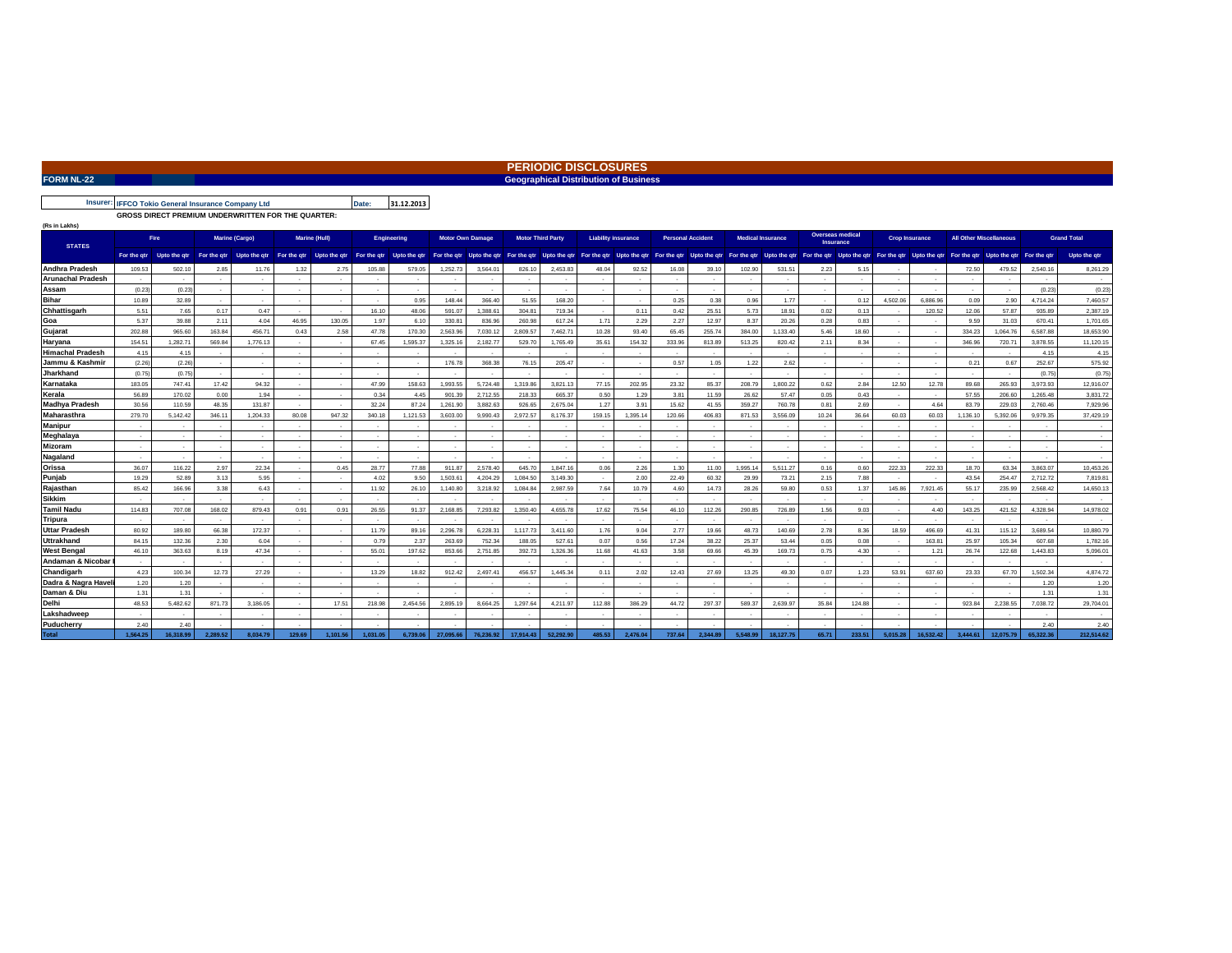# PERIODIC DISCLOSURES

**FORM NL-22** **Geographical Distribution of Business**

**Insurer:** IFFCO Tokio General Insurance Company Ltd **Date:** 31.12.2013

**GROSS DIRECT PREMIUM UNDERWRITTEN FOR THE QUARTER:**

(Rs in Lakhs)

| STATES | Fire | | Marine (Cargo) | | Marine (Hull) | | Engineering | | Motor Own Damage | | Motor Third Party | | Liability insurance | | Personal Accident | | Medical Insurance | | Overseas medical Insurance | | Crop Insurance | | All Other Miscellaneous | | Grand Total | |
|---|---|---|---|---|---|---|---|---|---|---|---|---|---|---|---|---|---|---|---|---|---|---|---|---|---|---|
| | For the qtr | Upto the qtr | For the qtr | Upto the qtr | For the qtr | Upto the qtr | For the qtr | Upto the qtr | For the qtr | Upto the qtr | For the qtr | Upto the qtr | For the qtr | Upto the qtr | For the qtr | Upto the qtr | For the qtr | Upto the qtr | For the qtr | Upto the qtr | For the qtr | Upto the qtr | For the qtr | Upto the qtr | For the qtr | Upto the qtr |
| Andhra Pradesh | 109.53 | 502.10 | 2.85 | 11.76 | 1.32 | 2.75 | 105.88 | 579.05 | 1,252.73 | 3,564.01 | 826.10 | 2,453.83 | 48.04 | 92.52 | 16.08 | 39.10 | 102.90 | 531.51 | 2.23 | 5.15 | - | - | 72.50 | 479.52 | 2,540.16 | 8,261.29 |
| Arunachal Pradesh | - | - | - | - | - | - | - | - | - | - | - | - | - | - | - | - | - | - | - | - | - | - | - | - | - | - |
| Assam | (0.23) | (0.23) | - | - | - | - | - | - | - | - | - | - | - | - | - | - | - | - | - | - | - | - | - | - | (0.23) | (0.23) |
| Bihar | 10.89 | 32.89 | - | - | - | - | - | 0.95 | 148.44 | 366.40 | 51.55 | 168.20 | - | - | 0.25 | 0.38 | 0.96 | 1.77 | - | 0.12 | 4,502.06 | 6,886.96 | 0.09 | 2.90 | 4,714.24 | 7,460.57 |
| Chhattisgarh | 5.51 | 7.65 | 0.17 | 0.47 | - | - | 16.10 | 48.06 | 591.07 | 1,388.61 | 304.81 | 719.34 | - | 0.11 | 0.42 | 25.51 | 5.73 | 18.91 | 0.02 | 0.13 | - | 120.52 | 12.06 | 57.87 | 935.89 | 2,387.19 |
| Goa | 5.37 | 39.88 | 2.11 | 4.04 | 46.95 | 130.05 | 1.97 | 6.10 | 330.81 | 836.96 | 260.98 | 617.24 | 1.71 | 2.29 | 2.27 | 12.97 | 8.37 | 20.26 | 0.28 | 0.83 | - | - | 9.59 | 31.03 | 670.41 | 1,701.65 |
| Gujarat | 202.88 | 965.60 | 163.84 | 456.71 | 0.43 | 2.58 | 47.78 | 170.30 | 2,563.96 | 7,030.12 | 2,809.57 | 7,462.71 | 10.28 | 93.40 | 65.45 | 255.74 | 384.00 | 1,133.40 | 5.46 | 18.60 | - | - | 334.23 | 1,064.76 | 6,587.88 | 18,653.90 |
| Haryana | 154.51 | 1,282.71 | 569.84 | 1,776.13 | - | - | 67.45 | 1,595.37 | 1,325.16 | 2,182.77 | 529.70 | 1,765.49 | 35.61 | 154.32 | 333.96 | 813.89 | 513.25 | 820.42 | 2.11 | 8.34 | - | - | 346.96 | 720.71 | 3,878.55 | 11,120.15 |
| Himachal Pradesh | 4.15 | 4.15 | - | - | - | - | - | - | - | - | - | - | - | - | - | - | - | - | - | - | - | - | - | - | 4.15 | 4.15 |
| Jammu & Kashmir | (2.26) | (2.26) | - | - | - | - | - | - | 176.78 | 368.38 | 76.15 | 205.47 | - | - | 0.57 | 1.05 | 1.22 | 2.62 | - | - | - | - | 0.21 | 0.67 | 252.67 | 575.92 |
| Jharkhand | (0.75) | (0.75) | - | - | - | - | - | - | - | - | - | - | - | - | - | - | - | - | - | - | - | - | - | - | (0.75) | (0.75) |
| Karnataka | 183.05 | 747.41 | 17.42 | 94.32 | - | - | 47.99 | 158.63 | 1,993.55 | 5,724.48 | 1,319.86 | 3,821.13 | 77.15 | 202.95 | 23.32 | 85.37 | 208.79 | 1,800.22 | 0.62 | 2.84 | 12.50 | 12.78 | 89.68 | 265.93 | 3,973.93 | 12,916.07 |
| Kerala | 56.89 | 170.02 | 0.00 | 1.94 | - | - | 0.34 | 4.45 | 901.39 | 2,712.55 | 218.33 | 665.37 | 0.50 | 1.29 | 3.81 | 11.59 | 26.62 | 57.47 | 0.05 | 0.43 | - | - | 57.55 | 206.60 | 1,265.48 | 3,831.72 |
| Madhya Pradesh | 30.56 | 110.59 | 48.35 | 131.87 | - | - | 32.24 | 87.24 | 1,261.90 | 3,882.63 | 926.65 | 2,675.04 | 1.27 | 3.91 | 15.62 | 41.55 | 359.27 | 760.78 | 0.81 | 2.69 | - | 4.64 | 83.79 | 229.03 | 2,760.46 | 7,929.96 |
| Maharasthra | 279.70 | 5,142.42 | 346.11 | 1,204.33 | 80.08 | 947.32 | 340.18 | 1,121.53 | 3,603.00 | 9,990.43 | 2,972.57 | 8,176.37 | 159.15 | 1,395.14 | 120.66 | 406.83 | 871.53 | 3,556.09 | 10.24 | 36.64 | 60.03 | 60.03 | 1,136.10 | 5,392.06 | 9,979.35 | 37,429.19 |
| Manipur | - | - | - | - | - | - | - | - | - | - | - | - | - | - | - | - | - | - | - | - | - | - | - | - | - | - |
| Meghalaya | - | - | - | - | - | - | - | - | - | - | - | - | - | - | - | - | - | - | - | - | - | - | - | - | - | - |
| Mizoram | - | - | - | - | - | - | - | - | - | - | - | - | - | - | - | - | - | - | - | - | - | - | - | - | - | - |
| Nagaland | - | - | - | - | - | - | - | - | - | - | - | - | - | - | - | - | - | - | - | - | - | - | - | - | - | - |
| Orissa | 36.07 | 116.22 | 2.97 | 22.34 | - | 0.45 | 28.77 | 77.88 | 911.87 | 2,578.40 | 645.70 | 1,847.16 | 0.06 | 2.26 | 1.30 | 11.00 | 1,995.14 | 5,511.27 | 0.16 | 0.60 | 222.33 | 222.33 | 18.70 | 63.34 | 3,863.07 | 10,453.26 |
| Punjab | 19.29 | 52.89 | 3.13 | 5.95 | - | - | 4.02 | 9.50 | 1,503.61 | 4,204.29 | 1,084.50 | 3,149.30 | - | 2.00 | 22.49 | 60.32 | 29.99 | 73.21 | 2.15 | 7.88 | - | - | 43.54 | 254.47 | 2,712.72 | 7,819.81 |
| Rajasthan | 85.42 | 166.96 | 3.38 | 6.43 | - | - | 11.92 | 26.10 | 1,140.80 | 3,218.92 | 1,084.84 | 2,987.59 | 7.64 | 10.79 | 4.60 | 14.73 | 28.26 | 59.80 | 0.53 | 1.37 | 145.86 | 7,921.45 | 55.17 | 235.99 | 2,568.42 | 14,650.13 |
| Sikkim | - | - | - | - | - | - | - | - | - | - | - | - | - | - | - | - | - | - | - | - | - | - | - | - | - | - |
| Tamil Nadu | 114.83 | 707.08 | 168.02 | 879.43 | 0.91 | 0.91 | 26.55 | 91.37 | 2,168.85 | 7,293.82 | 1,350.40 | 4,655.78 | 17.62 | 75.54 | 46.10 | 112.26 | 290.85 | 726.89 | 1.56 | 9.03 | - | 4.40 | 143.25 | 421.52 | 4,328.94 | 14,978.02 |
| Tripura | - | - | - | - | - | - | - | - | - | - | - | - | - | - | - | - | - | - | - | - | - | - | - | - | - | - |
| Uttar Pradesh | 80.92 | 189.80 | 66.38 | 172.37 | - | - | 11.79 | 89.16 | 2,296.78 | 6,228.31 | 1,117.73 | 3,411.60 | 1.76 | 9.04 | 2.77 | 19.66 | 48.73 | 140.69 | 2.78 | 8.36 | 18.59 | 496.69 | 41.31 | 115.12 | 3,689.54 | 10,880.79 |
| Uttrakhand | 84.15 | 132.36 | 2.30 | 6.04 | - | - | 0.79 | 2.37 | 263.69 | 752.34 | 188.05 | 527.61 | 0.07 | 0.56 | 17.24 | 38.22 | 25.37 | 53.44 | 0.05 | 0.08 | - | 163.81 | 25.97 | 105.34 | 607.68 | 1,782.16 |
| West Bengal | 46.10 | 363.63 | 8.19 | 47.34 | - | - | 55.01 | 197.62 | 853.66 | 2,751.85 | 392.73 | 1,326.36 | 11.68 | 41.63 | 3.58 | 69.66 | 45.39 | 169.73 | 0.75 | 4.30 | - | 1.21 | 26.74 | 122.68 | 1,443.83 | 5,096.01 |
| Andaman & Nicobar I | - | - | - | - | - | - | - | - | - | - | - | - | - | - | - | - | - | - | - | - | - | - | - | - | - | - |
| Chandigarh | 4.23 | 100.34 | 12.73 | 27.29 | - | - | 13.29 | 18.82 | 912.42 | 2,497.41 | 456.57 | 1,445.34 | 0.11 | 2.02 | 12.43 | 27.69 | 13.25 | 49.30 | 0.07 | 1.23 | 53.91 | 637.60 | 23.33 | 67.70 | 1,502.34 | 4,874.72 |
| Dadra & Nagra Haveli | 1.20 | 1.20 | - | - | - | - | - | - | - | - | - | - | - | - | - | - | - | - | - | - | - | - | - | - | 1.20 | 1.20 |
| Daman & Diu | 1.31 | 1.31 | - | - | - | - | - | - | - | - | - | - | - | - | - | - | - | - | - | - | - | - | - | - | 1.31 | 1.31 |
| Delhi | 48.53 | 5,482.62 | 871.73 | 3,186.05 | - | 17.51 | 218.98 | 2,454.56 | 2,895.19 | 8,664.25 | 1,297.64 | 4,211.97 | 112.88 | 386.29 | 44.72 | 297.37 | 589.37 | 2,639.97 | 35.84 | 124.88 | - | - | 923.84 | 2,238.55 | 7,038.72 | 29,704.01 |
| Lakshadweep | - | - | - | - | - | - | - | - | - | - | - | - | - | - | - | - | - | - | - | - | - | - | - | - | - | - |
| Puducherry | 2.40 | 2.40 | - | - | - | - | - | - | - | - | - | - | - | - | - | - | - | - | - | - | - | - | - | - | 2.40 | 2.40 |
| **Total** | **1,564.25** | **16,318.99** | **2,289.52** | **8,034.79** | **129.69** | **1,101.56** | **1,031.05** | **6,739.06** | **27,095.66** | **76,236.92** | **17,914.43** | **52,292.90** | **485.53** | **2,476.04** | **737.64** | **2,344.89** | **5,548.99** | **18,127.75** | **65.71** | **233.51** | **5,015.28** | **16,532.42** | **3,444.61** | **12,075.79** | **65,322.36** | **212,514.62** |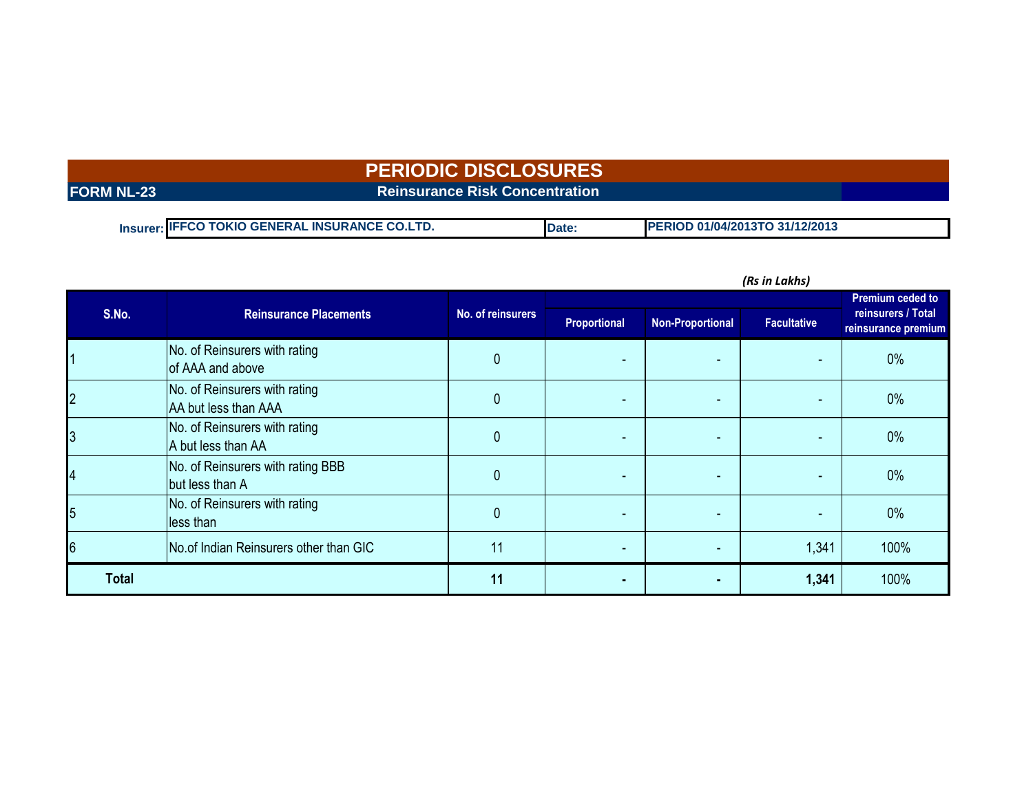# PERIODIC DISCLOSURES

**FORM NL-23** **Reinsurance Risk Concentration**

**Insurer:** IFFCO TOKIO GENERAL INSURANCE CO.LTD. **Date:** PERIOD 01/04/2013TO 31/12/2013

*(Rs in Lakhs)*

| S.No. | Reinsurance Placements | No. of reinsurers | Proportional | Non-Proportional | Facultative | Premium ceded to reinsurers / Total reinsurance premium |
|---|---|---|---|---|---|---|
| 1 | No. of Reinsurers with rating of AAA and above | 0 | - | - | - | 0% |
| 2 | No. of Reinsurers with rating AA but less than AAA | 0 | - | - | - | 0% |
| 3 | No. of Reinsurers with rating A but less than AA | 0 | - | - | - | 0% |
| 4 | No. of Reinsurers with rating BBB but less than A | 0 | - | - | - | 0% |
| 5 | No. of Reinsurers with rating less than | 0 | - | - | - | 0% |
| 6 | No.of Indian Reinsurers other than GIC | 11 | - | - | 1,341 | 100% |
| **Total** | | **11** | **-** | **-** | **1,341** | 100% |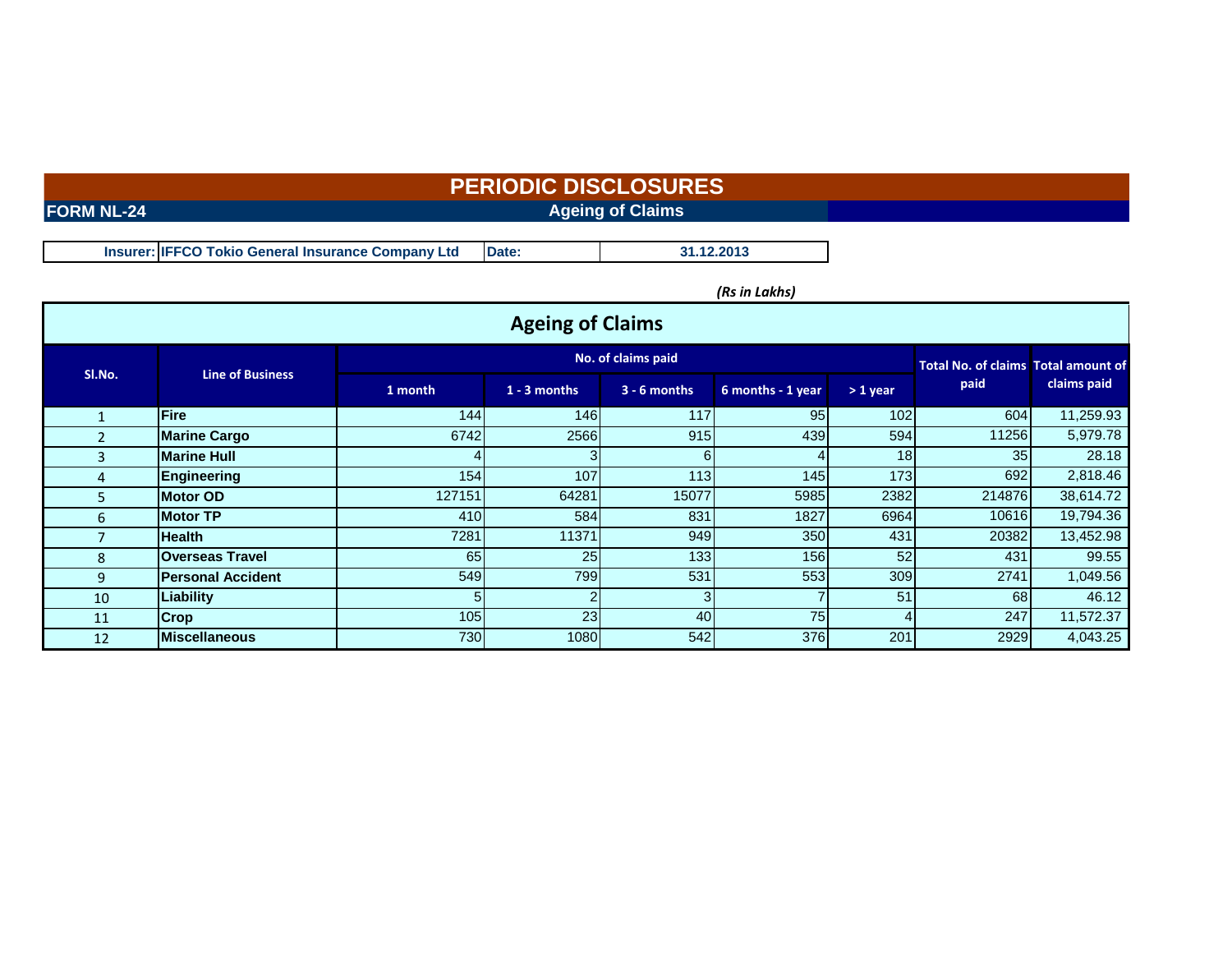# PERIODIC DISCLOSURES

**FORM NL-24** — **Ageing of Claims**

| Insurer: | IFFCO Tokio General Insurance Company Ltd | Date: | 31.12.2013 |
|---|---|---|---|

*(Rs in Lakhs)*

## Ageing of Claims

| Sl.No. | Line of Business | No. of claims paid | | | | | Total No. of claims paid | Total amount of claims paid |
|---|---|---|---|---|---|---|---|---|
| | | 1 month | 1 - 3 months | 3 - 6 months | 6 months - 1 year | > 1 year | | |
| 1 | Fire | 144 | 146 | 117 | 95 | 102 | 604 | 11,259.93 |
| 2 | Marine Cargo | 6742 | 2566 | 915 | 439 | 594 | 11256 | 5,979.78 |
| 3 | Marine Hull | 4 | 3 | 6 | 4 | 18 | 35 | 28.18 |
| 4 | Engineering | 154 | 107 | 113 | 145 | 173 | 692 | 2,818.46 |
| 5 | Motor OD | 127151 | 64281 | 15077 | 5985 | 2382 | 214876 | 38,614.72 |
| 6 | Motor TP | 410 | 584 | 831 | 1827 | 6964 | 10616 | 19,794.36 |
| 7 | Health | 7281 | 11371 | 949 | 350 | 431 | 20382 | 13,452.98 |
| 8 | Overseas Travel | 65 | 25 | 133 | 156 | 52 | 431 | 99.55 |
| 9 | Personal Accident | 549 | 799 | 531 | 553 | 309 | 2741 | 1,049.56 |
| 10 | Liability | 5 | 2 | 3 | 7 | 51 | 68 | 46.12 |
| 11 | Crop | 105 | 23 | 40 | 75 | 4 | 247 | 11,572.37 |
| 12 | Miscellaneous | 730 | 1080 | 542 | 376 | 201 | 2929 | 4,043.25 |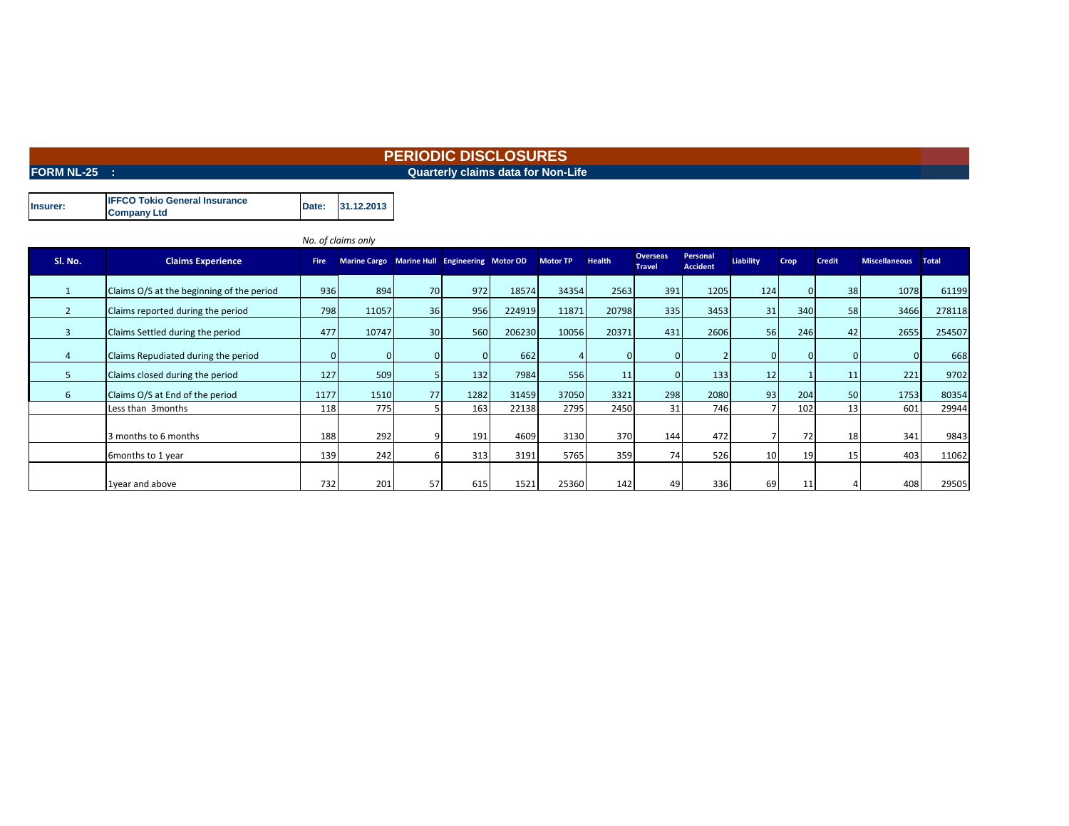# PERIODIC DISCLOSURES

**FORM NL-25 :** **Quarterly claims data for Non-Life**

| Insurer: | IFFCO Tokio General Insurance Company Ltd | Date: | 31.12.2013 |
|---|---|---|---|

*No. of claims only*

| Sl. No. | Claims Experience | Fire | Marine Cargo | Marine Hull | Engineering | Motor OD | Motor TP | Health | Overseas Travel | Personal Accident | Liability | Crop | Credit | Miscellaneous | Total |
|---|---|---|---|---|---|---|---|---|---|---|---|---|---|---|---|
| 1 | Claims O/S at the beginning of the period | 936 | 894 | 70 | 972 | 18574 | 34354 | 2563 | 391 | 1205 | 124 | 0 | 38 | 1078 | 61199 |
| 2 | Claims reported during the period | 798 | 11057 | 36 | 956 | 224919 | 11871 | 20798 | 335 | 3453 | 31 | 340 | 58 | 3466 | 278118 |
| 3 | Claims Settled during the period | 477 | 10747 | 30 | 560 | 206230 | 10056 | 20371 | 431 | 2606 | 56 | 246 | 42 | 2655 | 254507 |
| 4 | Claims Repudiated during the period | 0 | 0 | 0 | 0 | 662 | 4 | 0 | 0 | 2 | 0 | 0 | 0 | 0 | 668 |
| 5 | Claims closed during the period | 127 | 509 | 5 | 132 | 7984 | 556 | 11 | 0 | 133 | 12 | 1 | 11 | 221 | 9702 |
| 6 | Claims O/S at End of the period | 1177 | 1510 | 77 | 1282 | 31459 | 37050 | 3321 | 298 | 2080 | 93 | 204 | 50 | 1753 | 80354 |
| | Less than 3months | 118 | 775 | 5 | 163 | 22138 | 2795 | 2450 | 31 | 746 | 7 | 102 | 13 | 601 | 29944 |
| | 3 months to 6 months | 188 | 292 | 9 | 191 | 4609 | 3130 | 370 | 144 | 472 | 7 | 72 | 18 | 341 | 9843 |
| | 6months to 1 year | 139 | 242 | 6 | 313 | 3191 | 5765 | 359 | 74 | 526 | 10 | 19 | 15 | 403 | 11062 |
| | 1year and above | 732 | 201 | 57 | 615 | 1521 | 25360 | 142 | 49 | 336 | 69 | 11 | 4 | 408 | 29505 |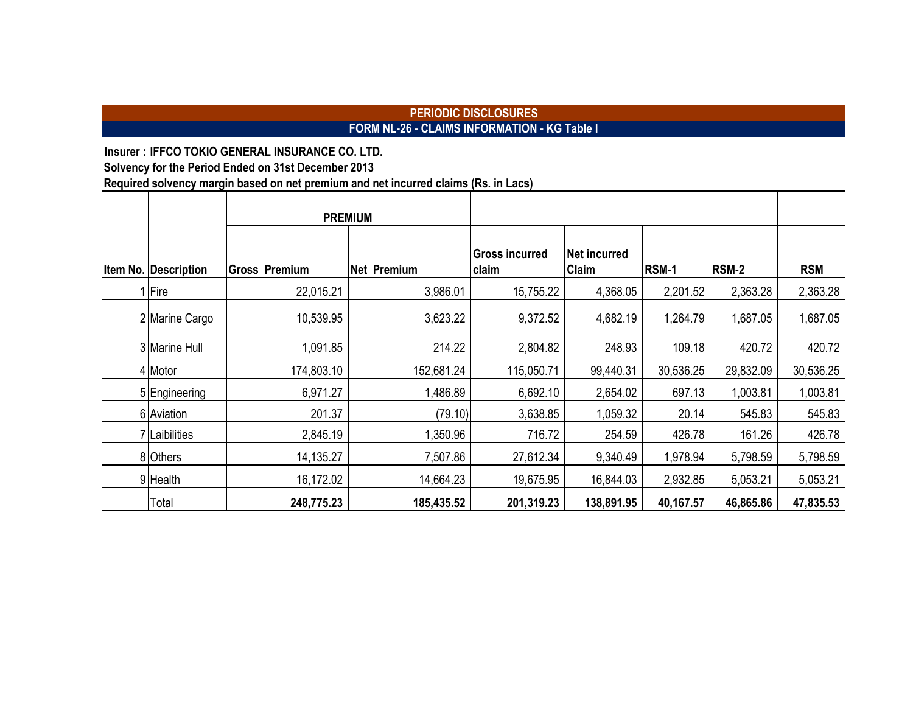## PERIODIC DISCLOSURES

### FORM NL-26 - CLAIMS INFORMATION - KG Table I

**Insurer : IFFCO TOKIO GENERAL INSURANCE CO. LTD.**

**Solvency for the Period Ended on 31st December 2013**

**Required solvency margin based on net premium and net incurred claims (Rs. in Lacs)**

| | | PREMIUM | | | | | | |
|---|---|---|---|---|---|---|---|---|
| **Item No.** | **Description** | **Gross Premium** | **Net Premium** | **Gross incurred claim** | **Net incurred Claim** | **RSM-1** | **RSM-2** | **RSM** |
| 1 | Fire | 22,015.21 | 3,986.01 | 15,755.22 | 4,368.05 | 2,201.52 | 2,363.28 | 2,363.28 |
| 2 | Marine Cargo | 10,539.95 | 3,623.22 | 9,372.52 | 4,682.19 | 1,264.79 | 1,687.05 | 1,687.05 |
| 3 | Marine Hull | 1,091.85 | 214.22 | 2,804.82 | 248.93 | 109.18 | 420.72 | 420.72 |
| 4 | Motor | 174,803.10 | 152,681.24 | 115,050.71 | 99,440.31 | 30,536.25 | 29,832.09 | 30,536.25 |
| 5 | Engineering | 6,971.27 | 1,486.89 | 6,692.10 | 2,654.02 | 697.13 | 1,003.81 | 1,003.81 |
| 6 | Aviation | 201.37 | (79.10) | 3,638.85 | 1,059.32 | 20.14 | 545.83 | 545.83 |
| 7 | Laibilities | 2,845.19 | 1,350.96 | 716.72 | 254.59 | 426.78 | 161.26 | 426.78 |
| 8 | Others | 14,135.27 | 7,507.86 | 27,612.34 | 9,340.49 | 1,978.94 | 5,798.59 | 5,798.59 |
| 9 | Health | 16,172.02 | 14,664.23 | 19,675.95 | 16,844.03 | 2,932.85 | 5,053.21 | 5,053.21 |
| | Total | **248,775.23** | **185,435.52** | **201,319.23** | **138,891.95** | **40,167.57** | **46,865.86** | **47,835.53** |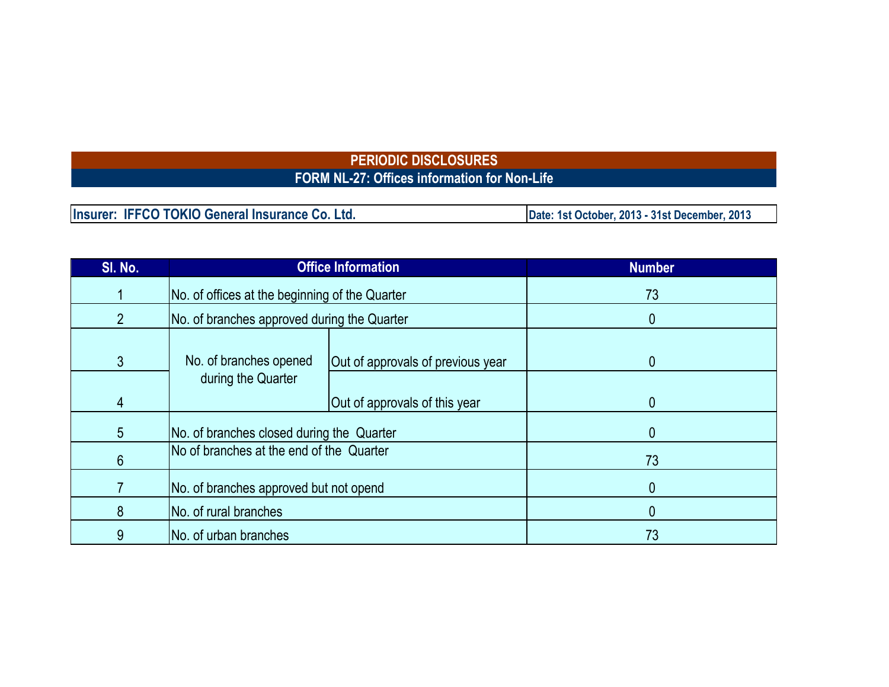## PERIODIC DISCLOSURES

### FORM NL-27: Offices information for Non-Life

| Insurer: IFFCO TOKIO General Insurance Co. Ltd. | Date: 1st October, 2013 - 31st December, 2013 |
|---|---|

| Sl. No. | Office Information | | Number |
|---|---|---|---|
| 1 | No. of offices at the beginning of the Quarter | | 73 |
| 2 | No. of branches approved during the Quarter | | 0 |
| 3 | No. of branches opened during the Quarter | Out of approvals of previous year | 0 |
| 4 | | Out of approvals of this year | 0 |
| 5 | No. of branches closed during the Quarter | | 0 |
| 6 | No of branches at the end of the Quarter | | 73 |
| 7 | No. of branches approved but not opend | | 0 |
| 8 | No. of rural branches | | 0 |
| 9 | No. of urban branches | | 73 |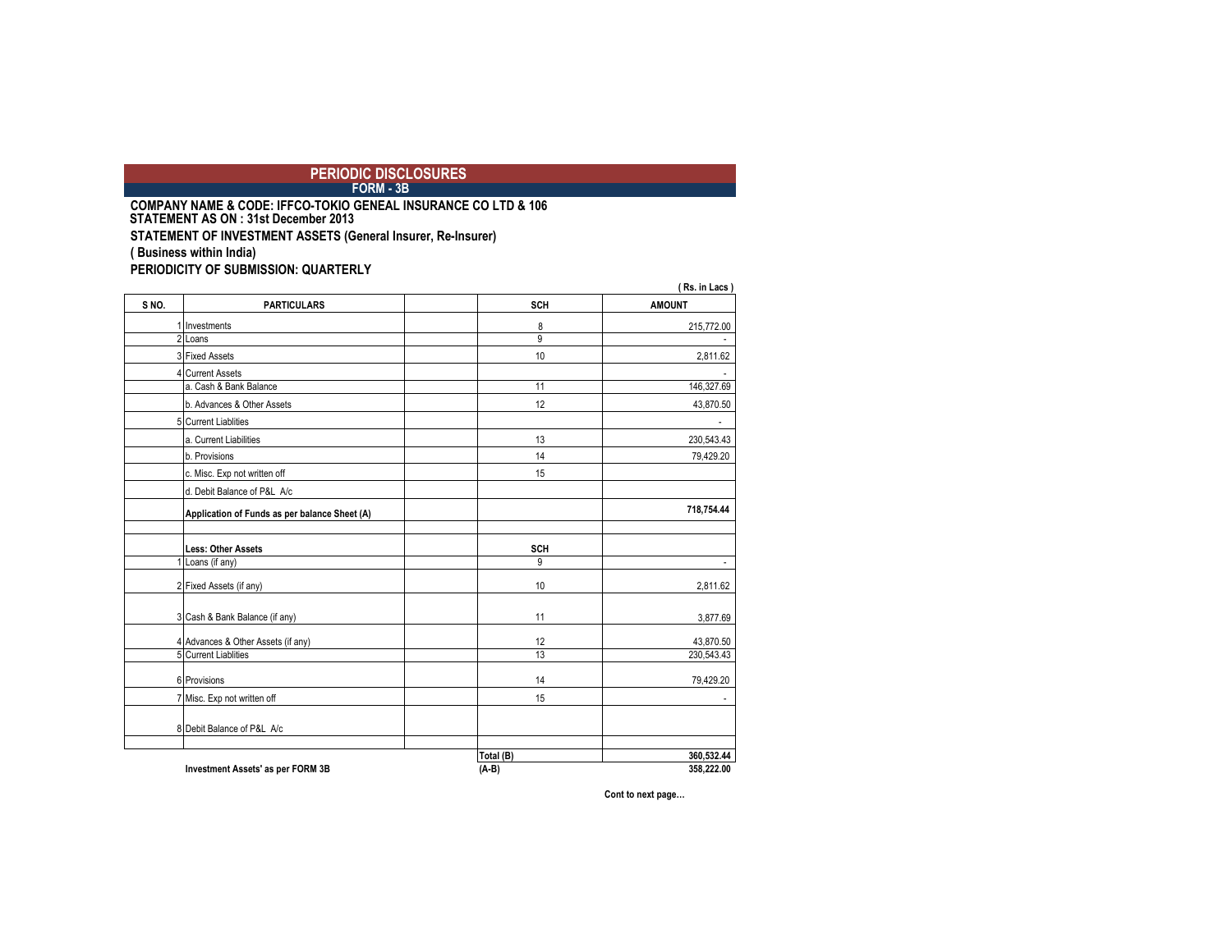# PERIODIC DISCLOSURES

## FORM - 3B

**COMPANY NAME & CODE: IFFCO-TOKIO GENEAL INSURANCE CO LTD & 106**
**STATEMENT AS ON : 31st December 2013**

**STATEMENT OF INVESTMENT ASSETS (General Insurer, Re-Insurer)**

**( Business within India)**

**PERIODICITY OF SUBMISSION: QUARTERLY**

( Rs. in Lacs )

| S NO. | PARTICULARS | | SCH | AMOUNT |
|---|---|---|---|---|
| 1 | Investments | | 8 | 215,772.00 |
| 2 | Loans | | 9 | - |
| 3 | Fixed Assets | | 10 | 2,811.62 |
| 4 | Current Assets | | | - |
| | a. Cash & Bank Balance | | 11 | 146,327.69 |
| | b. Advances & Other Assets | | 12 | 43,870.50 |
| 5 | Current Liablities | | | - |
| | a. Current Liabilities | | 13 | 230,543.43 |
| | b. Provisions | | 14 | 79,429.20 |
| | c. Misc. Exp not written off | | 15 | |
| | d. Debit Balance of P&L A/c | | | |
| | **Application of Funds as per balance Sheet (A)** | | | **718,754.44** |
| | | | | |
| | **Less: Other Assets** | | **SCH** | |
| 1 | Loans (if any) | | 9 | - |
| 2 | Fixed Assets (if any) | | 10 | 2,811.62 |
| 3 | Cash & Bank Balance (if any) | | 11 | 3,877.69 |
| 4 | Advances & Other Assets (if any) | | 12 | 43,870.50 |
| 5 | Current Liablities | | 13 | 230,543.43 |
| 6 | Provisions | | 14 | 79,429.20 |
| 7 | Misc. Exp not written off | | 15 | - |
| 8 | Debit Balance of P&L A/c | | | |
| | | | | |
| | | | **Total (B)** | **360,532.44** |
| | **Investment Assets' as per FORM 3B** | | **(A-B)** | **358,222.00** |

**Cont to next page…**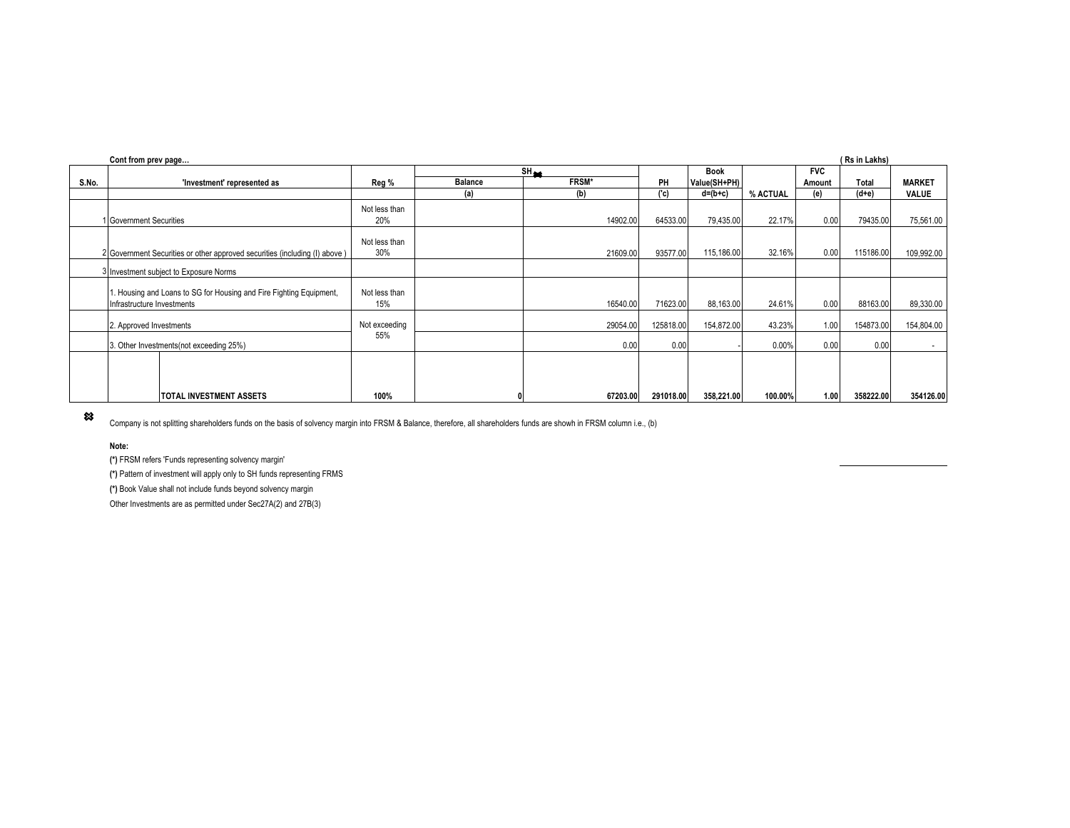Cont from prev page…

( Rs in Lakhs)

| S.No. | 'Investment' represented as | | Reg % | SH ✽ | | PH | Book Value(SH+PH) | % ACTUAL | FVC Amount | Total | MARKET VALUE |
|---|---|---|---|---|---|---|---|---|---|---|---|
| | | | | Balance | FRSM* | | | | | | |
| | | | | (a) | (b) | ('c) | d=(b+c) | | (e) | (d+e) | |
| 1 | Government Securities | | Not less than 20% | | 14902.00 | 64533.00 | 79,435.00 | 22.17% | 0.00 | 79435.00 | 75,561.00 |
| 2 | Government Securities or other approved securities (including (I) above ) | | Not less than 30% | | 21609.00 | 93577.00 | 115,186.00 | 32.16% | 0.00 | 115186.00 | 109,992.00 |
| 3 | Investment subject to Exposure Norms | | | | | | | | | | |
| | 1. Housing and Loans to SG for Housing and Fire Fighting Equipment, Infrastructure Investments | | Not less than 15% | | 16540.00 | 71623.00 | 88,163.00 | 24.61% | 0.00 | 88163.00 | 89,330.00 |
| | 2. Approved Investments | | Not exceeding 55% | | 29054.00 | 125818.00 | 154,872.00 | 43.23% | 1.00 | 154873.00 | 154,804.00 |
| | 3. Other Investments(not exceeding 25%) | | | | 0.00 | 0.00 | - | 0.00% | 0.00 | 0.00 | - |
| | | **TOTAL INVESTMENT ASSETS** | **100%** | **0** | **67203.00** | **291018.00** | **358,221.00** | **100.00%** | **1.00** | **358222.00** | **354126.00** |

✽ Company is not splitting shareholders funds on the basis of solvency margin into FRSM & Balance, therefore, all shareholders funds are shown in FRSM column i.e., (b)

**Note:**

**(*)** FRSM refers 'Funds representing solvency margin'

**(*)** Pattern of investment will apply only to SH funds representing FRMS

**(*)** Book Value shall not include funds beyond solvency margin

Other Investments are as permitted under Sec27A(2) and 27B(3)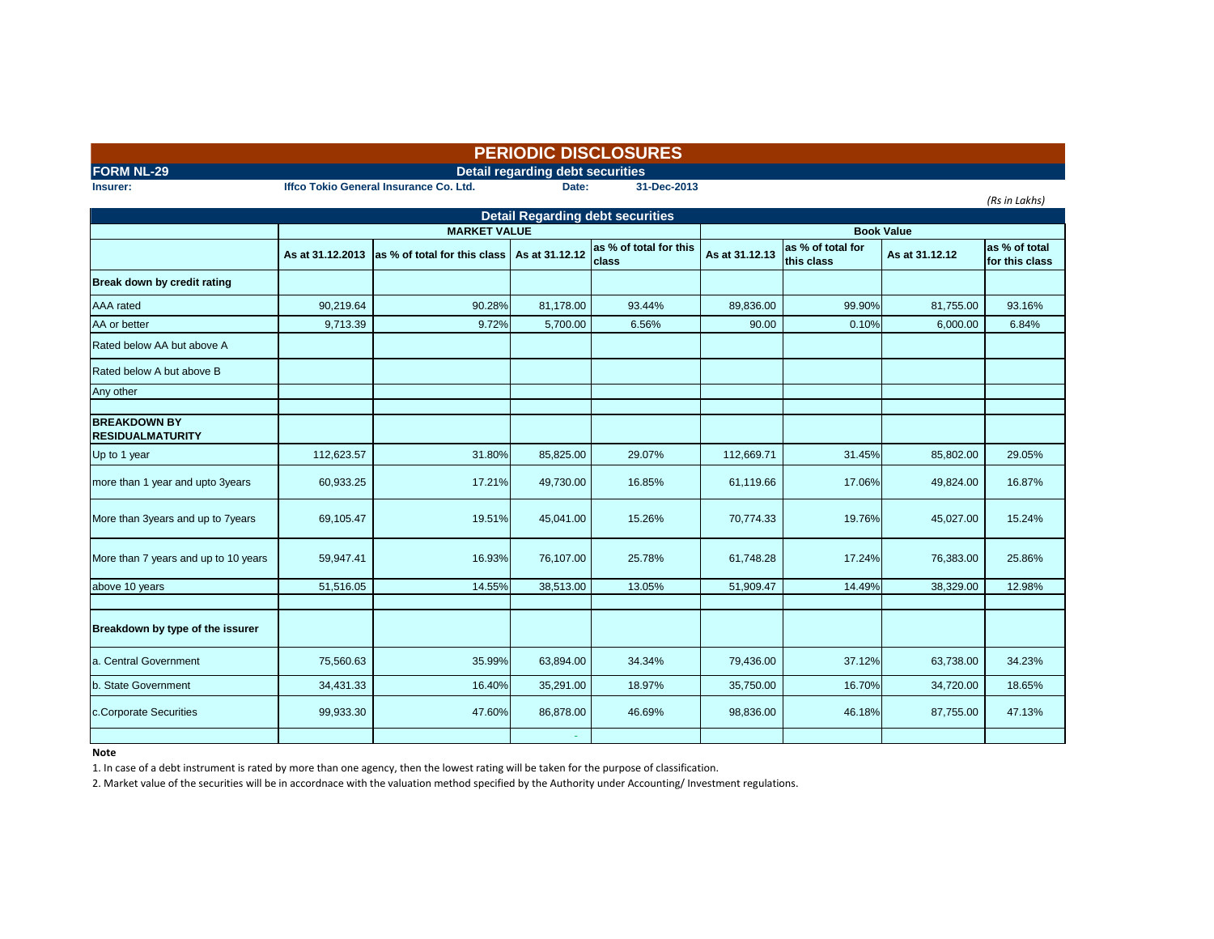# PERIODIC DISCLOSURES

**FORM NL-29** — **Detail regarding debt securities**

**Insurer:** Iffco Tokio General Insurance Co. Ltd. **Date:** 31-Dec-2013

*(Rs in Lakhs)*

| Detail Regarding debt securities | MARKET VALUE | | | | Book Value | | | |
|---|---|---|---|---|---|---|---|---|
| | As at 31.12.2013 | as % of total for this class | As at 31.12.12 | as % of total for this class | As at 31.12.13 | as % of total for this class | As at 31.12.12 | as % of total for this class |
| **Break down by credit rating** | | | | | | | | |
| AAA rated | 90,219.64 | 90.28% | 81,178.00 | 93.44% | 89,836.00 | 99.90% | 81,755.00 | 93.16% |
| AA or better | 9,713.39 | 9.72% | 5,700.00 | 6.56% | 90.00 | 0.10% | 6,000.00 | 6.84% |
| Rated below AA but above A | | | | | | | | |
| Rated below A but above B | | | | | | | | |
| Any other | | | | | | | | |
| | | | | | | | | |
| **BREAKDOWN BY RESIDUALMATURITY** | | | | | | | | |
| Up to 1 year | 112,623.57 | 31.80% | 85,825.00 | 29.07% | 112,669.71 | 31.45% | 85,802.00 | 29.05% |
| more than 1 year and upto 3years | 60,933.25 | 17.21% | 49,730.00 | 16.85% | 61,119.66 | 17.06% | 49,824.00 | 16.87% |
| More than 3years and up to 7years | 69,105.47 | 19.51% | 45,041.00 | 15.26% | 70,774.33 | 19.76% | 45,027.00 | 15.24% |
| More than 7 years and up to 10 years | 59,947.41 | 16.93% | 76,107.00 | 25.78% | 61,748.28 | 17.24% | 76,383.00 | 25.86% |
| above 10 years | 51,516.05 | 14.55% | 38,513.00 | 13.05% | 51,909.47 | 14.49% | 38,329.00 | 12.98% |
| | | | | | | | | |
| **Breakdown by type of the issurer** | | | | | | | | |
| a. Central Government | 75,560.63 | 35.99% | 63,894.00 | 34.34% | 79,436.00 | 37.12% | 63,738.00 | 34.23% |
| b. State Government | 34,431.33 | 16.40% | 35,291.00 | 18.97% | 35,750.00 | 16.70% | 34,720.00 | 18.65% |
| c.Corporate Securities | 99,933.30 | 47.60% | 86,878.00 | 46.69% | 98,836.00 | 46.18% | 87,755.00 | 47.13% |
| | | | - | | | | | |

**Note**

1. In case of a debt instrument is rated by more than one agency, then the lowest rating will be taken for the purpose of classification.
2. Market value of the securities will be in accordnace with the valuation method specified by the Authority under Accounting/ Investment regulations.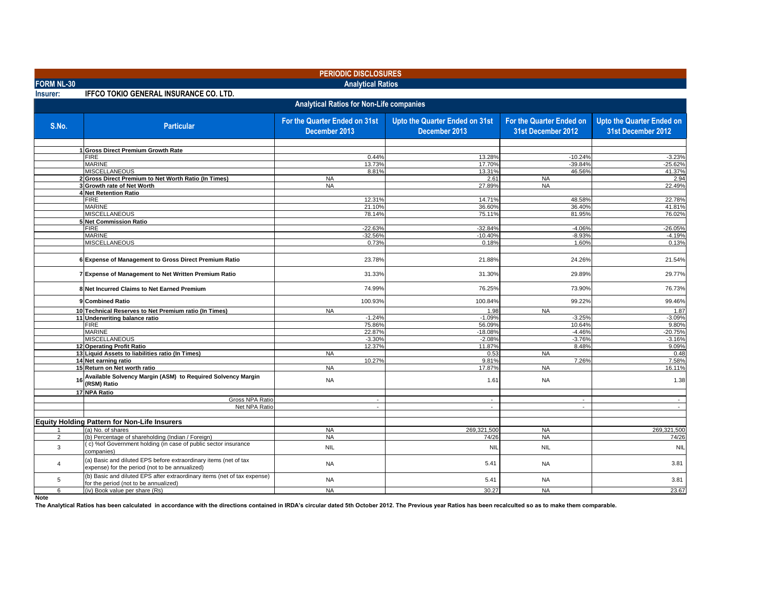# PERIODIC DISCLOSURES

**FORM NL-30** — **Analytical Ratios**

**Insurer:** **IFFCO TOKIO GENERAL INSURANCE CO. LTD.**

## Analytical Ratios for Non-Life companies

| S.No. | Particular | For the Quarter Ended on 31st December 2013 | Upto the Quarter Ended on 31st December 2013 | For the Quarter Ended on 31st December 2012 | Upto the Quarter Ended on 31st December 2012 |
|---|---|---|---|---|---|
| 1 | **Gross Direct Premium Growth Rate** | | | | |
| | FIRE | 0.44% | 13.28% | -10.24% | -3.23% |
| | MARINE | 13.73% | 17.70% | -39.84% | -25.62% |
| | MISCELLANEOUS | 8.81% | 13.31% | 46.56% | 41.37% |
| 2 | **Gross Direct Premium to Net Worth Ratio (In Times)** | NA | 2.61 | NA | 2.94 |
| 3 | **Growth rate of Net Worth** | NA | 27.89% | NA | 22.49% |
| 4 | **Net Retention Ratio** | | | | |
| | FIRE | 12.31% | 14.71% | 48.58% | 22.78% |
| | MARINE | 21.10% | 36.60% | 36.40% | 41.81% |
| | MISCELLANEOUS | 78.14% | 75.11% | 81.95% | 76.02% |
| 5 | **Net Commission Ratio** | | | | |
| | FIRE | -22.63% | -32.84% | -4.06% | -26.05% |
| | MARINE | -32.56% | -10.40% | -8.93% | -4.19% |
| | MISCELLANEOUS | 0.73% | 0.18% | 1.60% | 0.13% |
| 6 | **Expense of Management to Gross Direct Premium Ratio** | 23.78% | 21.88% | 24.26% | 21.54% |
| 7 | **Expense of Management to Net Written Premium Ratio** | 31.33% | 31.30% | 29.89% | 29.77% |
| 8 | **Net Incurred Claims to Net Earned Premium** | 74.99% | 76.25% | 73.90% | 76.73% |
| 9 | **Combined Ratio** | 100.93% | 100.84% | 99.22% | 99.46% |
| 10 | **Technical Reserves to Net Premium ratio (In Times)** | NA | 1.98 | NA | 1.87 |
| 11 | **Underwriting balance ratio** | -1.24% | -1.09% | -3.25% | -3.09% |
| | FIRE | 75.86% | 56.09% | 10.64% | 9.80% |
| | MARINE | 22.87% | -18.08% | -4.46% | -20.75% |
| | MISCELLANEOUS | -3.30% | -2.08% | -3.76% | -3.16% |
| 12 | **Operating Profit Ratio** | 12.37% | 11.87% | 8.48% | 9.09% |
| 13 | **Liquid Assets to liabilities ratio (In Times)** | NA | 0.53 | NA | 0.48 |
| 14 | **Net earning ratio** | 10.27% | 9.81% | 7.26% | 7.58% |
| 15 | **Return on Net worth ratio** | NA | 17.87% | NA | 16.11% |
| 16 | **Available Solvency Margin (ASM) to Required Solvency Margin (RSM) Ratio** | NA | 1.61 | NA | 1.38 |
| 17 | **NPA Ratio** | | | | |
| | Gross NPA Ratio | - | - | - | - |
| | Net NPA Ratio | - | - | - | - |

### Equity Holding Pattern for Non-Life Insurers

| S.No. | Particular | For the Quarter Ended on 31st December 2013 | Upto the Quarter Ended on 31st December 2013 | For the Quarter Ended on 31st December 2012 | Upto the Quarter Ended on 31st December 2012 |
|---|---|---|---|---|---|
| 1 | (a) No. of shares | NA | 269,321,500 | NA | 269,321,500 |
| 2 | (b) Percentage of shareholding (Indian / Foreign) | NA | 74/26 | NA | 74/26 |
| 3 | ( c) %of Government holding (in case of public sector insurance companies) | NIL | NIL | NIL | NIL |
| 4 | (a) Basic and diluted EPS before extraordinary items (net of tax expense) for the period (not to be annualized) | NA | 5.41 | NA | 3.81 |
| 5 | (b) Basic and diluted EPS after extraordinary items (net of tax expense) for the period (not to be annualized) | NA | 5.41 | NA | 3.81 |
| 6 | (iv) Book value per share (Rs) | NA | 30.27 | NA | 23.67 |

**Note**

**The Analytical Ratios has been calculated in accordance with the directions contained in IRDA's circular dated 5th October 2012. The Previous year Ratios has been recalculted so as to make them comparable.**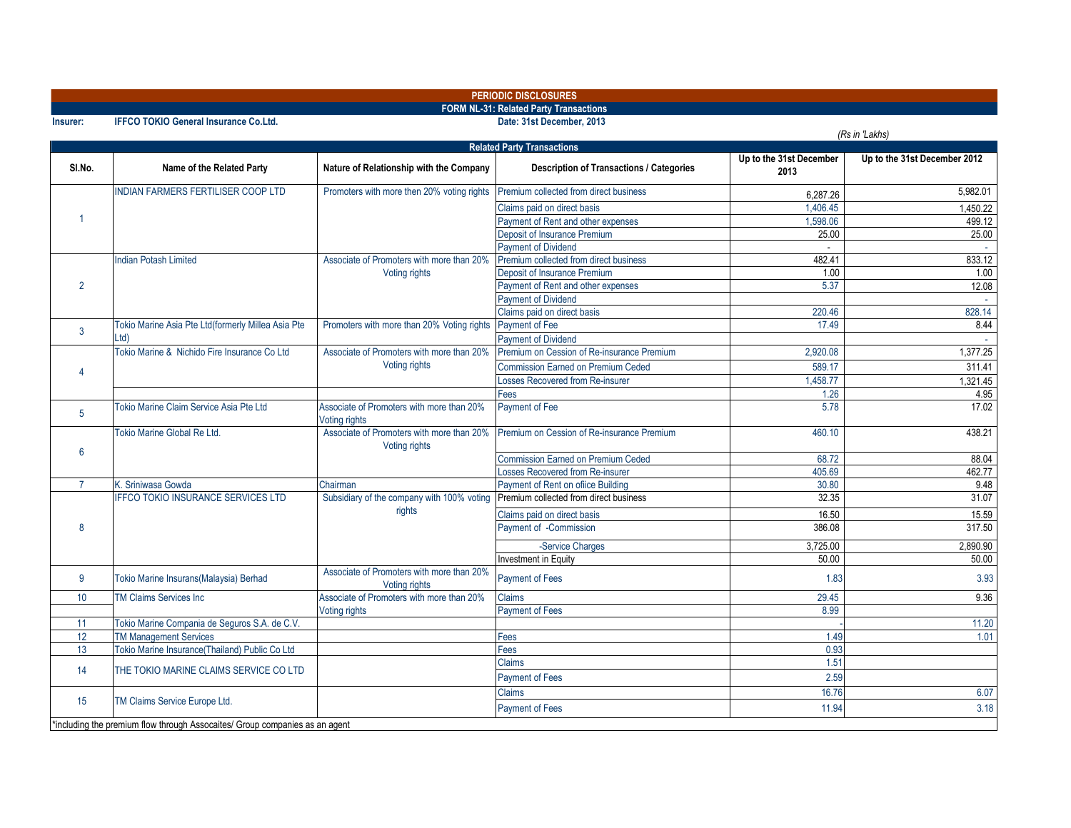**PERIODIC DISCLOSURES**

**FORM NL-31: Related Party Transactions**

**Insurer:** **IFFCO TOKIO General Insurance Co.Ltd.** **Date: 31st December, 2013**

*(Rs in 'Lakhs)*

**Related Party Transactions**

| Sl.No. | Name of the Related Party | Nature of Relationship with the Company | Description of Transactions / Categories | Up to the 31st December 2013 | Up to the 31st December 2012 |
|---|---|---|---|---|---|
| 1 | INDIAN FARMERS FERTILISER COOP LTD | Promoters with more then 20% voting rights | Premium collected from direct business | 6,287.26 | 5,982.01 |
| | | | Claims paid on direct basis | 1,406.45 | 1,450.22 |
| | | | Payment of Rent and other expenses | 1,598.06 | 499.12 |
| | | | Deposit of Insurance Premium | 25.00 | 25.00 |
| | | | Payment of Dividend | - | - |
| 2 | Indian Potash Limited | Associate of Promoters with more than 20% Voting rights | Premium collected from direct business | 482.41 | 833.12 |
| | | | Deposit of Insurance Premium | 1.00 | 1.00 |
| | | | Payment of Rent and other expenses | 5.37 | 12.08 |
| | | | Payment of Dividend | | - |
| | | | Claims paid on direct basis | 220.46 | 828.14 |
| 3 | Tokio Marine Asia Pte Ltd(formerly Millea Asia Pte Ltd) | Promoters with more than 20% Voting rights | Payment of Fee | 17.49 | 8.44 |
| | | | Payment of Dividend | | - |
| 4 | Tokio Marine & Nichido Fire Insurance Co Ltd | Associate of Promoters with more than 20% Voting rights | Premium on Cession of Re-insurance Premium | 2,920.08 | 1,377.25 |
| | | | Commission Earned on Premium Ceded | 589.17 | 311.41 |
| | | | Losses Recovered from Re-insurer | 1,458.77 | 1,321.45 |
| | | | Fees | 1.26 | 4.95 |
| 5 | Tokio Marine Claim Service Asia Pte Ltd | Associate of Promoters with more than 20% Voting rights | Payment of Fee | 5.78 | 17.02 |
| 6 | Tokio Marine Global Re Ltd. | Associate of Promoters with more than 20% Voting rights | Premium on Cession of Re-insurance Premium | 460.10 | 438.21 |
| | | | Commission Earned on Premium Ceded | 68.72 | 88.04 |
| | | | Losses Recovered from Re-insurer | 405.69 | 462.77 |
| 7 | K. Sriniwasa Gowda | Chairman | Payment of Rent on ofiice Building | 30.80 | 9.48 |
| 8 | IFFCO TOKIO INSURANCE SERVICES LTD | Subsidiary of the company with 100% voting rights | Premium collected from direct business | 32.35 | 31.07 |
| | | | Claims paid on direct basis | 16.50 | 15.59 |
| | | | Payment of -Commission | 386.08 | 317.50 |
| | | | -Service Charges | 3,725.00 | 2,890.90 |
| | | | Investment in Equity | 50.00 | 50.00 |
| 9 | Tokio Marine Insurans(Malaysia) Berhad | Associate of Promoters with more than 20% Voting rights | Payment of Fees | 1.83 | 3.93 |
| 10 | TM Claims Services Inc | Associate of Promoters with more than 20% Voting rights | Claims | 29.45 | 9.36 |
| | | | Payment of Fees | 8.99 | |
| 11 | Tokio Marine Compania de Seguros S.A. de C.V. | | | - | 11.20 |
| 12 | TM Management Services | | Fees | 1.49 | 1.01 |
| 13 | Tokio Marine Insurance(Thailand) Public Co Ltd | | Fees | 0.93 | |
| 14 | THE TOKIO MARINE CLAIMS SERVICE CO LTD | | Claims | 1.51 | |
| | | | Payment of Fees | 2.59 | |
| 15 | TM Claims Service Europe Ltd. | | Claims | 16.76 | 6.07 |
| | | | Payment of Fees | 11.94 | 3.18 |

*including the premium flow through Assocaites/ Group companies as an agent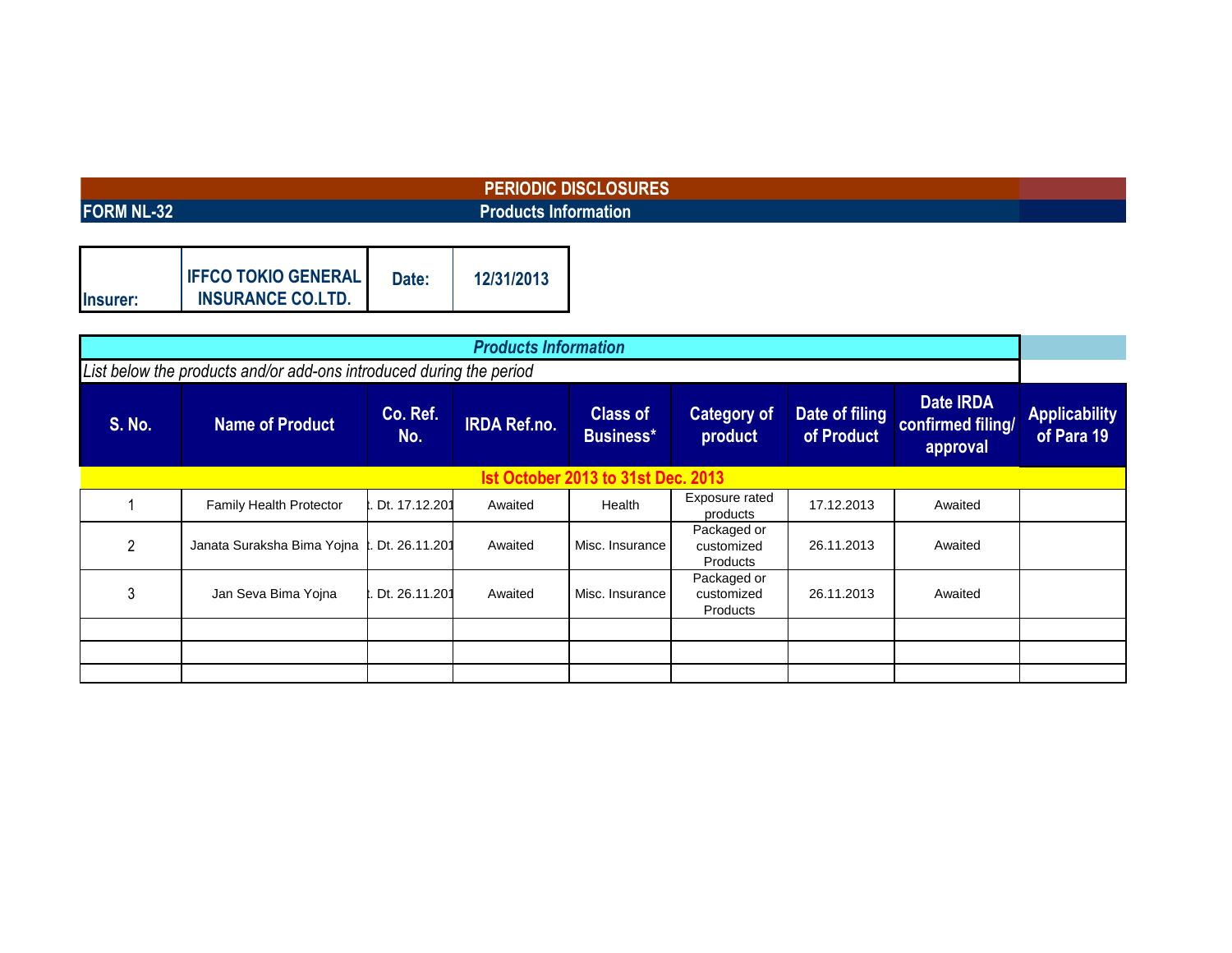# PERIODIC DISCLOSURES

**FORM NL-32** — **Products Information**

| Insurer: | IFFCO TOKIO GENERAL INSURANCE CO.LTD. | Date: | 12/31/2013 |
|---|---|---|---|

***Products Information***

*List below the products and/or add-ons introduced during the period*

| S. No. | Name of Product | Co. Ref. No. | IRDA Ref.no. | Class of Business* | Category of product | Date of filing of Product | Date IRDA confirmed filing/ approval | Applicability of Para 19 |
|---|---|---|---|---|---|---|---|---|
| **Ist October 2013 to 31st Dec. 2013** | | | | | | | | |
| 1 | Family Health Protector | t. Dt. 17.12.201 | Awaited | Health | Exposure rated products | 17.12.2013 | Awaited | |
| 2 | Janata Suraksha Bima Yojna | t. Dt. 26.11.201 | Awaited | Misc. Insurance | Packaged or customized Products | 26.11.2013 | Awaited | |
| 3 | Jan Seva Bima Yojna | t. Dt. 26.11.201 | Awaited | Misc. Insurance | Packaged or customized Products | 26.11.2013 | Awaited | |
| | | | | | | | | |
| | | | | | | | | |
| | | | | | | | | |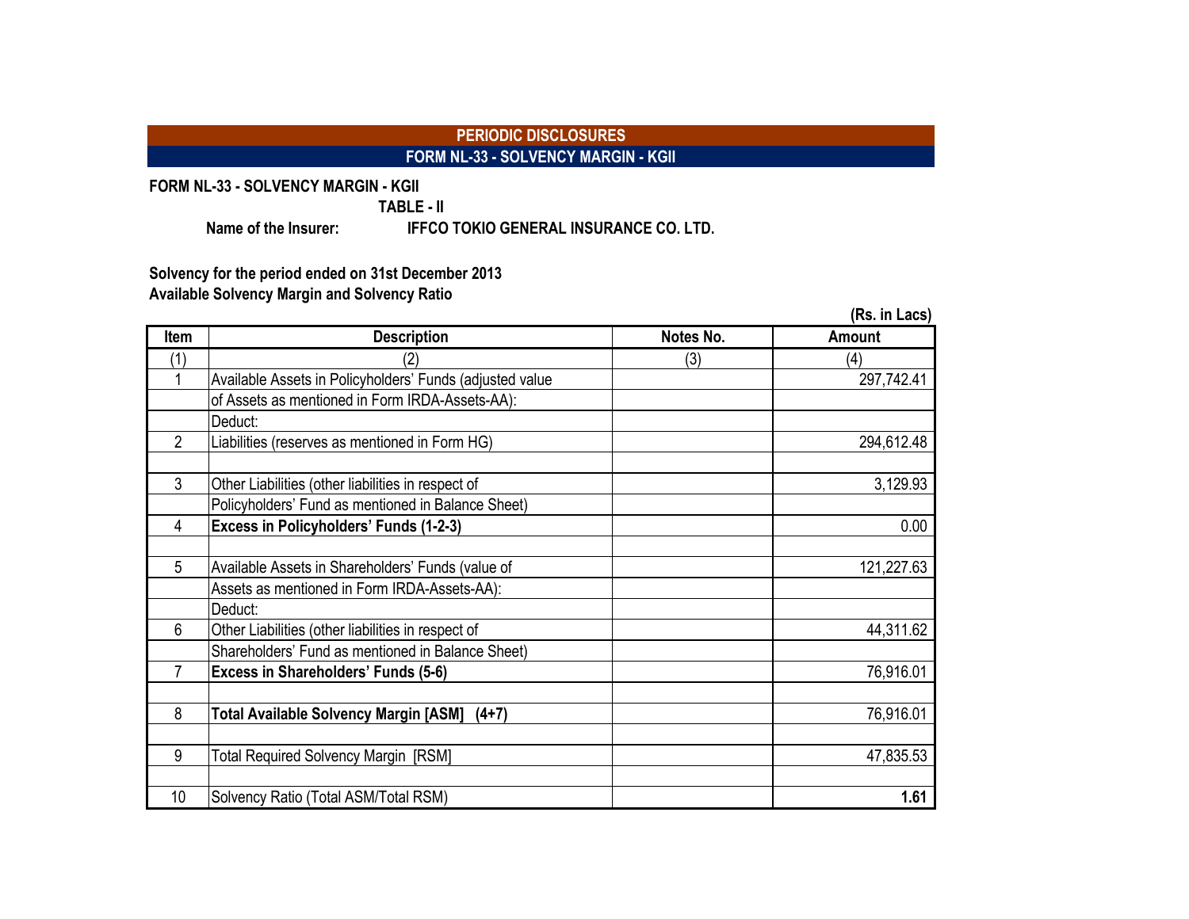**PERIODIC DISCLOSURES**

**FORM NL-33 - SOLVENCY MARGIN - KGII**

**FORM NL-33 - SOLVENCY MARGIN - KGII**

**TABLE - II**

**Name of the Insurer:** **IFFCO TOKIO GENERAL INSURANCE CO. LTD.**

**Solvency for the period ended on 31st December 2013**

**Available Solvency Margin and Solvency Ratio**

**(Rs. in Lacs)**

| Item | Description | Notes No. | Amount |
|---|---|---|---|
| (1) | (2) | (3) | (4) |
| 1 | Available Assets in Policyholders' Funds (adjusted value | | 297,742.41 |
| | of Assets as mentioned in Form IRDA-Assets-AA): | | |
| | Deduct: | | |
| 2 | Liabilities (reserves as mentioned in Form HG) | | 294,612.48 |
| | | | |
| 3 | Other Liabilities (other liabilities in respect of | | 3,129.93 |
| | Policyholders' Fund as mentioned in Balance Sheet) | | |
| 4 | **Excess in Policyholders' Funds (1-2-3)** | | 0.00 |
| | | | |
| 5 | Available Assets in Shareholders' Funds (value of | | 121,227.63 |
| | Assets as mentioned in Form IRDA-Assets-AA): | | |
| | Deduct: | | |
| 6 | Other Liabilities (other liabilities in respect of | | 44,311.62 |
| | Shareholders' Fund as mentioned in Balance Sheet) | | |
| 7 | **Excess in Shareholders' Funds (5-6)** | | 76,916.01 |
| | | | |
| 8 | **Total Available Solvency Margin [ASM] (4+7)** | | 76,916.01 |
| | | | |
| 9 | Total Required Solvency Margin [RSM] | | 47,835.53 |
| | | | |
| 10 | Solvency Ratio (Total ASM/Total RSM) | | **1.61** |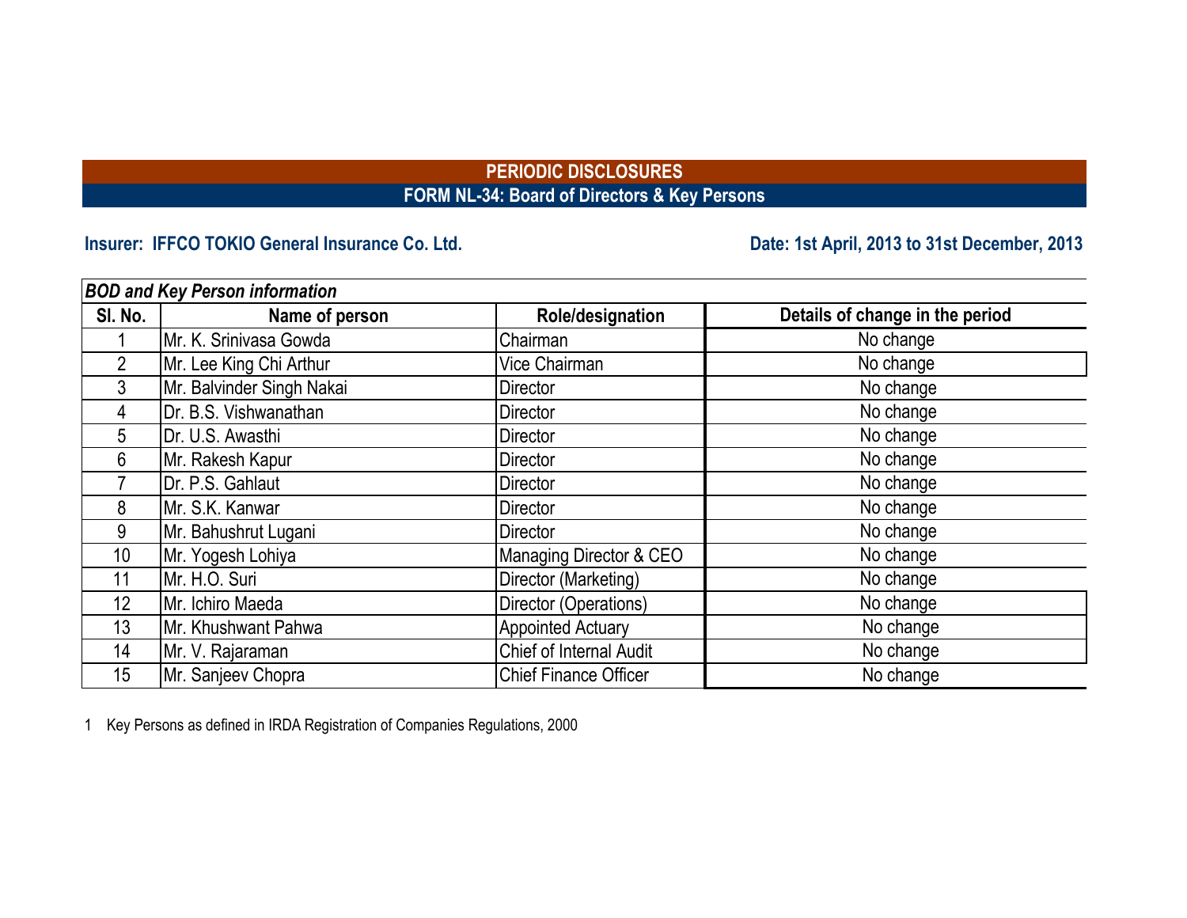# PERIODIC DISCLOSURES

## FORM NL-34: Board of Directors & Key Persons

**Insurer: IFFCO TOKIO General Insurance Co. Ltd.**

**Date: 1st April, 2013 to 31st December, 2013**

***BOD and Key Person information***

| Sl. No. | Name of person | Role/designation | Details of change in the period |
|---|---|---|---|
| 1 | Mr. K. Srinivasa Gowda | Chairman | No change |
| 2 | Mr. Lee King Chi Arthur | Vice Chairman | No change |
| 3 | Mr. Balvinder Singh Nakai | Director | No change |
| 4 | Dr. B.S. Vishwanathan | Director | No change |
| 5 | Dr. U.S. Awasthi | Director | No change |
| 6 | Mr. Rakesh Kapur | Director | No change |
| 7 | Dr. P.S. Gahlaut | Director | No change |
| 8 | Mr. S.K. Kanwar | Director | No change |
| 9 | Mr. Bahushrut Lugani | Director | No change |
| 10 | Mr. Yogesh Lohiya | Managing Director & CEO | No change |
| 11 | Mr. H.O. Suri | Director (Marketing) | No change |
| 12 | Mr. Ichiro Maeda | Director (Operations) | No change |
| 13 | Mr. Khushwant Pahwa | Appointed Actuary | No change |
| 14 | Mr. V. Rajaraman | Chief of Internal Audit | No change |
| 15 | Mr. Sanjeev Chopra | Chief Finance Officer | No change |

1 Key Persons as defined in IRDA Registration of Companies Regulations, 2000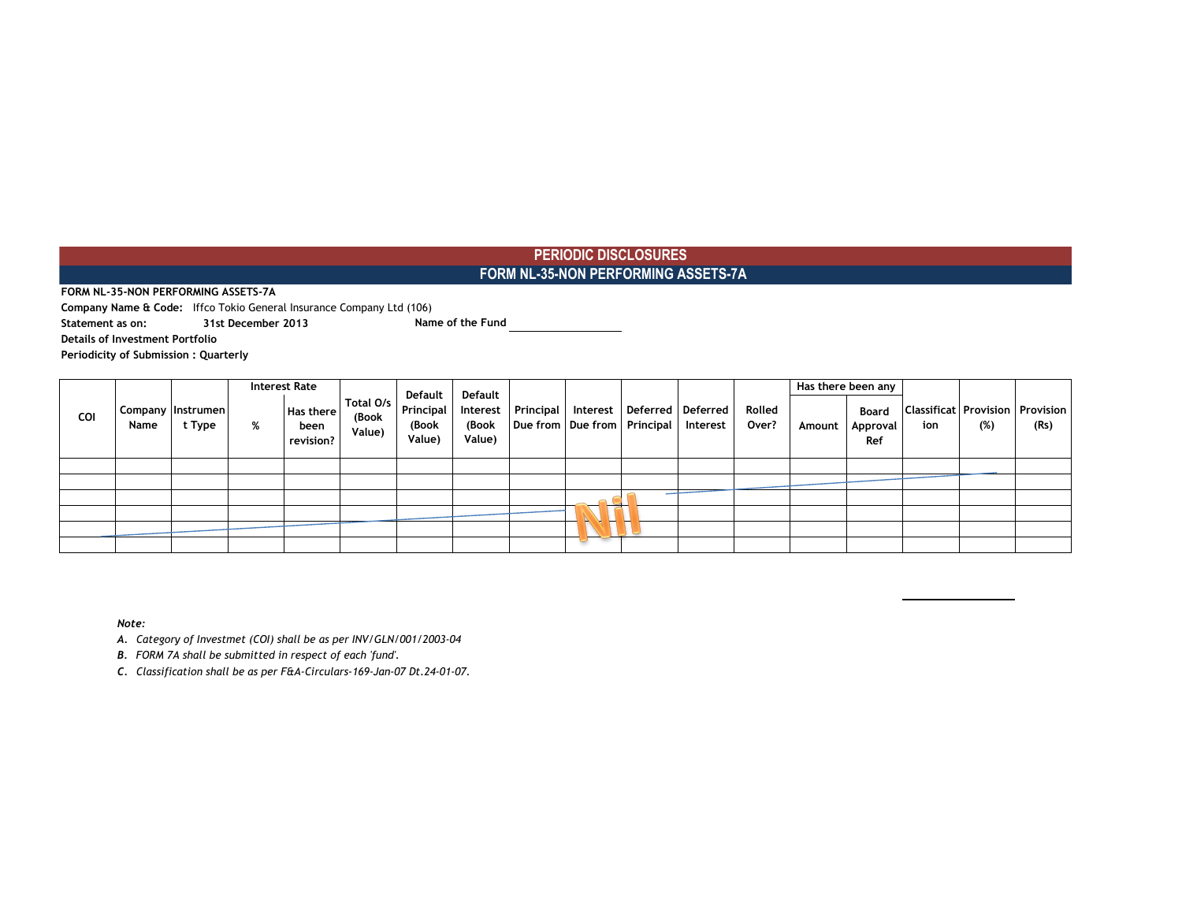# PERIODIC DISCLOSURES

## FORM NL-35-NON PERFORMING ASSETS-7A

**FORM NL-35-NON PERFORMING ASSETS-7A**

**Company Name & Code:** Iffco Tokio General Insurance Company Ltd (106)

**Statement as on:** **31st December 2013** **Name of the Fund** ____________

**Details of Investment Portfolio**

**Periodicity of Submission : Quarterly**

| COI | Company Name | Instrument Type | Interest Rate | | Total O/s (Book Value) | Default Principal (Book Value) | Default Interest (Book Value) | Principal Due from | Interest Due from | Deferred Principal | Deferred Interest | Rolled Over? | Has there been any | | Classification | Provision (%) | Provision (Rs) |
|---|---|---|---|---|---|---|---|---|---|---|---|---|---|---|---|---|---|
| | | | % | Has there been revision? | | | | | | | | | Amount | Board Approval Ref | | | |
| | | | | | | | | | Nil | | | | | | | | |

*Note:*

*A. Category of Investmet (COI) shall be as per INV/GLN/001/2003-04*

*B. FORM 7A shall be submitted in respect of each 'fund'.*

*C. Classification shall be as per F&A-Circulars-169-Jan-07 Dt.24-01-07.*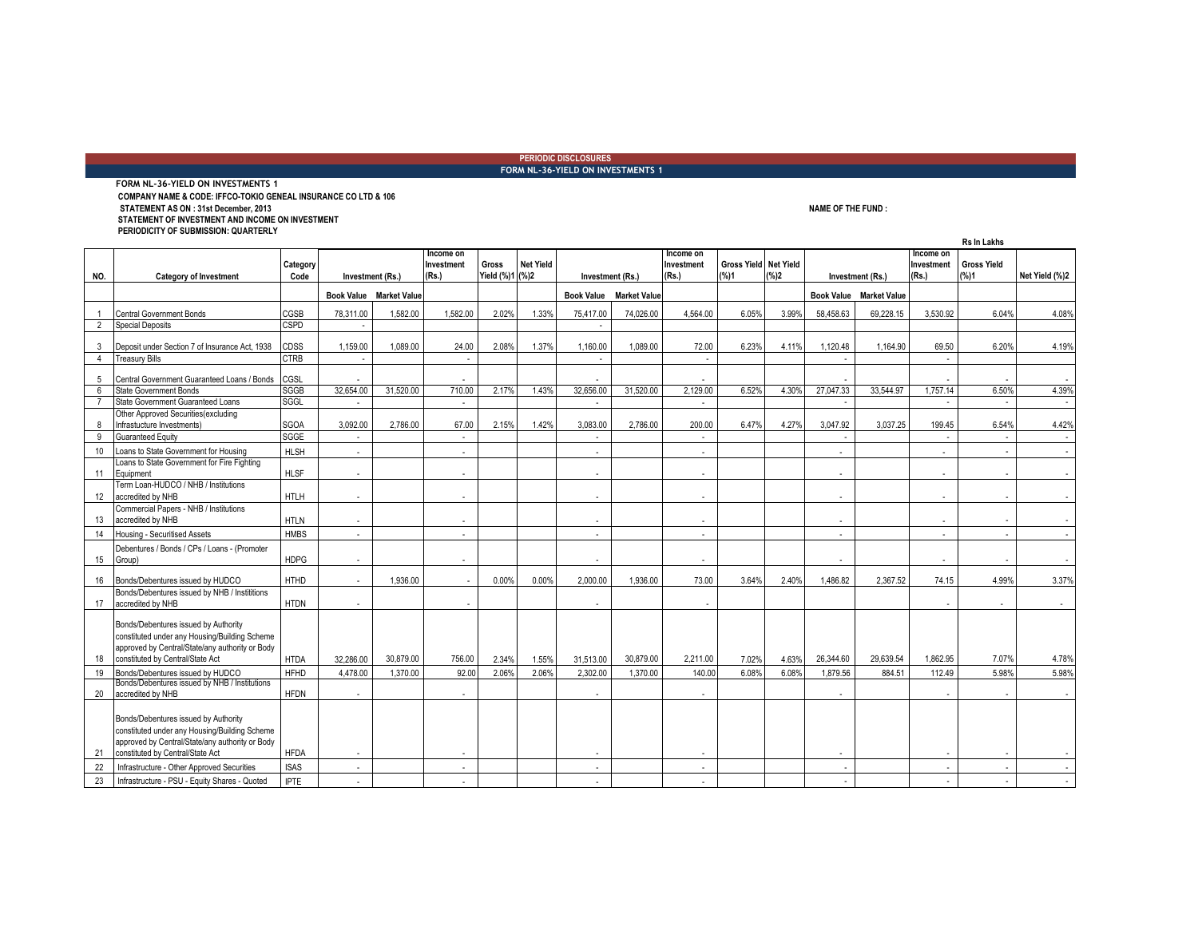**PERIODIC DISCLOSURES**

**FORM NL-36-YIELD ON INVESTMENTS 1**

**FORM NL-36-YIELD ON INVESTMENTS 1**

**COMPANY NAME & CODE: IFFCO-TOKIO GENEAL INSURANCE CO LTD & 106**

**STATEMENT AS ON : 31st December, 2013**

**NAME OF THE FUND :**

**STATEMENT OF INVESTMENT AND INCOME ON INVESTMENT**

**PERIODICITY OF SUBMISSION: QUARTERLY**

**Rs In Lakhs**

| NO. | Category of Investment | Category Code | Investment (Rs.) | | Income on Investment (Rs.) | Gross Yield (%)1 | Net Yield (%)2 | Investment (Rs.) | | Income on Investment (Rs.) | Gross Yield (%)1 | Net Yield (%)2 | Investment (Rs.) | | Income on Investment (Rs.) | Gross Yield (%)1 | Net Yield (%)2 |
|---|---|---|---|---|---|---|---|---|---|---|---|---|---|---|---|---|---|
| | | | Book Value | Market Value | | | | Book Value | Market Value | | | | Book Value | Market Value | | | |
| 1 | Central Government Bonds | CGSB | 78,311.00 | 1,582.00 | 1,582.00 | 2.02% | 1.33% | 75,417.00 | 74,026.00 | 4,564.00 | 6.05% | 3.99% | 58,458.63 | 69,228.15 | 3,530.92 | 6.04% | 4.08% |
| 2 | Special Deposits | CSPD | - | | | | | - | | | | | | | | | |
| 3 | Deposit under Section 7 of Insurance Act, 1938 | CDSS | 1,159.00 | 1,089.00 | 24.00 | 2.08% | 1.37% | 1,160.00 | 1,089.00 | 72.00 | 6.23% | 4.11% | 1,120.48 | 1,164.90 | 69.50 | 6.20% | 4.19% |
| 4 | Treasury Bills | CTRB | - | | - | | | - | | - | | | - | | - | | |
| 5 | Central Government Guaranteed Loans / Bonds | CGSL | - | | - | | | - | | - | | | - | | - | - | - |
| 6 | State Government Bonds | SGGB | 32,654.00 | 31,520.00 | 710.00 | 2.17% | 1.43% | 32,656.00 | 31,520.00 | 2,129.00 | 6.52% | 4.30% | 27,047.33 | 33,544.97 | 1,757.14 | 6.50% | 4.39% |
| 7 | State Government Guaranteed Loans | SGGL | - | | - | | | - | | - | | | - | | - | - | - |
| 8 | Other Approved Securities(excluding Infrastucture Investments) | SGOA | 3,092.00 | 2,786.00 | 67.00 | 2.15% | 1.42% | 3,083.00 | 2,786.00 | 200.00 | 6.47% | 4.27% | 3,047.92 | 3,037.25 | 199.45 | 6.54% | 4.42% |
| 9 | Guaranteed Equity | SGGE | - | | - | | | - | | - | | | - | | - | - | - |
| 10 | Loans to State Government for Housing | HLSH | - | | - | | | - | | - | | | - | | - | - | - |
| 11 | Loans to State Government for Fire Fighting Equipment | HLSF | - | | - | | | - | | - | | | - | | - | - | - |
| 12 | Term Loan-HUDCO / NHB / Institutions accredited by NHB | HTLH | - | | - | | | - | | - | | | - | | - | - | - |
| 13 | Commercial Papers - NHB / Institutions accredited by NHB | HTLN | - | | - | | | - | | - | | | - | | - | - | - |
| 14 | Housing - Securitised Assets | HMBS | - | | - | | | - | | - | | | - | | - | - | - |
| 15 | Debentures / Bonds / CPs / Loans - (Promoter Group) | HDPG | - | | - | | | - | | - | | | - | | - | - | - |
| 16 | Bonds/Debentures issued by HUDCO | HTHD | - | 1,936.00 | - | 0.00% | 0.00% | 2,000.00 | 1,936.00 | 73.00 | 3.64% | 2.40% | 1,486.82 | 2,367.52 | 74.15 | 4.99% | 3.37% |
| 17 | Bonds/Debentures issued by NHB / Instititions accredited by NHB | HTDN | - | | - | | | - | | - | | | | | - | - | - |
| 18 | Bonds/Debentures issued by Authority constituted under any Housing/Building Scheme approved by Central/State/any authority or Body constituted by Central/State Act | HTDA | 32,286.00 | 30,879.00 | 756.00 | 2.34% | 1.55% | 31,513.00 | 30,879.00 | 2,211.00 | 7.02% | 4.63% | 26,344.60 | 29,639.54 | 1,862.95 | 7.07% | 4.78% |
| 19 | Bonds/Debentures issued by HUDCO | HFHD | 4,478.00 | 1,370.00 | 92.00 | 2.06% | 2.06% | 2,302.00 | 1,370.00 | 140.00 | 6.08% | 6.08% | 1,879.56 | 884.51 | 112.49 | 5.98% | 5.98% |
| 20 | Bonds/Debentures issued by NHB / Institutions accredited by NHB | HFDN | - | | - | | | - | | - | | | - | | - | - | - |
| 21 | Bonds/Debentures issued by Authority constituted under any Housing/Building Scheme approved by Central/State/any authority or Body constituted by Central/State Act | HFDA | - | | - | | | - | | - | | | - | | - | - | - |
| 22 | Infrastructure - Other Approved Securities | ISAS | - | | - | | | - | | - | | | - | | - | - | - |
| 23 | Infrastructure - PSU - Equity Shares - Quoted | IPTE | - | | - | | | - | | - | | | - | | - | - | - |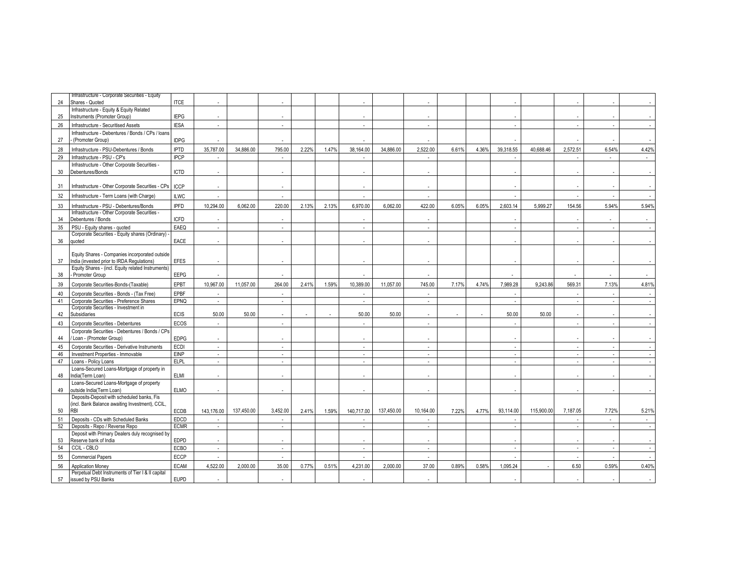| 24 | Infrastructure - Corporate Securities - Equity Shares - Quoted | ITCE | - | | - | | | - | | - | | | - | | - | - | - |
|---|---|---|---|---|---|---|---|---|---|---|---|---|---|---|---|---|---|
| 25 | Infrastructure - Equity & Equity Related Instruments (Promoter Group) | IEPG | - | | - | | | - | | - | | | - | | - | - | - |
| 26 | Infrastructure - Securitised Assets | IESA | - | | - | | | - | | - | | | - | | - | - | - |
| 27 | Infrastructure - Debentures / Bonds / CPs / loans - (Promoter Group) | IDPG | - | | - | | | - | | - | | | - | | - | - | - |
| 28 | Infrastructure - PSU-Debentures / Bonds | IPTD | 35,787.00 | 34,886.00 | 795.00 | 2.22% | 1.47% | 38,164.00 | 34,886.00 | 2,522.00 | 6.61% | 4.36% | 39,318.55 | 40,688.46 | 2,572.51 | 6.54% | 4.42% |
| 29 | Infrastructure - PSU - CP's | IPCP | - | | - | | | - | | - | | | - | | - | - | - |
| 30 | Infrastructure - Other Corporate Securities - Debentures/Bonds | ICTD | - | | - | | | - | | - | | | - | | - | - | - |
| 31 | Infrastructure - Other Corporate Securities - CPs | ICCP | - | | - | | | - | | - | | | - | | - | - | - |
| 32 | Infrastructure - Term Loans (with Charge) | ILWC | - | | - | | | - | | - | | | - | | - | - | - |
| 33 | Infrastructure - PSU - Debentures/Bonds | IPFD | 10,294.00 | 6,062.00 | 220.00 | 2.13% | 2.13% | 6,970.00 | 6,062.00 | 422.00 | 6.05% | 6.05% | 2,603.14 | 5,999.27 | 154.56 | 5.94% | 5.94% |
| 34 | Infrastructure - Other Corporate Securities - Debentures / Bonds | ICFD | - | | - | | | - | | - | | | - | | - | - | - |
| 35 | PSU - Equity shares - quoted | EAEQ | - | | - | | | - | | - | | | - | | - | - | - |
| 36 | Corporate Securities - Equity shares (Ordinary) - quoted | EACE | - | | - | | | - | | - | | | - | | - | - | - |
| 37 | Equity Shares - Companies incorporated outside India (invested prior to IRDA Regulations) | EFES | - | | - | | | - | | - | | | - | | - | - | - |
| 38 | Equity Shares - (incl. Equity related Instruments) - Promoter Group | EEPG | - | | - | | | - | | - | | | - | | - | - | - |
| 39 | Corporate Securities-Bonds-(Taxable) | EPBT | 10,967.00 | 11,057.00 | 264.00 | 2.41% | 1.59% | 10,389.00 | 11,057.00 | 745.00 | 7.17% | 4.74% | 7,989.28 | 9,243.86 | 569.31 | 7.13% | 4.81% |
| 40 | Corporate Securities - Bonds - (Tax Free) | EPBF | - | | - | | | - | | - | | | - | | - | - | - |
| 41 | Corporate Securities - Preference Shares | EPNQ | - | | - | | | - | | - | | | - | | - | - | - |
| 42 | Corporate Securities - Investment in Subsidiaries | ECIS | 50.00 | 50.00 | - | - | - | 50.00 | 50.00 | - | - | - | 50.00 | 50.00 | - | - | - |
| 43 | Corporate Securities - Debentures | ECOS | - | | - | | | - | | - | | | - | | - | - | - |
| 44 | Corporate Securities - Debentures / Bonds / CPs / Loan - (Promoter Group) | EDPG | - | | - | | | - | | - | | | - | | - | - | - |
| 45 | Corporate Securities - Derivative Instruments | ECDI | - | | - | | | - | | - | | | - | | - | - | - |
| 46 | Investment Properties - Immovable | EINP | - | | - | | | - | | - | | | - | | - | - | - |
| 47 | Loans - Policy Loans | ELPL | - | | - | | | - | | - | | | - | | - | - | - |
| 48 | Loans-Secured Loans-Mortgage of property in India(Term Loan) | ELMI | - | | - | | | - | | - | | | - | | - | - | - |
| 49 | Loans-Secured Loans-Mortgage of property outside India(Term Loan) | ELMO | - | | - | | | - | | - | | | - | | - | - | - |
| 50 | Deposits-Deposit with scheduled banks, Fis (incl. Bank Balance awaiting Investment), CCIL, RBI | ECDB | 143,176.00 | 137,450.00 | 3,452.00 | 2.41% | 1.59% | 140,717.00 | 137,450.00 | 10,164.00 | 7.22% | 4.77% | 93,114.00 | 115,900.00 | 7,187.05 | 7.72% | 5.21% |
| 51 | Deposits - CDs with Scheduled Banks | EDCD | - | | - | | | - | | - | | | - | | - | - | - |
| 52 | Deposits - Repo / Reverse Repo | ECMR | - | | - | | | - | | - | | | - | | - | - | - |
| 53 | Deposit with Primary Dealers duly recognised by Reserve bank of India | EDPD | - | | - | | | - | | - | | | - | | - | - | - |
| 54 | CCIL - CBLO | ECBO | - | | - | | | - | | - | | | - | | - | - | - |
| 55 | Commercial Papers | ECCP | - | | - | | | - | | - | | | - | | - | - | - |
| 56 | Application Money | ECAM | 4,522.00 | 2,000.00 | 35.00 | 0.77% | 0.51% | 4,231.00 | 2,000.00 | 37.00 | 0.89% | 0.58% | 1,095.24 | - | 6.50 | 0.59% | 0.40% |
| 57 | Perpetual Debt Instruments of Tier I & II capital issued by PSU Banks | EUPD | - | | - | | | - | | - | | | - | | - | - | - |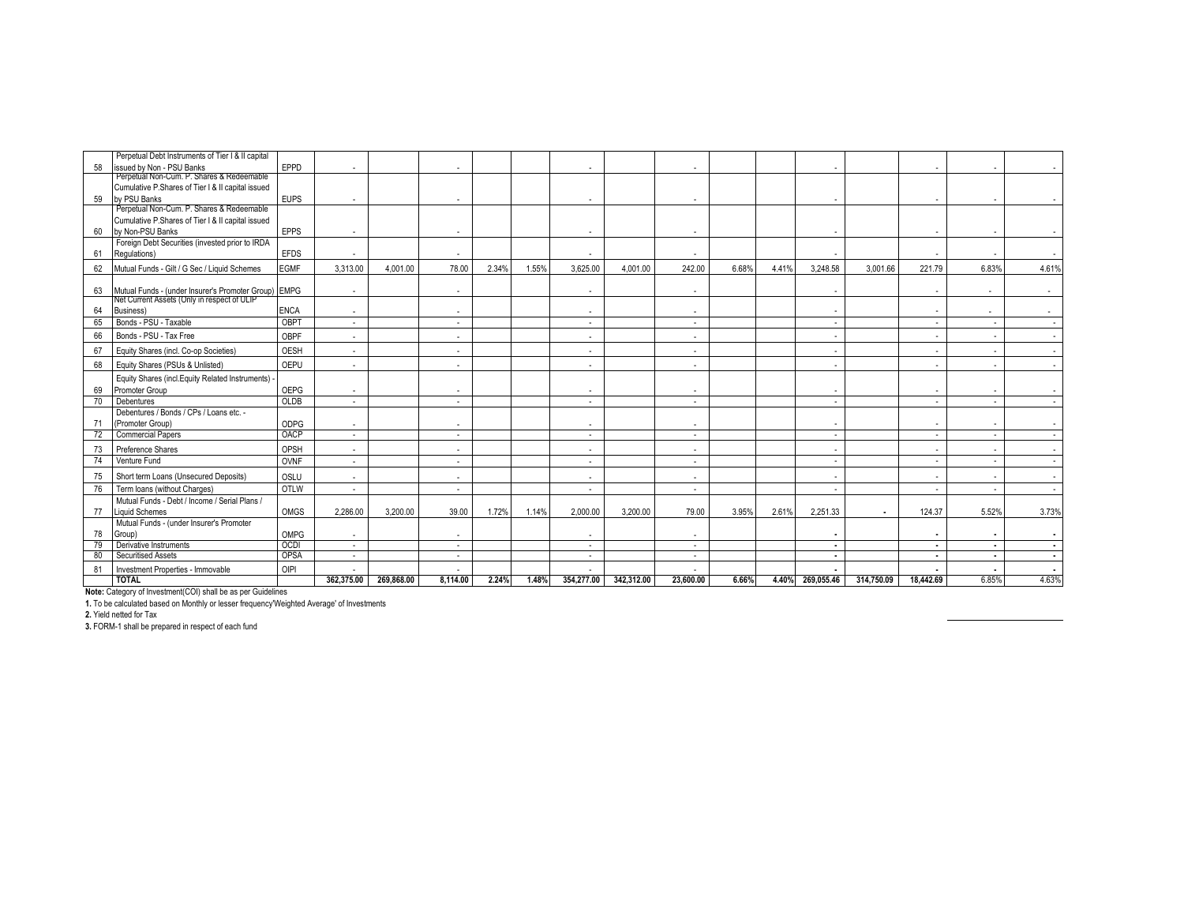| 58 | Perpetual Debt Instruments of Tier I & II capital issued by Non - PSU Banks | EPPD | - | | - | | | - | | - | | | - | | - | - | - |
|---|---|---|---|---|---|---|---|---|---|---|---|---|---|---|---|---|---|
| 59 | Perpetual Non-Cum. P. Shares & Redeemable Cumulative P.Shares of Tier I & II capital issued by PSU Banks | EUPS | - | | - | | | - | | - | | | - | | - | - | - |
| 60 | Perpetual Non-Cum. P. Shares & Redeemable Cumulative P.Shares of Tier I & II capital issued by Non-PSU Banks | EPPS | - | | - | | | - | | - | | | - | | - | - | - |
| 61 | Foreign Debt Securities (invested prior to IRDA Regulations) | EFDS | - | | - | | | - | | - | | | - | | - | - | - |
| 62 | Mutual Funds - Gilt / G Sec / Liquid Schemes | EGMF | 3,313.00 | 4,001.00 | 78.00 | 2.34% | 1.55% | 3,625.00 | 4,001.00 | 242.00 | 6.68% | 4.41% | 3,248.58 | 3,001.66 | 221.79 | 6.83% | 4.61% |
| 63 | Mutual Funds - (under Insurer's Promoter Group) | EMPG | - | | - | | | - | | - | | | - | | - | - | - |
| 64 | Net Current Assets (Only in respect of ULIP Business) | ENCA | - | | - | | | - | | - | | | - | | - | - | - |
| 65 | Bonds - PSU - Taxable | OBPT | - | | - | | | - | | - | | | - | | - | - | - |
| 66 | Bonds - PSU - Tax Free | OBPF | - | | - | | | - | | - | | | - | | - | - | - |
| 67 | Equity Shares (incl. Co-op Societies) | OESH | - | | - | | | - | | - | | | - | | - | - | - |
| 68 | Equity Shares (PSUs & Unlisted) | OEPU | - | | - | | | - | | - | | | - | | - | - | - |
| 69 | Equity Shares (incl.Equity Related Instruments) - Promoter Group | OEPG | - | | - | | | - | | - | | | - | | - | - | - |
| 70 | Debentures | OLDB | - | | - | | | - | | - | | | - | | - | - | - |
| 71 | Debentures / Bonds / CPs / Loans etc. - (Promoter Group) | ODPG | - | | - | | | - | | - | | | - | | - | - | - |
| 72 | Commercial Papers | OACP | - | | - | | | - | | - | | | - | | - | - | - |
| 73 | Preference Shares | OPSH | - | | - | | | - | | - | | | - | | - | - | - |
| 74 | Venture Fund | OVNF | - | | - | | | - | | - | | | - | | - | - | - |
| 75 | Short term Loans (Unsecured Deposits) | OSLU | - | | - | | | - | | - | | | - | | - | - | - |
| 76 | Term loans (without Charges) | OTLW | - | | - | | | - | | - | | | - | | - | - | - |
| 77 | Mutual Funds - Debt / Income / Serial Plans / Liquid Schemes | OMGS | 2,286.00 | 3,200.00 | 39.00 | 1.72% | 1.14% | 2,000.00 | 3,200.00 | 79.00 | 3.95% | 2.61% | 2,251.33 | - | 124.37 | 5.52% | 3.73% |
| 78 | Mutual Funds - (under Insurer's Promoter Group) | OMPG | - | | - | | | - | | - | | | - | | - | - | - |
| 79 | Derivative Instruments | OCDI | - | | - | | | - | | - | | | - | | - | - | - |
| 80 | Securitised Assets | OPSA | - | | - | | | - | | - | | | - | | - | - | - |
| 81 | Investment Properties - Immovable | OIPI | - | | - | | | - | | - | | | - | | - | - | - |
| | **TOTAL** | | **362,375.00** | **269,868.00** | **8,114.00** | **2.24%** | **1.48%** | **354,277.00** | **342,312.00** | **23,600.00** | **6.66%** | **4.40%** | **269,055.46** | **314,750.09** | **18,442.69** | **6.85%** | **4.63%** |

**Note:** Category of Investment(COI) shall be as per Guidelines

**1.** To be calculated based on Monthly or lesser frequency'Weighted Average' of Investments

**2.** Yield netted for Tax

**3.** FORM-1 shall be prepared in respect of each fund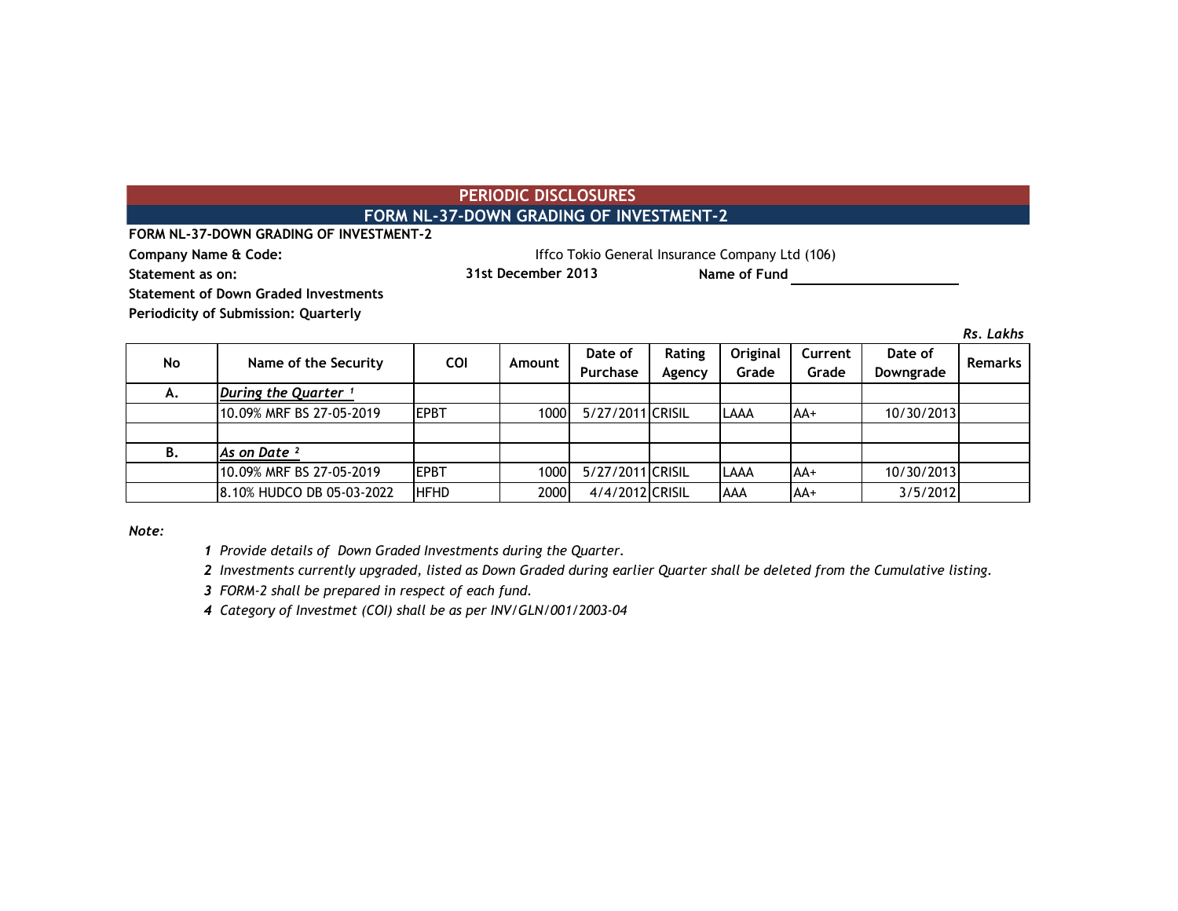# PERIODIC DISCLOSURES

## FORM NL-37-DOWN GRADING OF INVESTMENT-2

**FORM NL-37-DOWN GRADING OF INVESTMENT-2**

**Company Name & Code:** Iffco Tokio General Insurance Company Ltd (106)

**Statement as on:** **31st December 2013** **Name of Fund** ____________________

**Statement of Down Graded Investments**

**Periodicity of Submission: Quarterly**

*Rs. Lakhs*

| No | Name of the Security | COI | Amount | Date of Purchase | Rating Agency | Original Grade | Current Grade | Date of Downgrade | Remarks |
|---|---|---|---|---|---|---|---|---|---|
| A. | *During the Quarter* [1] | | | | | | | | |
| | 10.09% MRF BS 27-05-2019 | EPBT | 1000 | 5/27/2011 | CRISIL | LAAA | AA+ | 10/30/2013 | |
| | | | | | | | | | |
| B. | *As on Date* [2] | | | | | | | | |
| | 10.09% MRF BS 27-05-2019 | EPBT | 1000 | 5/27/2011 | CRISIL | LAAA | AA+ | 10/30/2013 | |
| | 8.10% HUDCO DB 05-03-2022 | HFHD | 2000 | 4/4/2012 | CRISIL | AAA | AA+ | 3/5/2012 | |

*Note:*

1. *Provide details of Down Graded Investments during the Quarter.*
2. *Investments currently upgraded, listed as Down Graded during earlier Quarter shall be deleted from the Cumulative listing.*
3. *FORM-2 shall be prepared in respect of each fund.*
4. *Category of Investmet (COI) shall be as per INV/GLN/001/2003-04*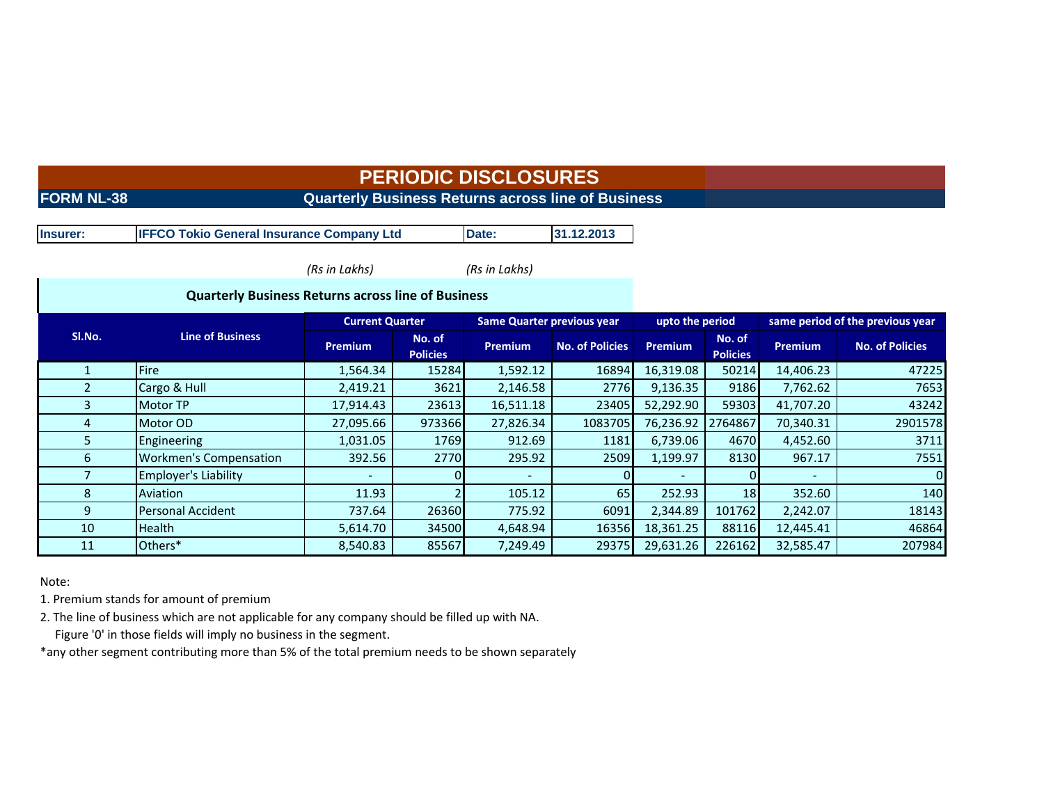# PERIODIC DISCLOSURES

**FORM NL-38** **Quarterly Business Returns across line of Business**

| Insurer: | IFFCO Tokio General Insurance Company Ltd | Date: | 31.12.2013 |
|---|---|---|---|

*(Rs in Lakhs)* *(Rs in Lakhs)*

**Quarterly Business Returns across line of Business**

| Sl.No. | Line of Business | Current Quarter | | Same Quarter previous year | | upto the period | | same period of the previous year | |
|---|---|---|---|---|---|---|---|---|---|
| | | Premium | No. of Policies | Premium | No. of Policies | Premium | No. of Policies | Premium | No. of Policies |
| 1 | Fire | 1,564.34 | 15284 | 1,592.12 | 16894 | 16,319.08 | 50214 | 14,406.23 | 47225 |
| 2 | Cargo & Hull | 2,419.21 | 3621 | 2,146.58 | 2776 | 9,136.35 | 9186 | 7,762.62 | 7653 |
| 3 | Motor TP | 17,914.43 | 23613 | 16,511.18 | 23405 | 52,292.90 | 59303 | 41,707.20 | 43242 |
| 4 | Motor OD | 27,095.66 | 973366 | 27,826.34 | 1083705 | 76,236.92 | 2764867 | 70,340.31 | 2901578 |
| 5 | Engineering | 1,031.05 | 1769 | 912.69 | 1181 | 6,739.06 | 4670 | 4,452.60 | 3711 |
| 6 | Workmen's Compensation | 392.56 | 2770 | 295.92 | 2509 | 1,199.97 | 8130 | 967.17 | 7551 |
| 7 | Employer's Liability | - | 0 | - | 0 | - | 0 | - | 0 |
| 8 | Aviation | 11.93 | 2 | 105.12 | 65 | 252.93 | 18 | 352.60 | 140 |
| 9 | Personal Accident | 737.64 | 26360 | 775.92 | 6091 | 2,344.89 | 101762 | 2,242.07 | 18143 |
| 10 | Health | 5,614.70 | 34500 | 4,648.94 | 16356 | 18,361.25 | 88116 | 12,445.41 | 46864 |
| 11 | Others* | 8,540.83 | 85567 | 7,249.49 | 29375 | 29,631.26 | 226162 | 32,585.47 | 207984 |

Note:

1. Premium stands for amount of premium
2. The line of business which are not applicable for any company should be filled up with NA.
   Figure '0' in those fields will imply no business in the segment.

*any other segment contributing more than 5% of the total premium needs to be shown separately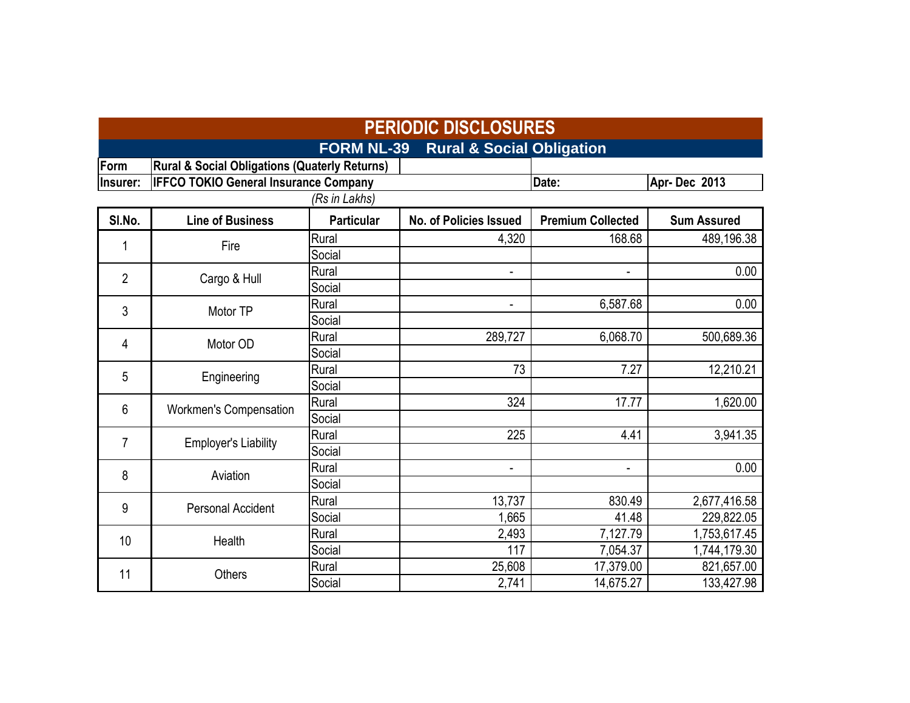# PERIODIC DISCLOSURES

## FORM NL-39 Rural & Social Obligation

| Form | Rural & Social Obligations (Quaterly Returns) | | |
|---|---|---|---|
| Insurer: | IFFCO TOKIO General Insurance Company | Date: | Apr- Dec 2013 |

*(Rs in Lakhs)*

| Sl.No. | Line of Business | Particular | No. of Policies Issued | Premium Collected | Sum Assured |
|---|---|---|---|---|---|
| 1 | Fire | Rural | 4,320 | 168.68 | 489,196.38 |
| | | Social | | | |
| 2 | Cargo & Hull | Rural | - | - | 0.00 |
| | | Social | | | |
| 3 | Motor TP | Rural | - | 6,587.68 | 0.00 |
| | | Social | | | |
| 4 | Motor OD | Rural | 289,727 | 6,068.70 | 500,689.36 |
| | | Social | | | |
| 5 | Engineering | Rural | 73 | 7.27 | 12,210.21 |
| | | Social | | | |
| 6 | Workmen's Compensation | Rural | 324 | 17.77 | 1,620.00 |
| | | Social | | | |
| 7 | Employer's Liability | Rural | 225 | 4.41 | 3,941.35 |
| | | Social | | | |
| 8 | Aviation | Rural | - | - | 0.00 |
| | | Social | | | |
| 9 | Personal Accident | Rural | 13,737 | 830.49 | 2,677,416.58 |
| | | Social | 1,665 | 41.48 | 229,822.05 |
| 10 | Health | Rural | 2,493 | 7,127.79 | 1,753,617.45 |
| | | Social | 117 | 7,054.37 | 1,744,179.30 |
| 11 | Others | Rural | 25,608 | 17,379.00 | 821,657.00 |
| | | Social | 2,741 | 14,675.27 | 133,427.98 |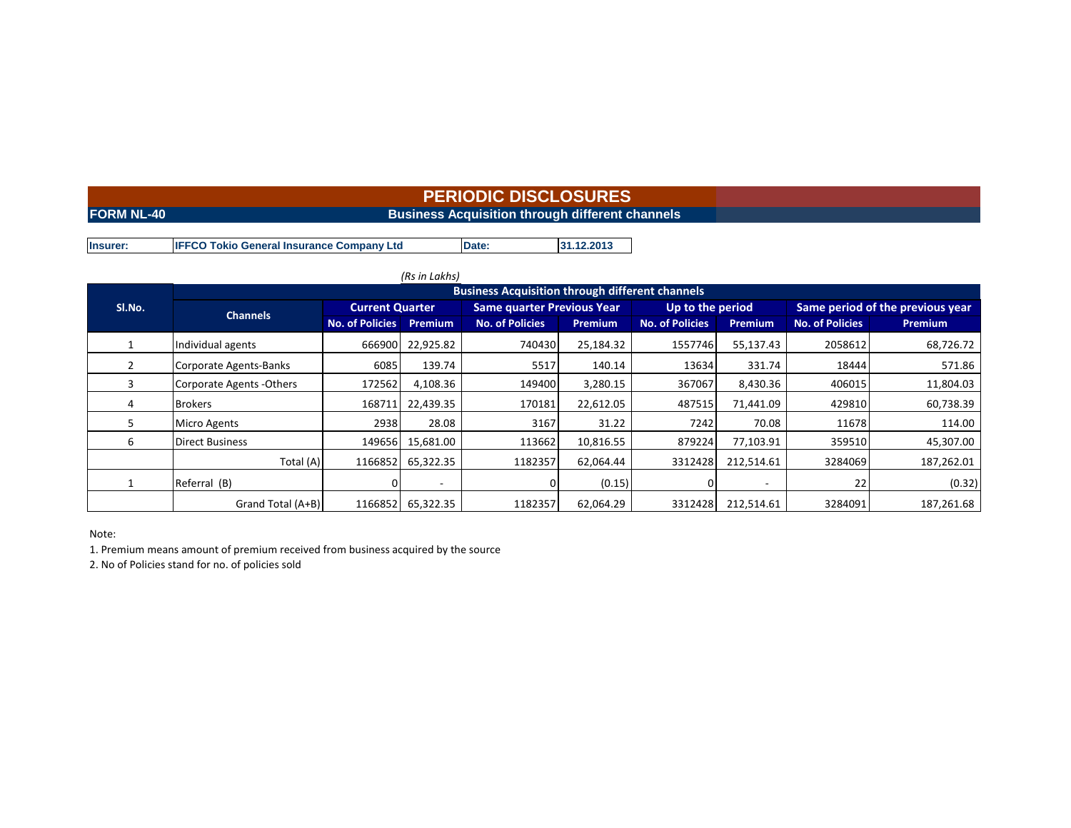# PERIODIC DISCLOSURES

**FORM NL-40** **Business Acquisition through different channels**

| Insurer: | IFFCO Tokio General Insurance Company Ltd | Date: | 31.12.2013 |
|---|---|---|---|

*(Rs in Lakhs)*

| Sl.No. | Channels | Business Acquisition through different channels | | | | | | | |
|---|---|---|---|---|---|---|---|---|---|
| | | Current Quarter | | Same quarter Previous Year | | Up to the period | | Same period of the previous year | |
| | | No. of Policies | Premium | No. of Policies | Premium | No. of Policies | Premium | No. of Policies | Premium |
| 1 | Individual agents | 666900 | 22,925.82 | 740430 | 25,184.32 | 1557746 | 55,137.43 | 2058612 | 68,726.72 |
| 2 | Corporate Agents-Banks | 6085 | 139.74 | 5517 | 140.14 | 13634 | 331.74 | 18444 | 571.86 |
| 3 | Corporate Agents -Others | 172562 | 4,108.36 | 149400 | 3,280.15 | 367067 | 8,430.36 | 406015 | 11,804.03 |
| 4 | Brokers | 168711 | 22,439.35 | 170181 | 22,612.05 | 487515 | 71,441.09 | 429810 | 60,738.39 |
| 5 | Micro Agents | 2938 | 28.08 | 3167 | 31.22 | 7242 | 70.08 | 11678 | 114.00 |
| 6 | Direct Business | 149656 | 15,681.00 | 113662 | 10,816.55 | 879224 | 77,103.91 | 359510 | 45,307.00 |
| | Total (A) | 1166852 | 65,322.35 | 1182357 | 62,064.44 | 3312428 | 212,514.61 | 3284069 | 187,262.01 |
| 1 | Referral (B) | 0 | - | 0 | (0.15) | 0 | - | 22 | (0.32) |
| | Grand Total (A+B) | 1166852 | 65,322.35 | 1182357 | 62,064.29 | 3312428 | 212,514.61 | 3284091 | 187,261.68 |

Note:

1. Premium means amount of premium received from business acquired by the source
2. No of Policies stand for no. of policies sold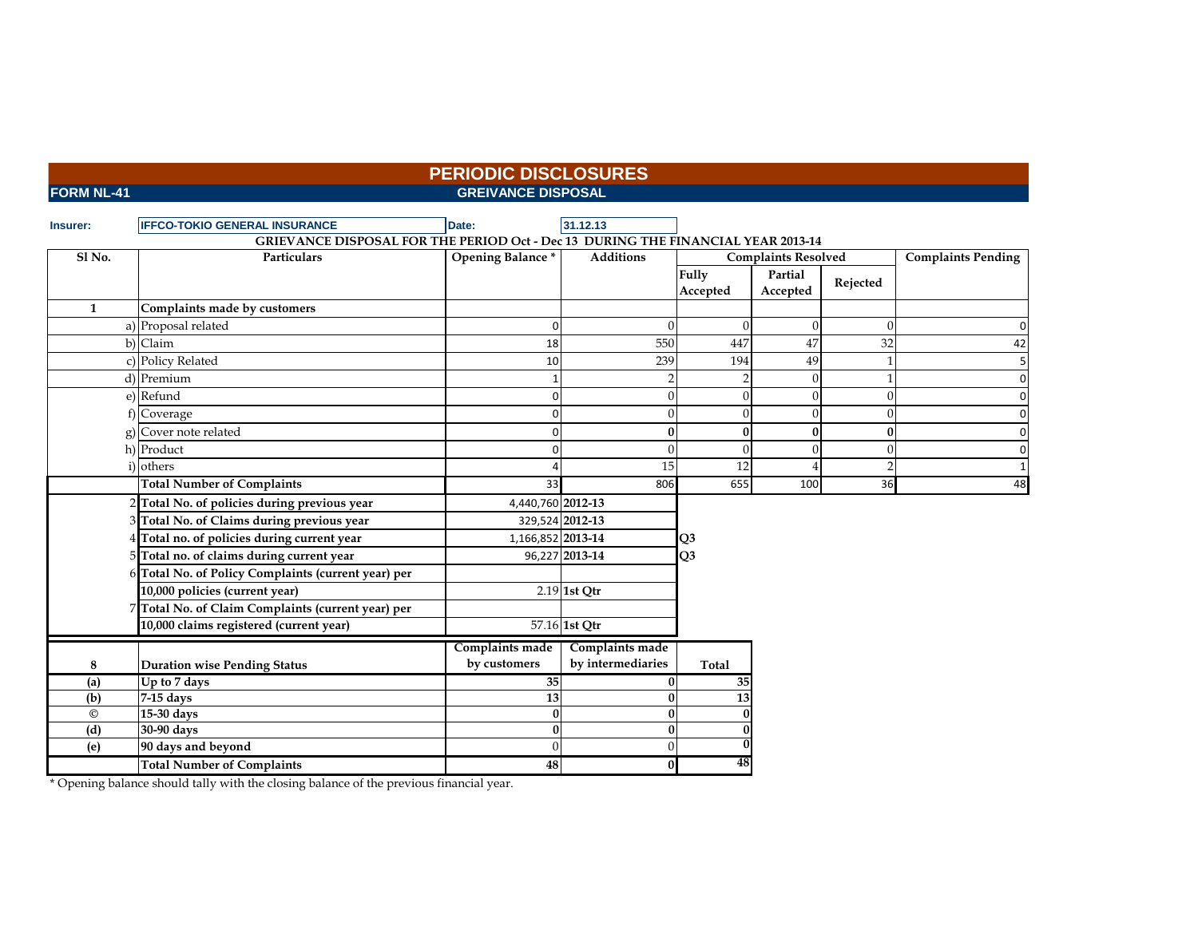# PERIODIC DISCLOSURES

**FORM NL-41** — **GREIVANCE DISPOSAL**

**Insurer:** IFFCO-TOKIO GENERAL INSURANCE **Date:** 31.12.13

**GRIEVANCE DISPOSAL FOR THE PERIOD Oct - Dec 13 DURING THE FINANCIAL YEAR 2013-14**

| Sl No. | Particulars | Opening Balance * | Additions | Complaints Resolved | | | Complaints Pending |
|---|---|---|---|---|---|---|---|
| | | | | Fully Accepted | Partial Accepted | Rejected | |
| 1 | **Complaints made by customers** | | | | | | |
| a) | Proposal related | 0 | 0 | 0 | 0 | 0 | 0 |
| b) | Claim | 18 | 550 | 447 | 47 | 32 | 42 |
| c) | Policy Related | 10 | 239 | 194 | 49 | 1 | 5 |
| d) | Premium | 1 | 2 | 2 | 0 | 1 | 0 |
| e) | Refund | 0 | 0 | 0 | 0 | 0 | 0 |
| f) | Coverage | 0 | 0 | 0 | 0 | 0 | 0 |
| g) | Cover note related | 0 | 0 | 0 | 0 | 0 | 0 |
| h) | Product | 0 | 0 | 0 | 0 | 0 | 0 |
| i) | others | 4 | 15 | 12 | 4 | 2 | 1 |
| | **Total Number of Complaints** | 33 | 806 | 655 | 100 | 36 | 48 |

| Sl No. | Particulars | Value | Period | |
|---|---|---|---|---|
| 2 | **Total No. of policies during previous year** | 4,440,760 | **2012-13** | |
| 3 | **Total No. of Claims during previous year** | 329,524 | **2012-13** | |
| 4 | **Total no. of policies during current year** | 1,166,852 | **2013-14** | **Q3** |
| 5 | **Total no. of claims during current year** | 96,227 | **2013-14** | **Q3** |
| 6 | **Total No. of Policy Complaints (current year) per 10,000 policies (current year)** | 2.19 | **1st Qtr** | |
| 7 | **Total No. of Claim Complaints (current year) per 10,000 claims registered (current year)** | 57.16 | **1st Qtr** | |

| 8 | Duration wise Pending Status | Complaints made by customers | Complaints made by intermediaries | Total |
|---|---|---|---|---|
| (a) | Up to 7 days | 35 | 0 | 35 |
| (b) | 7-15 days | 13 | 0 | 13 |
| © | 15-30 days | 0 | 0 | 0 |
| (d) | 30-90 days | 0 | 0 | 0 |
| (e) | 90 days and beyond | 0 | 0 | 0 |
| | **Total Number of Complaints** | 48 | 0 | 48 |

* Opening balance should tally with the closing balance of the previous financial year.